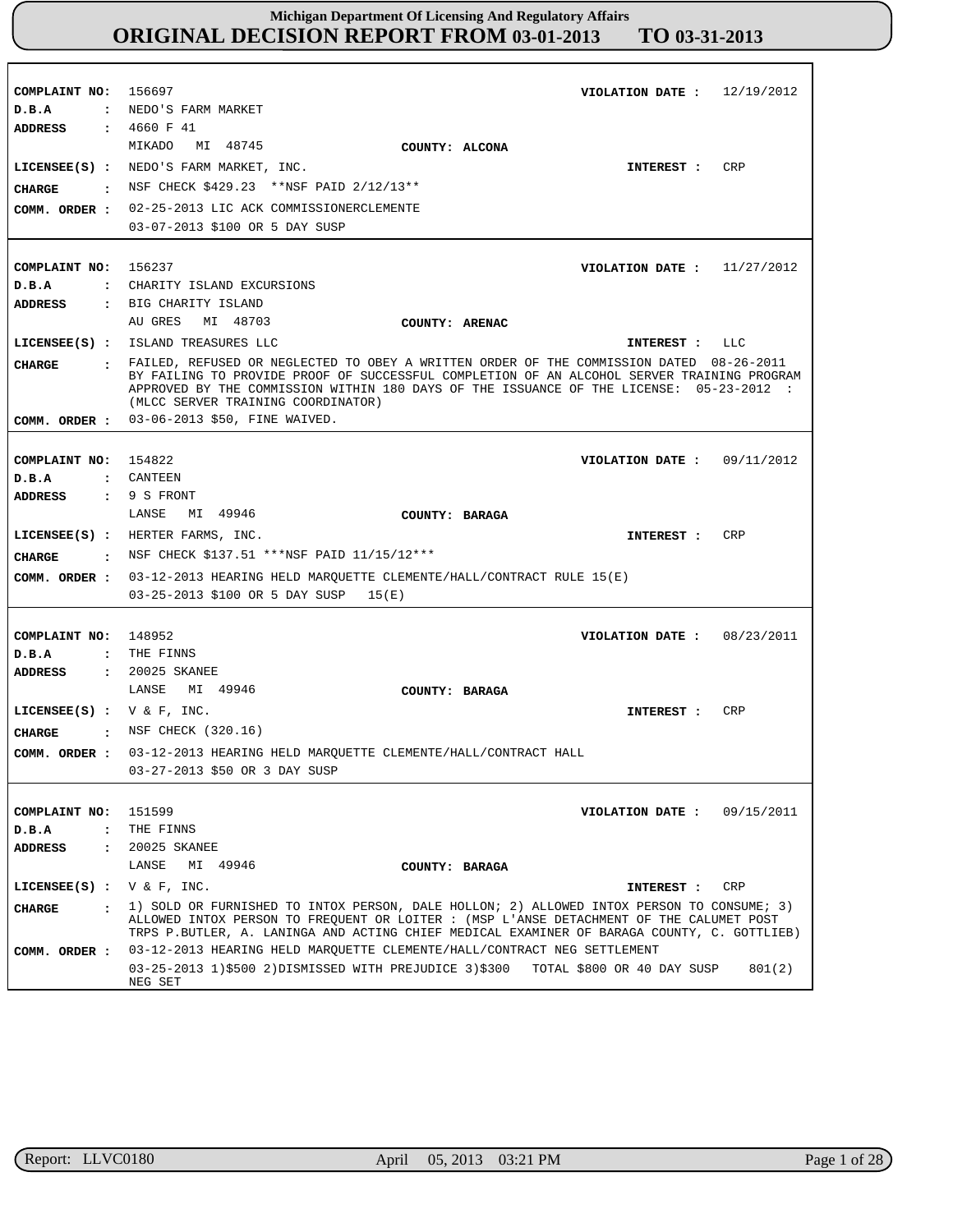# Michigan Department Of Licensing And Regulatory Affairs
## ORIGINAL DECISION REPORT FROM 03-01-2013 TO 03-31-2013

**COMPLAINT NO:** 156697 **VIOLATION DATE :** 12/19/2012
**D.B.A :** NEDO'S FARM MARKET
**ADDRESS :** 4660 F 41
MIKADO MI 48745 **COUNTY:** ALCONA
**LICENSEE(S) :** NEDO'S FARM MARKET, INC. **INTEREST :** CRP
**CHARGE :** NSF CHECK $429.23 **NSF PAID 2/12/13**
**COMM. ORDER :** 02-25-2013 LIC ACK COMMISSIONERCLEMENTE
03-07-2013 $100 OR 5 DAY SUSP

---

**COMPLAINT NO:** 156237 **VIOLATION DATE :** 11/27/2012
**D.B.A :** CHARITY ISLAND EXCURSIONS
**ADDRESS :** BIG CHARITY ISLAND
AU GRES MI 48703 **COUNTY:** ARENAC
**LICENSEE(S) :** ISLAND TREASURES LLC **INTEREST :** LLC
**CHARGE :** FAILED, REFUSED OR NEGLECTED TO OBEY A WRITTEN ORDER OF THE COMMISSION DATED 08-26-2011 BY FAILING TO PROVIDE PROOF OF SUCCESSFUL COMPLETION OF AN ALCOHOL SERVER TRAINING PROGRAM APPROVED BY THE COMMISSION WITHIN 180 DAYS OF THE ISSUANCE OF THE LICENSE: 05-23-2012 : (MLCC SERVER TRAINING COORDINATOR)
**COMM. ORDER :** 03-06-2013 $50, FINE WAIVED.

---

**COMPLAINT NO:** 154822 **VIOLATION DATE :** 09/11/2012
**D.B.A :** CANTEEN
**ADDRESS :** 9 S FRONT
LANSE MI 49946 **COUNTY:** BARAGA
**LICENSEE(S) :** HERTER FARMS, INC. **INTEREST :** CRP
**CHARGE :** NSF CHECK $137.51 ***NSF PAID 11/15/12***
**COMM. ORDER :** 03-12-2013 HEARING HELD MARQUETTE CLEMENTE/HALL/CONTRACT RULE 15(E)
03-25-2013 $100 OR 5 DAY SUSP 15(E)

---

**COMPLAINT NO:** 148952 **VIOLATION DATE :** 08/23/2011
**D.B.A :** THE FINNS
**ADDRESS :** 20025 SKANEE
LANSE MI 49946 **COUNTY:** BARAGA
**LICENSEE(S) :** V & F, INC. **INTEREST :** CRP
**CHARGE :** NSF CHECK (320.16)
**COMM. ORDER :** 03-12-2013 HEARING HELD MARQUETTE CLEMENTE/HALL/CONTRACT HALL
03-27-2013 $50 OR 3 DAY SUSP

---

**COMPLAINT NO:** 151599 **VIOLATION DATE :** 09/15/2011
**D.B.A :** THE FINNS
**ADDRESS :** 20025 SKANEE
LANSE MI 49946 **COUNTY:** BARAGA
**LICENSEE(S) :** V & F, INC. **INTEREST :** CRP
**CHARGE :** 1) SOLD OR FURNISHED TO INTOX PERSON, DALE HOLLON; 2) ALLOWED INTOX PERSON TO CONSUME; 3) ALLOWED INTOX PERSON TO FREQUENT OR LOITER : (MSP L'ANSE DETACHMENT OF THE CALUMET POST TRPS P.BUTLER, A. LANINGA AND ACTING CHIEF MEDICAL EXAMINER OF BARAGA COUNTY, C. GOTTLIEB)
**COMM. ORDER :** 03-12-2013 HEARING HELD MARQUETTE CLEMENTE/HALL/CONTRACT NEG SETTLEMENT
03-25-2013 1)$500 2)DISMISSED WITH PREJUDICE 3)$300 TOTAL $800 OR 40 DAY SUSP 801(2) NEG SET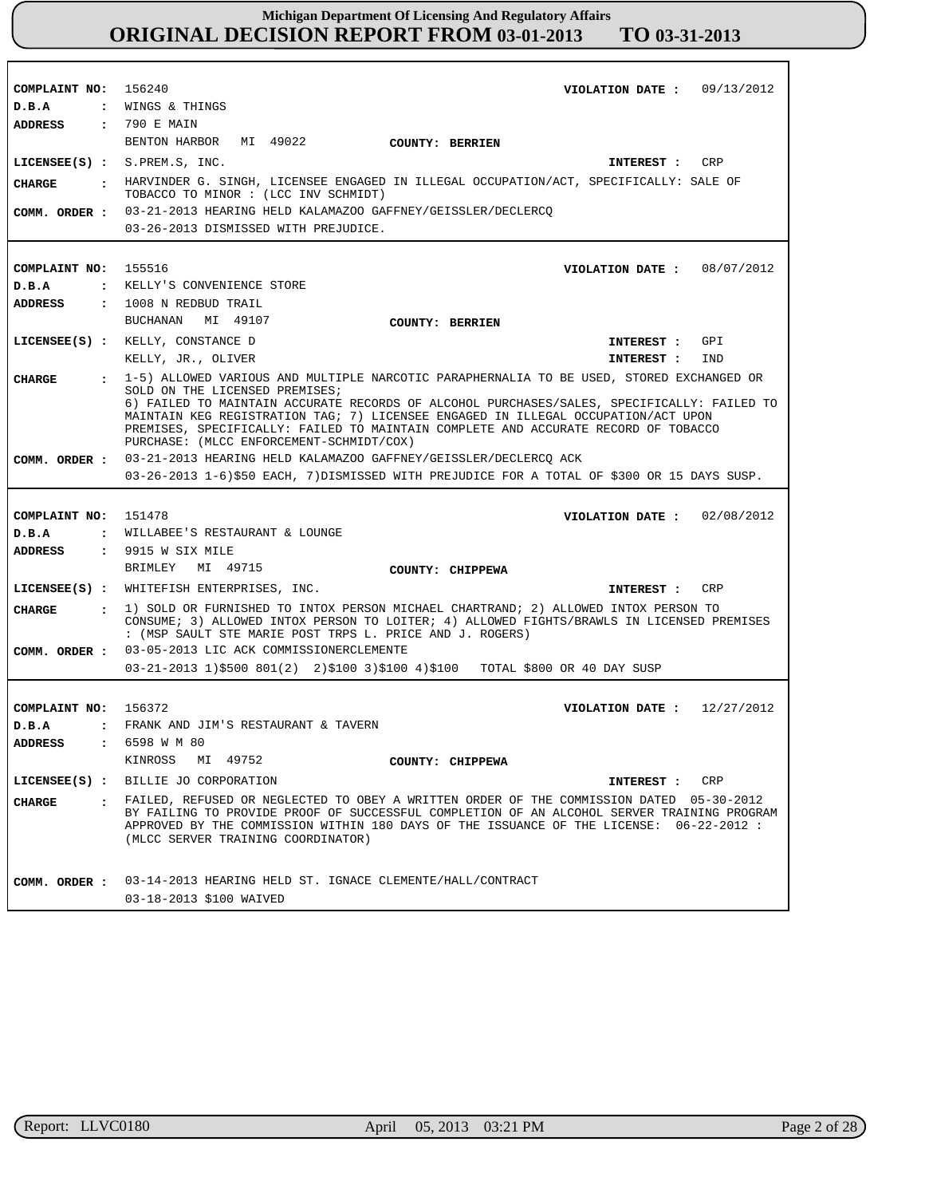# Michigan Department Of Licensing And Regulatory Affairs
## ORIGINAL DECISION REPORT FROM 03-01-2013 TO 03-31-2013

---

**COMPLIANT NO:** 156240
**VIOLATION DATE :** 09/13/2012
**D.B.A :** WINGS & THINGS
**ADDRESS :** 790 E MAIN
BENTON HARBOR MI 49022
**COUNTY:** BERRIEN
**LICENSEE(S) :** S.PREM.S, INC.
**INTEREST :** CRP
**CHARGE :** HARVINDER G. SINGH, LICENSEE ENGAGED IN ILLEGAL OCCUPATION/ACT, SPECIFICALLY: SALE OF TOBACCO TO MINOR : (LCC INV SCHMIDT)
**COMM. ORDER :** 03-21-2013 HEARING HELD KALAMAZOO GAFFNEY/GEISSLER/DECLERCQ
03-26-2013 DISMISSED WITH PREJUDICE.

---

**COMPLAINT NO:** 155516
**VIOLATION DATE :** 08/07/2012
**D.B.A :** KELLY'S CONVENIENCE STORE
**ADDRESS :** 1008 N REDBUD TRAIL
BUCHANAN MI 49107
**COUNTY:** BERRIEN
**LICENSEE(S) :** KELLY, CONSTANCE D
**INTEREST :** GPI
KELLY, JR., OLIVER
**INTEREST :** IND
**CHARGE :** 1-5) ALLOWED VARIOUS AND MULTIPLE NARCOTIC PARAPHERNALIA TO BE USED, STORED EXCHANGED OR SOLD ON THE LICENSED PREMISES;
6) FAILED TO MAINTAIN ACCURATE RECORDS OF ALCOHOL PURCHASES/SALES, SPECIFICALLY: FAILED TO MAINTAIN KEG REGISTRATION TAG; 7) LICENSEE ENGAGED IN ILLEGAL OCCUPATION/ACT UPON PREMISES, SPECIFICALLY: FAILED TO MAINTAIN COMPLETE AND ACCURATE RECORD OF TOBACCO PURCHASE: (MLCC ENFORCEMENT-SCHMIDT/COX)
**COMM. ORDER :** 03-21-2013 HEARING HELD KALAMAZOO GAFFNEY/GEISSLER/DECLERCQ ACK
03-26-2013 1-6)$50 EACH, 7)DISMISSED WITH PREJUDICE FOR A TOTAL OF $300 OR 15 DAYS SUSP.

---

**COMPLAINT NO:** 151478
**VIOLATION DATE :** 02/08/2012
**D.B.A :** WILLABEE'S RESTAURANT & LOUNGE
**ADDRESS :** 9915 W SIX MILE
BRIMLEY MI 49715
**COUNTY:** CHIPPEWA
**LICENSEE(S) :** WHITEFISH ENTERPRISES, INC.
**INTEREST :** CRP
**CHARGE :** 1) SOLD OR FURNISHED TO INTOX PERSON MICHAEL CHARTRAND; 2) ALLOWED INTOX PERSON TO CONSUME; 3) ALLOWED INTOX PERSON TO LOITER; 4) ALLOWED FIGHTS/BRAWLS IN LICENSED PREMISES : (MSP SAULT STE MARIE POST TRPS L. PRICE AND J. ROGERS)
**COMM. ORDER :** 03-05-2013 LIC ACK COMMISSIONERCLEMENTE
03-21-2013 1)$500 801(2) 2)$100 3)$100 4)$100 TOTAL $800 OR 40 DAY SUSP

---

**COMPLAINT NO:** 156372
**VIOLATION DATE :** 12/27/2012
**D.B.A :** FRANK AND JIM'S RESTAURANT & TAVERN
**ADDRESS :** 6598 W M 80
KINROSS MI 49752
**COUNTY:** CHIPPEWA
**LICENSEE(S) :** BILLIE JO CORPORATION
**INTEREST :** CRP
**CHARGE :** FAILED, REFUSED OR NEGLECTED TO OBEY A WRITTEN ORDER OF THE COMMISSION DATED 05-30-2012 BY FAILING TO PROVIDE PROOF OF SUCCESSFUL COMPLETION OF AN ALCOHOL SERVER TRAINING PROGRAM APPROVED BY THE COMMISSION WITHIN 180 DAYS OF THE ISSUANCE OF THE LICENSE: 06-22-2012 : (MLCC SERVER TRAINING COORDINATOR)
**COMM. ORDER :** 03-14-2013 HEARING HELD ST. IGNACE CLEMENTE/HALL/CONTRACT
03-18-2013 $100 WAIVED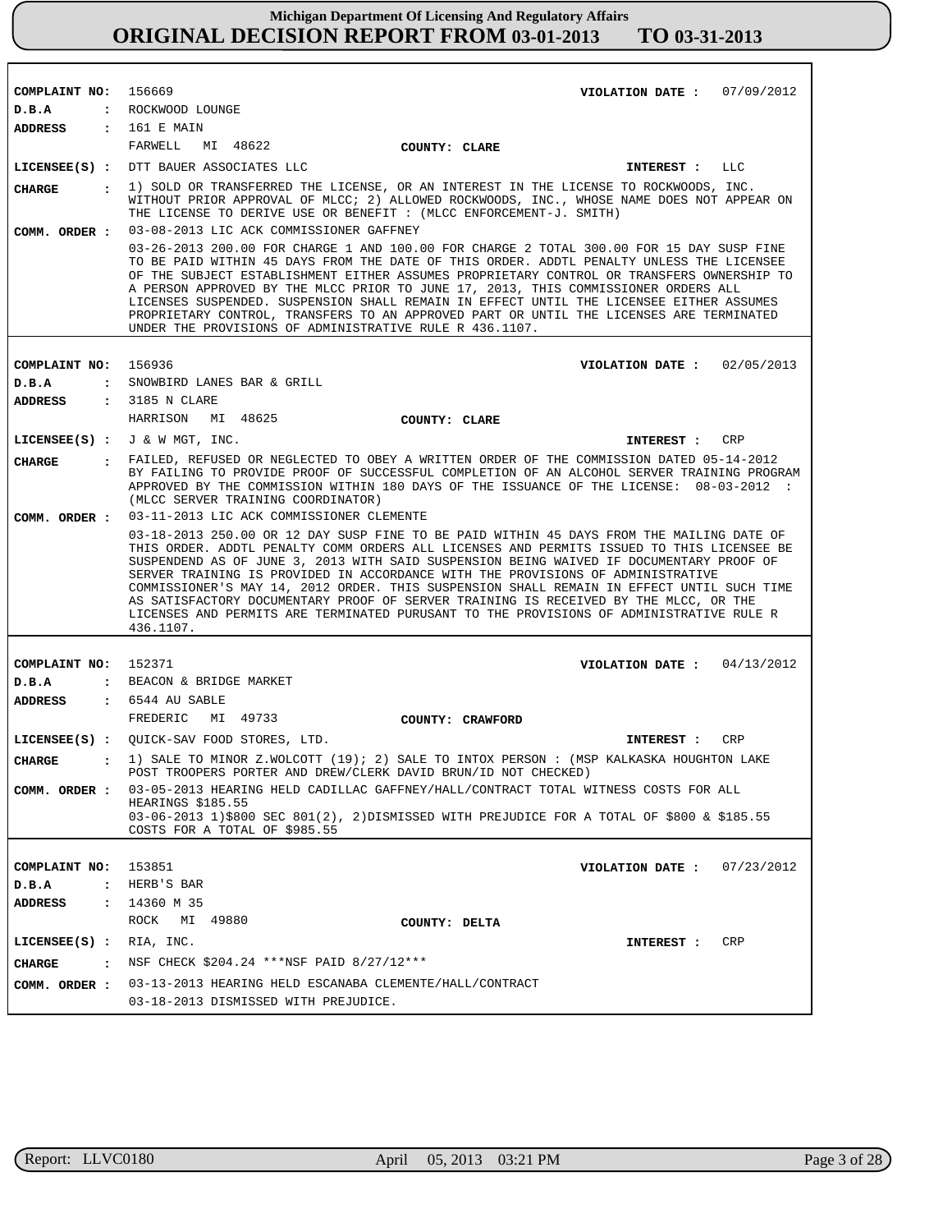# Michigan Department Of Licensing And Regulatory Affairs

## ORIGINAL DECISION REPORT FROM 03-01-2013 TO 03-31-2013

**COMPLAINT NO:** 156669 **VIOLATION DATE :** 07/09/2012
**D.B.A :** ROCKWOOD LOUNGE
**ADDRESS :** 161 E MAIN
FARWELL MI 48622 **COUNTY:** CLARE
**LICENSEE(S) :** DTT BAUER ASSOCIATES LLC **INTEREST :** LLC
**CHARGE :** 1) SOLD OR TRANSFERRED THE LICENSE, OR AN INTEREST IN THE LICENSE TO ROCKWOODS, INC. WITHOUT PRIOR APPROVAL OF MLCC; 2) ALLOWED ROCKWOODS, INC., WHOSE NAME DOES NOT APPEAR ON THE LICENSE TO DERIVE USE OR BENEFIT : (MLCC ENFORCEMENT-J. SMITH)
**COMM. ORDER :** 03-08-2013 LIC ACK COMMISSIONER GAFFNEY
03-26-2013 200.00 FOR CHARGE 1 AND 100.00 FOR CHARGE 2 TOTAL 300.00 FOR 15 DAY SUSP FINE TO BE PAID WITHIN 45 DAYS FROM THE DATE OF THIS ORDER. ADDTL PENALTY UNLESS THE LICENSEE OF THE SUBJECT ESTABLISHMENT EITHER ASSUMES PROPRIETARY CONTROL OR TRANSFERS OWNERSHIP TO A PERSON APPROVED BY THE MLCC PRIOR TO JUNE 17, 2013, THIS COMMISSIONER ORDERS ALL LICENSES SUSPENDED. SUSPENSION SHALL REMAIN IN EFFECT UNTIL THE LICENSEE EITHER ASSUMES PROPRIETARY CONTROL, TRANSFERS TO AN APPROVED PART OR UNTIL THE LICENSES ARE TERMINATED UNDER THE PROVISIONS OF ADMINISTRATIVE RULE R 436.1107.

---

**COMPLAINT NO:** 156936 **VIOLATION DATE :** 02/05/2013
**D.B.A :** SNOWBIRD LANES BAR & GRILL
**ADDRESS :** 3185 N CLARE
HARRISON MI 48625 **COUNTY:** CLARE
**LICENSEE(S) :** J & W MGT, INC. **INTEREST :** CRP
**CHARGE :** FAILED, REFUSED OR NEGLECTED TO OBEY A WRITTEN ORDER OF THE COMMISSION DATED 05-14-2012 BY FAILING TO PROVIDE PROOF OF SUCCESSFUL COMPLETION OF AN ALCOHOL SERVER TRAINING PROGRAM APPROVED BY THE COMMISSION WITHIN 180 DAYS OF THE ISSUANCE OF THE LICENSE: 08-03-2012 : (MLCC SERVER TRAINING COORDINATOR)
**COMM. ORDER :** 03-11-2013 LIC ACK COMMISSIONER CLEMENTE
03-18-2013 250.00 OR 12 DAY SUSP FINE TO BE PAID WITHIN 45 DAYS FROM THE MAILING DATE OF THIS ORDER. ADDTL PENALTY COMM ORDERS ALL LICENSES AND PERMITS ISSUED TO THIS LICENSEE BE SUSPENDEND AS OF JUNE 3, 2013 WITH SAID SUSPENSION BEING WAIVED IF DOCUMENTARY PROOF OF SERVER TRAINING IS PROVIDED IN ACCORDANCE WITH THE PROVISIONS OF ADMINISTRATIVE COMMISSIONER'S MAY 14, 2012 ORDER. THIS SUSPENSION SHALL REMAIN IN EFFECT UNTIL SUCH TIME AS SATISFACTORY DOCUMENTARY PROOF OF SERVER TRAINING IS RECEIVED BY THE MLCC, OR THE LICENSES AND PERMITS ARE TERMINATED PURUSANT TO THE PROVISIONS OF ADMINISTRATIVE RULE R 436.1107.

---

**COMPLAINT NO:** 152371 **VIOLATION DATE :** 04/13/2012
**D.B.A :** BEACON & BRIDGE MARKET
**ADDRESS :** 6544 AU SABLE
FREDERIC MI 49733 **COUNTY:** CRAWFORD
**LICENSEE(S) :** QUICK-SAV FOOD STORES, LTD. **INTEREST :** CRP
**CHARGE :** 1) SALE TO MINOR Z.WOLCOTT (19); 2) SALE TO INTOX PERSON : (MSP KALKASKA HOUGHTON LAKE POST TROOPERS PORTER AND DREW/CLERK DAVID BRUN/ID NOT CHECKED)
**COMM. ORDER :** 03-05-2013 HEARING HELD CADILLAC GAFFNEY/HALL/CONTRACT TOTAL WITNESS COSTS FOR ALL HEARINGS $185.55
03-06-2013 1)$800 SEC 801(2), 2)DISMISSED WITH PREJUDICE FOR A TOTAL OF $800 & $185.55 COSTS FOR A TOTAL OF $985.55

---

**COMPLAINT NO:** 153851 **VIOLATION DATE :** 07/23/2012
**D.B.A :** HERB'S BAR
**ADDRESS :** 14360 M 35
ROCK MI 49880 **COUNTY:** DELTA
**LICENSEE(S) :** RIA, INC. **INTEREST :** CRP
**CHARGE :** NSF CHECK $204.24 ***NSF PAID 8/27/12***
**COMM. ORDER :** 03-13-2013 HEARING HELD ESCANABA CLEMENTE/HALL/CONTRACT
03-18-2013 DISMISSED WITH PREJUDICE.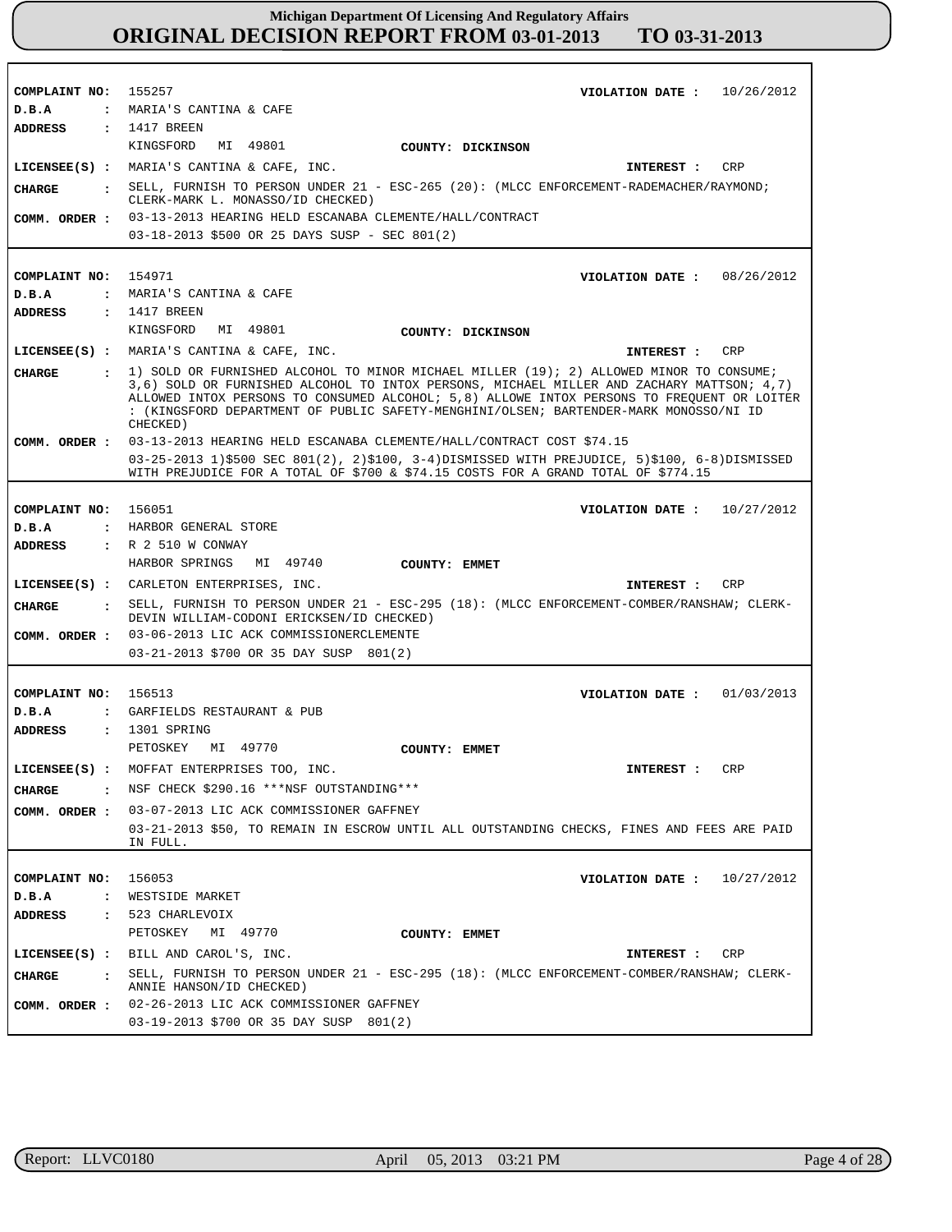# Michigan Department Of Licensing And Regulatory Affairs
## ORIGINAL DECISION REPORT FROM 03-01-2013 TO 03-31-2013

---

**COMPLAINT NO:** 155257 **VIOLATION DATE :** 10/26/2012
**D.B.A :** MARIA'S CANTINA & CAFE
**ADDRESS :** 1417 BREEN
KINGSFORD MI 49801 **COUNTY: DICKINSON**
**LICENSEE(S) :** MARIA'S CANTINA & CAFE, INC. **INTEREST :** CRP
**CHARGE :** SELL, FURNISH TO PERSON UNDER 21 - ESC-265 (20): (MLCC ENFORCEMENT-RADEMACHER/RAYMOND; CLERK-MARK L. MONASSO/ID CHECKED)
**COMM. ORDER :** 03-13-2013 HEARING HELD ESCANABA CLEMENTE/HALL/CONTRACT
03-18-2013 $500 OR 25 DAYS SUSP - SEC 801(2)

---

**COMPLAINT NO:** 154971 **VIOLATION DATE :** 08/26/2012
**D.B.A :** MARIA'S CANTINA & CAFE
**ADDRESS :** 1417 BREEN
KINGSFORD MI 49801 **COUNTY: DICKINSON**
**LICENSEE(S) :** MARIA'S CANTINA & CAFE, INC. **INTEREST :** CRP
**CHARGE :** 1) SOLD OR FURNISHED ALCOHOL TO MINOR MICHAEL MILLER (19); 2) ALLOWED MINOR TO CONSUME; 3,6) SOLD OR FURNISHED ALCOHOL TO INTOX PERSONS, MICHAEL MILLER AND ZACHARY MATTSON; 4,7) ALLOWED INTOX PERSONS TO CONSUMED ALCOHOL; 5,8) ALLOWE INTOX PERSONS TO FREQUENT OR LOITER : (KINGSFORD DEPARTMENT OF PUBLIC SAFETY-MENGHINI/OLSEN; BARTENDER-MARK MONOSSO/NI ID CHECKED)
**COMM. ORDER :** 03-13-2013 HEARING HELD ESCANABA CLEMENTE/HALL/CONTRACT COST $74.15
03-25-2013 1)$500 SEC 801(2), 2)$100, 3-4)DISMISSED WITH PREJUDICE, 5)$100, 6-8)DISMISSED WITH PREJUDICE FOR A TOTAL OF $700 & $74.15 COSTS FOR A GRAND TOTAL OF $774.15

---

**COMPLAINT NO:** 156051 **VIOLATION DATE :** 10/27/2012
**D.B.A :** HARBOR GENERAL STORE
**ADDRESS :** R 2 510 W CONWAY
HARBOR SPRINGS MI 49740 **COUNTY: EMMET**
**LICENSEE(S) :** CARLETON ENTERPRISES, INC. **INTEREST :** CRP
**CHARGE :** SELL, FURNISH TO PERSON UNDER 21 - ESC-295 (18): (MLCC ENFORCEMENT-COMBER/RANSHAW; CLERK-DEVIN WILLIAM-CODONI ERICKSEN/ID CHECKED)
**COMM. ORDER :** 03-06-2013 LIC ACK COMMISSIONERCLEMENTE
03-21-2013 $700 OR 35 DAY SUSP 801(2)

---

**COMPLAINT NO:** 156513 **VIOLATION DATE :** 01/03/2013
**D.B.A :** GARFIELDS RESTAURANT & PUB
**ADDRESS :** 1301 SPRING
PETOSKEY MI 49770 **COUNTY: EMMET**
**LICENSEE(S) :** MOFFAT ENTERPRISES TOO, INC. **INTEREST :** CRP
**CHARGE :** NSF CHECK $290.16 ***NSF OUTSTANDING***
**COMM. ORDER :** 03-07-2013 LIC ACK COMMISSIONER GAFFNEY
03-21-2013 $50, TO REMAIN IN ESCROW UNTIL ALL OUTSTANDING CHECKS, FINES AND FEES ARE PAID IN FULL.

---

**COMPLAINT NO:** 156053 **VIOLATION DATE :** 10/27/2012
**D.B.A :** WESTSIDE MARKET
**ADDRESS :** 523 CHARLEVOIX
PETOSKEY MI 49770 **COUNTY: EMMET**
**LICENSEE(S) :** BILL AND CAROL'S, INC. **INTEREST :** CRP
**CHARGE :** SELL, FURNISH TO PERSON UNDER 21 - ESC-295 (18): (MLCC ENFORCEMENT-COMBER/RANSHAW; CLERK-ANNIE HANSON/ID CHECKED)
**COMM. ORDER :** 02-26-2013 LIC ACK COMMISSIONER GAFFNEY
03-19-2013 $700 OR 35 DAY SUSP 801(2)

---

Report: LLVC0180 April 05, 2013 03:21 PM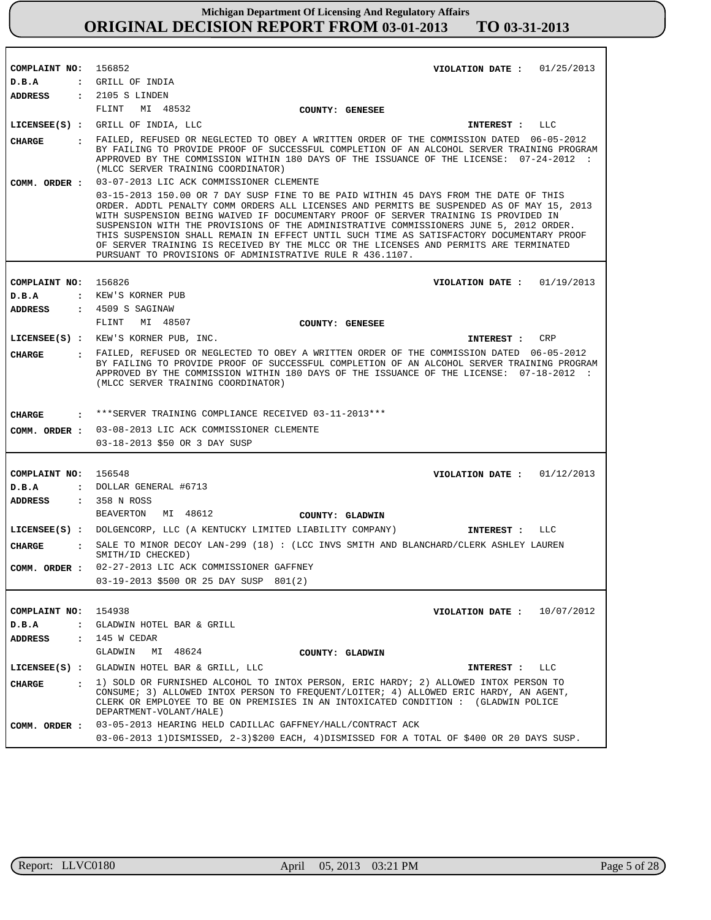# Michigan Department Of Licensing And Regulatory Affairs
## ORIGINAL DECISION REPORT FROM 03-01-2013 TO 03-31-2013

**COMPLAINT NO:** 156852 **VIOLATION DATE :** 01/25/2013
**D.B.A :** GRILL OF INDIA
**ADDRESS :** 2105 S LINDEN
FLINT MI 48532 **COUNTY: GENESEE**
**LICENSEE(S) :** GRILL OF INDIA, LLC **INTEREST :** LLC
**CHARGE :** FAILED, REFUSED OR NEGLECTED TO OBEY A WRITTEN ORDER OF THE COMMISSION DATED 06-05-2012 BY FAILING TO PROVIDE PROOF OF SUCCESSFUL COMPLETION OF AN ALCOHOL SERVER TRAINING PROGRAM APPROVED BY THE COMMISSION WITHIN 180 DAYS OF THE ISSUANCE OF THE LICENSE: 07-24-2012 : (MLCC SERVER TRAINING COORDINATOR)
**COMM. ORDER :** 03-07-2013 LIC ACK COMMISSIONER CLEMENTE
03-15-2013 150.00 OR 7 DAY SUSP FINE TO BE PAID WITHIN 45 DAYS FROM THE DATE OF THIS ORDER. ADDTL PENALTY COMM ORDERS ALL LICENSES AND PERMITS BE SUSPENDED AS OF MAY 15, 2013 WITH SUSPENSION BEING WAIVED IF DOCUMENTARY PROOF OF SERVER TRAINING IS PROVIDED IN SUSPENSION WITH THE PROVISIONS OF THE ADMINISTRATIVE COMMISSIONERS JUNE 5, 2012 ORDER. THIS SUSPENSION SHALL REMAIN IN EFFECT UNTIL SUCH TIME AS SATISFACTORY DOCUMENTARY PROOF OF SERVER TRAINING IS RECEIVED BY THE MLCC OR THE LICENSES AND PERMITS ARE TERMINATED PURSUANT TO PROVISIONS OF ADMINISTRATIVE RULE R 436.1107.

---

**COMPLAINT NO:** 156826 **VIOLATION DATE :** 01/19/2013
**D.B.A :** KEW'S KORNER PUB
**ADDRESS :** 4509 S SAGINAW
FLINT MI 48507 **COUNTY: GENESEE**
**LICENSEE(S) :** KEW'S KORNER PUB, INC. **INTEREST :** CRP
**CHARGE :** FAILED, REFUSED OR NEGLECTED TO OBEY A WRITTEN ORDER OF THE COMMISSION DATED 06-05-2012 BY FAILING TO PROVIDE PROOF OF SUCCESSFUL COMPLETION OF AN ALCOHOL SERVER TRAINING PROGRAM APPROVED BY THE COMMISSION WITHIN 180 DAYS OF THE ISSUANCE OF THE LICENSE: 07-18-2012 : (MLCC SERVER TRAINING COORDINATOR)
**CHARGE :** ***SERVER TRAINING COMPLIANCE RECEIVED 03-11-2013***
**COMM. ORDER :** 03-08-2013 LIC ACK COMMISSIONER CLEMENTE
03-18-2013 $50 OR 3 DAY SUSP

---

**COMPLAINT NO:** 156548 **VIOLATION DATE :** 01/12/2013
**D.B.A :** DOLLAR GENERAL #6713
**ADDRESS :** 358 N ROSS
BEAVERTON MI 48612 **COUNTY: GLADWIN**
**LICENSEE(S) :** DOLGENCORP, LLC (A KENTUCKY LIMITED LIABILITY COMPANY) **INTEREST :** LLC
**CHARGE :** SALE TO MINOR DECOY LAN-299 (18) : (LCC INVS SMITH AND BLANCHARD/CLERK ASHLEY LAUREN SMITH/ID CHECKED)
**COMM. ORDER :** 02-27-2013 LIC ACK COMMISSIONER GAFFNEY
03-19-2013 $500 OR 25 DAY SUSP 801(2)

---

**COMPLAINT NO:** 154938 **VIOLATION DATE :** 10/07/2012
**D.B.A :** GLADWIN HOTEL BAR & GRILL
**ADDRESS :** 145 W CEDAR
GLADWIN MI 48624 **COUNTY: GLADWIN**
**LICENSEE(S) :** GLADWIN HOTEL BAR & GRILL, LLC **INTEREST :** LLC
**CHARGE :** 1) SOLD OR FURNISHED ALCOHOL TO INTOX PERSON, ERIC HARDY; 2) ALLOWED INTOX PERSON TO CONSUME; 3) ALLOWED INTOX PERSON TO FREQUENT/LOITER; 4) ALLOWED ERIC HARDY, AN AGENT, CLERK OR EMPLOYEE TO BE ON PREMISIES IN AN INTOXICATED CONDITION : (GLADWIN POLICE DEPARTMENT-VOLANT/HALE)
**COMM. ORDER :** 03-05-2013 HEARING HELD CADILLAC GAFFNEY/HALL/CONTRACT ACK
03-06-2013 1)DISMISSED, 2-3)$200 EACH, 4)DISMISSED FOR A TOTAL OF $400 OR 20 DAYS SUSP.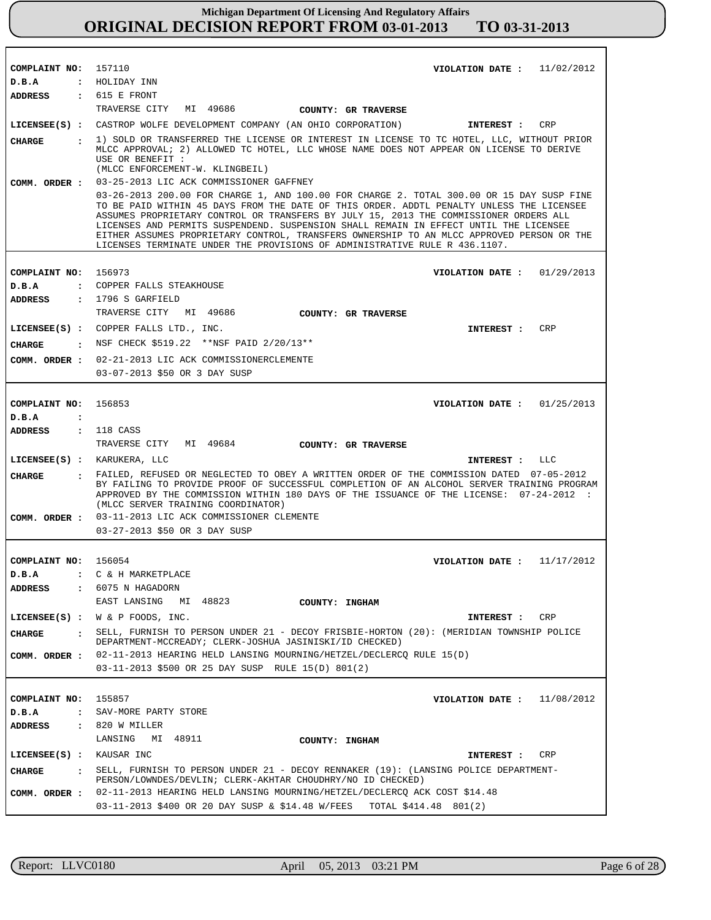# Michigan Department Of Licensing And Regulatory Affairs

## ORIGINAL DECISION REPORT FROM 03-01-2013 TO 03-31-2013

**COMPLAINT NO:** 157110 **VIOLATION DATE :** 11/02/2012
**D.B.A :** HOLIDAY INN
**ADDRESS :** 615 E FRONT
TRAVERSE CITY MI 49686 **COUNTY: GR TRAVERSE**
**LICENSEE(S) :** CASTROP WOLFE DEVELOPMENT COMPANY (AN OHIO CORPORATION) **INTEREST :** CRP
**CHARGE :** 1) SOLD OR TRANSFERRED THE LICENSE OR INTEREST IN LICENSE TO TC HOTEL, LLC, WITHOUT PRIOR MLCC APPROVAL; 2) ALLOWED TC HOTEL, LLC WHOSE NAME DOES NOT APPEAR ON LICENSE TO DERIVE USE OR BENEFIT :
(MLCC ENFORCEMENT-W. KLINGBEIL)
**COMM. ORDER :** 03-25-2013 LIC ACK COMMISSIONER GAFFNEY
03-26-2013 200.00 FOR CHARGE 1, AND 100.00 FOR CHARGE 2. TOTAL 300.00 OR 15 DAY SUSP FINE TO BE PAID WITHIN 45 DAYS FROM THE DATE OF THIS ORDER. ADDTL PENALTY UNLESS THE LICENSEE ASSUMES PROPRIETARY CONTROL OR TRANSFERS BY JULY 15, 2013 THE COMMISSIONER ORDERS ALL LICENSES AND PERMITS SUSPENDEND. SUSPENSION SHALL REMAIN IN EFFECT UNTIL THE LICENSEE EITHER ASSUMES PROPRIETARY CONTROL, TRANSFERS OWNERSHIP TO AN MLCC APPROVED PERSON OR THE LICENSES TERMINATE UNDER THE PROVISIONS OF ADMINISTRATIVE RULE R 436.1107.

---

**COMPLAINT NO:** 156973 **VIOLATION DATE :** 01/29/2013
**D.B.A :** COPPER FALLS STEAKHOUSE
**ADDRESS :** 1796 S GARFIELD
TRAVERSE CITY MI 49686 **COUNTY: GR TRAVERSE**
**LICENSEE(S) :** COPPER FALLS LTD., INC. **INTEREST :** CRP
**CHARGE :** NSF CHECK $519.22 **NSF PAID 2/20/13**
**COMM. ORDER :** 02-21-2013 LIC ACK COMMISSIONERCLEMENTE
03-07-2013 $50 OR 3 DAY SUSP

---

**COMPLAINT NO:** 156853 **VIOLATION DATE :** 01/25/2013
**D.B.A :**
**ADDRESS :** 118 CASS
TRAVERSE CITY MI 49684 **COUNTY: GR TRAVERSE**
**LICENSEE(S) :** KARUKERA, LLC **INTEREST :** LLC
**CHARGE :** FAILED, REFUSED OR NEGLECTED TO OBEY A WRITTEN ORDER OF THE COMMISSION DATED 07-05-2012 BY FAILING TO PROVIDE PROOF OF SUCCESSFUL COMPLETION OF AN ALCOHOL SERVER TRAINING PROGRAM APPROVED BY THE COMMISSION WITHIN 180 DAYS OF THE ISSUANCE OF THE LICENSE: 07-24-2012 :
(MLCC SERVER TRAINING COORDINATOR)
**COMM. ORDER :** 03-11-2013 LIC ACK COMMISSIONER CLEMENTE
03-27-2013 $50 OR 3 DAY SUSP

---

**COMPLAINT NO:** 156054 **VIOLATION DATE :** 11/17/2012
**D.B.A :** C & H MARKETPLACE
**ADDRESS :** 6075 N HAGADORN
EAST LANSING MI 48823 **COUNTY: INGHAM**
**LICENSEE(S) :** W & P FOODS, INC. **INTEREST :** CRP
**CHARGE :** SELL, FURNISH TO PERSON UNDER 21 - DECOY FRISBIE-HORTON (20): (MERIDIAN TOWNSHIP POLICE DEPARTMENT-MCCREADY; CLERK-JOSHUA JASINISKI/ID CHECKED)
**COMM. ORDER :** 02-11-2013 HEARING HELD LANSING MOURNING/HETZEL/DECLERCQ RULE 15(D)
03-11-2013 $500 OR 25 DAY SUSP RULE 15(D) 801(2)

---

**COMPLAINT NO:** 155857 **VIOLATION DATE :** 11/08/2012
**D.B.A :** SAV-MORE PARTY STORE
**ADDRESS :** 820 W MILLER
LANSING MI 48911 **COUNTY: INGHAM**
**LICENSEE(S) :** KAUSAR INC **INTEREST :** CRP
**CHARGE :** SELL, FURNISH TO PERSON UNDER 21 - DECOY RENNAKER (19): (LANSING POLICE DEPARTMENT-PERSON/LOWNDES/DEVLIN; CLERK-AKHTAR CHOUDHRY/NO ID CHECKED)
**COMM. ORDER :** 02-11-2013 HEARING HELD LANSING MOURNING/HETZEL/DECLERCQ ACK COST $14.48
03-11-2013 $400 OR 20 DAY SUSP & $14.48 W/FEES TOTAL $414.48 801(2)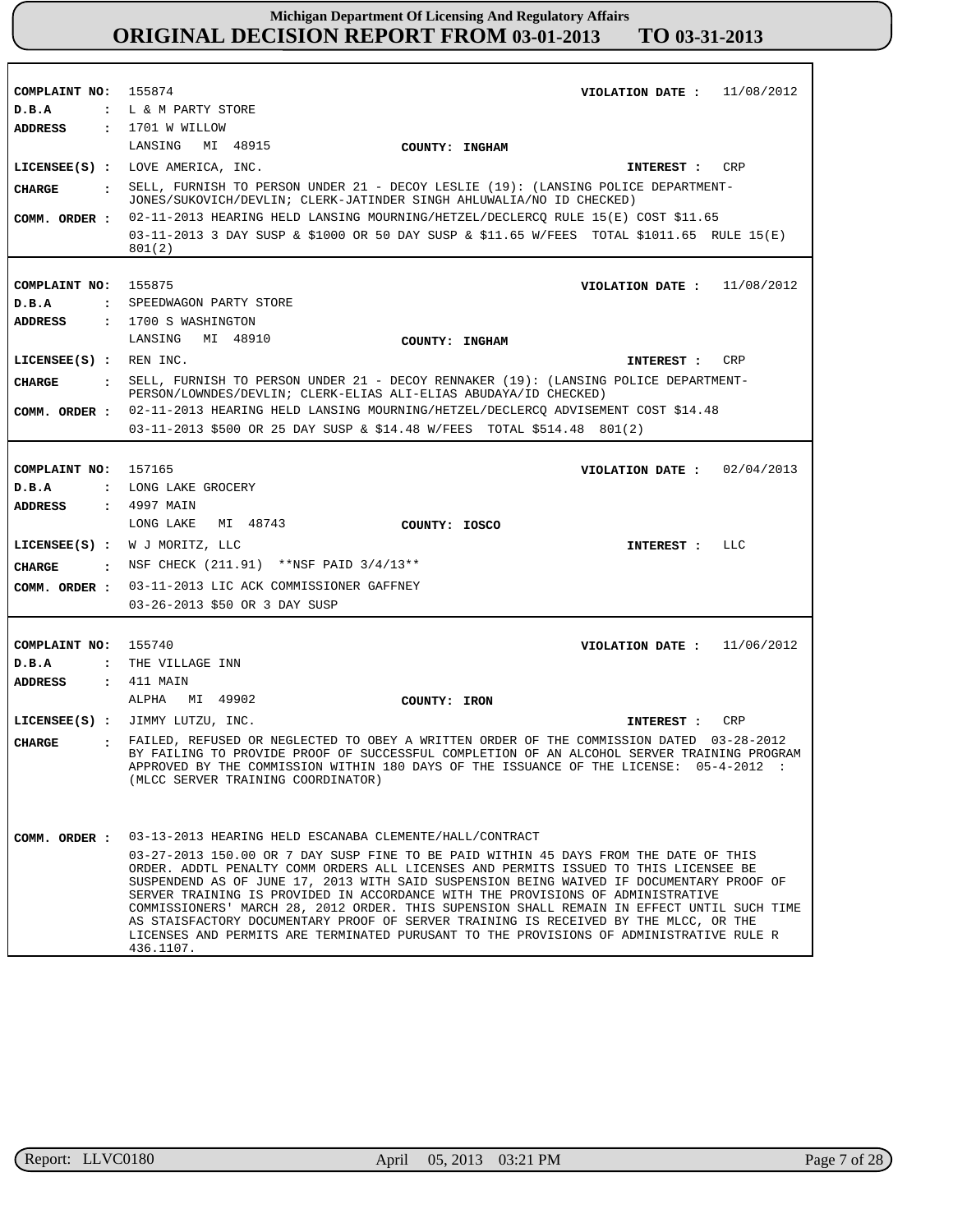**COMPLAINT NO:** 155874 **VIOLATION DATE :** 11/08/2012
**D.B.A :** L & M PARTY STORE
**ADDRESS :** 1701 W WILLOW
LANSING MI 48915 **COUNTY: INGHAM**
**LICENSEE(S) :** LOVE AMERICA, INC. **INTEREST :** CRP
**CHARGE :** SELL, FURNISH TO PERSON UNDER 21 - DECOY LESLIE (19): (LANSING POLICE DEPARTMENT-JONES/SUKOVICH/DEVLIN; CLERK-JATINDER SINGH AHLUWALIA/NO ID CHECKED)
**COMM. ORDER :** 02-11-2013 HEARING HELD LANSING MOURNING/HETZEL/DECLERCQ RULE 15(E) COST $11.65
03-11-2013 3 DAY SUSP & $1000 OR 50 DAY SUSP & $11.65 W/FEES TOTAL $1011.65 RULE 15(E) 801(2)

---

**COMPLAINT NO:** 155875 **VIOLATION DATE :** 11/08/2012
**D.B.A :** SPEEDWAGON PARTY STORE
**ADDRESS :** 1700 S WASHINGTON
LANSING MI 48910 **COUNTY: INGHAM**
**LICENSEE(S) :** REN INC. **INTEREST :** CRP
**CHARGE :** SELL, FURNISH TO PERSON UNDER 21 - DECOY RENNAKER (19): (LANSING POLICE DEPARTMENT-PERSON/LOWNDES/DEVLIN; CLERK-ELIAS ALI-ELIAS ABUDAYA/ID CHECKED)
**COMM. ORDER :** 02-11-2013 HEARING HELD LANSING MOURNING/HETZEL/DECLERCQ ADVISEMENT COST $14.48
03-11-2013 $500 OR 25 DAY SUSP & $14.48 W/FEES TOTAL $514.48 801(2)

---

**COMPLAINT NO:** 157165 **VIOLATION DATE :** 02/04/2013
**D.B.A :** LONG LAKE GROCERY
**ADDRESS :** 4997 MAIN
LONG LAKE MI 48743 **COUNTY: IOSCO**
**LICENSEE(S) :** W J MORITZ, LLC **INTEREST :** LLC
**CHARGE :** NSF CHECK (211.91) **NSF PAID 3/4/13**
**COMM. ORDER :** 03-11-2013 LIC ACK COMMISSIONER GAFFNEY
03-26-2013 $50 OR 3 DAY SUSP

---

**COMPLAINT NO:** 155740 **VIOLATION DATE :** 11/06/2012
**D.B.A :** THE VILLAGE INN
**ADDRESS :** 411 MAIN
ALPHA MI 49902 **COUNTY: IRON**
**LICENSEE(S) :** JIMMY LUTZU, INC. **INTEREST :** CRP
**CHARGE :** FAILED, REFUSED OR NEGLECTED TO OBEY A WRITTEN ORDER OF THE COMMISSION DATED 03-28-2012 BY FAILING TO PROVIDE PROOF OF SUCCESSFUL COMPLETION OF AN ALCOHOL SERVER TRAINING PROGRAM APPROVED BY THE COMMISSION WITHIN 180 DAYS OF THE ISSUANCE OF THE LICENSE: 05-4-2012 : (MLCC SERVER TRAINING COORDINATOR)
**COMM. ORDER :** 03-13-2013 HEARING HELD ESCANABA CLEMENTE/HALL/CONTRACT
03-27-2013 150.00 OR 7 DAY SUSP FINE TO BE PAID WITHIN 45 DAYS FROM THE DATE OF THIS ORDER. ADDTL PENALTY COMM ORDERS ALL LICENSES AND PERMITS ISSUED TO THIS LICENSEE BE SUSPENDEND AS OF JUNE 17, 2013 WITH SAID SUSPENSION BEING WAIVED IF DOCUMENTARY PROOF OF SERVER TRAINING IS PROVIDED IN ACCORDANCE WITH THE PROVISIONS OF ADMINISTRATIVE COMMISSIONERS' MARCH 28, 2012 ORDER. THIS SUPENSION SHALL REMAIN IN EFFECT UNTIL SUCH TIME AS STAISFACTORY DOCUMENTARY PROOF OF SERVER TRAINING IS RECEIVED BY THE MLCC, OR THE LICENSES AND PERMITS ARE TERMINATED PURUSANT TO THE PROVISIONS OF ADMINISTRATIVE RULE R 436.1107.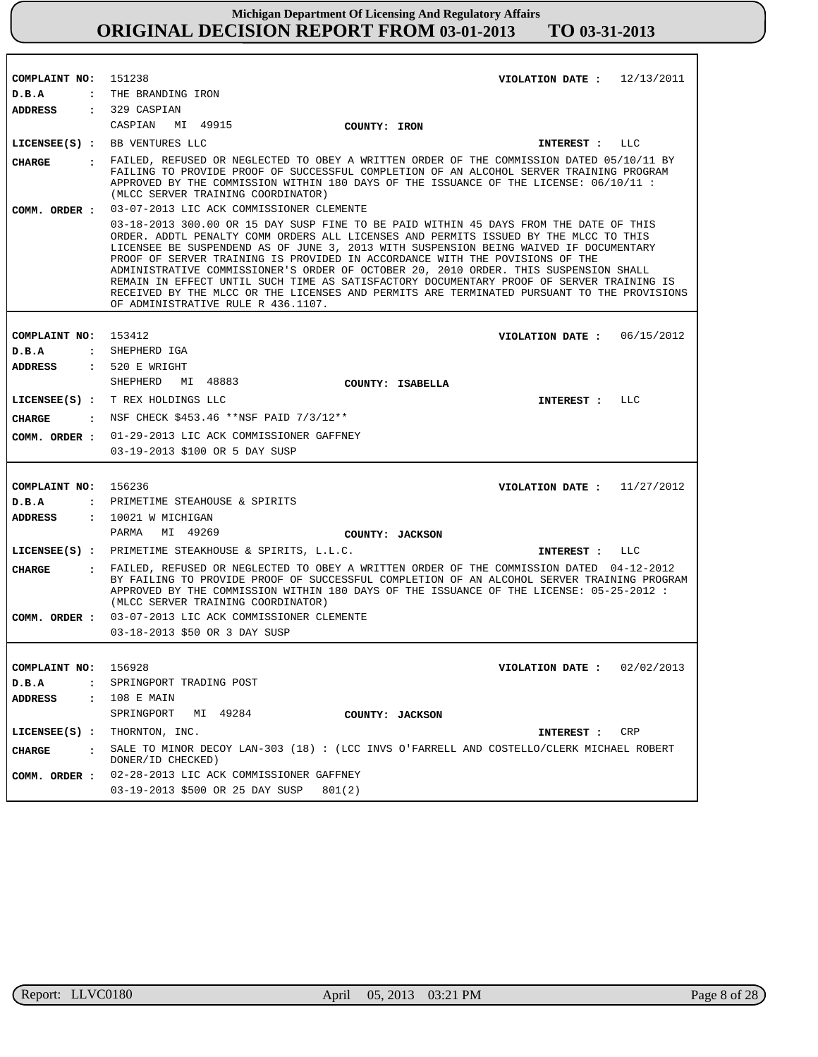# Michigan Department Of Licensing And Regulatory Affairs
## ORIGINAL DECISION REPORT FROM 03-01-2013 TO 03-31-2013

**COMPLAINT NO:** 151238 **VIOLATION DATE :** 12/13/2011
**D.B.A :** THE BRANDING IRON
**ADDRESS :** 329 CASPIAN
CASPIAN MI 49915 **COUNTY:** IRON
**LICENSEE(S) :** BB VENTURES LLC **INTEREST :** LLC
**CHARGE :** FAILED, REFUSED OR NEGLECTED TO OBEY A WRITTEN ORDER OF THE COMMISSION DATED 05/10/11 BY FAILING TO PROVIDE PROOF OF SUCCESSFUL COMPLETION OF AN ALCOHOL SERVER TRAINING PROGRAM APPROVED BY THE COMMISSION WITHIN 180 DAYS OF THE ISSUANCE OF THE LICENSE: 06/10/11 : (MLCC SERVER TRAINING COORDINATOR)
**COMM. ORDER :** 03-07-2013 LIC ACK COMMISSIONER CLEMENTE
03-18-2013 300.00 OR 15 DAY SUSP FINE TO BE PAID WITHIN 45 DAYS FROM THE DATE OF THIS ORDER. ADDTL PENALTY COMM ORDERS ALL LICENSES AND PERMITS ISSUED BY THE MLCC TO THIS LICENSEE BE SUSPENDEND AS OF JUNE 3, 2013 WITH SUSPENSION BEING WAIVED IF DOCUMENTARY PROOF OF SERVER TRAINING IS PROVIDED IN ACCORDANCE WITH THE POVISIONS OF THE ADMINISTRATIVE COMMISSIONER'S ORDER OF OCTOBER 20, 2010 ORDER. THIS SUSPENSION SHALL REMAIN IN EFFECT UNTIL SUCH TIME AS SATISFACTORY DOCUMENTARY PROOF OF SERVER TRAINING IS RECEIVED BY THE MLCC OR THE LICENSES AND PERMITS ARE TERMINATED PURSUANT TO THE PROVISIONS OF ADMINISTRATIVE RULE R 436.1107.

---

**COMPLAINT NO:** 153412 **VIOLATION DATE :** 06/15/2012
**D.B.A :** SHEPHERD IGA
**ADDRESS :** 520 E WRIGHT
SHEPHERD MI 48883 **COUNTY:** ISABELLA
**LICENSEE(S) :** T REX HOLDINGS LLC **INTEREST :** LLC
**CHARGE :** NSF CHECK $453.46 **NSF PAID 7/3/12**
**COMM. ORDER :** 01-29-2013 LIC ACK COMMISSIONER GAFFNEY
03-19-2013 $100 OR 5 DAY SUSP

---

**COMPLAINT NO:** 156236 **VIOLATION DATE :** 11/27/2012
**D.B.A :** PRIMETIME STEAHOUSE & SPIRITS
**ADDRESS :** 10021 W MICHIGAN
PARMA MI 49269 **COUNTY:** JACKSON
**LICENSEE(S) :** PRIMETIME STEAKHOUSE & SPIRITS, L.L.C. **INTEREST :** LLC
**CHARGE :** FAILED, REFUSED OR NEGLECTED TO OBEY A WRITTEN ORDER OF THE COMMISSION DATED 04-12-2012 BY FAILING TO PROVIDE PROOF OF SUCCESSFUL COMPLETION OF AN ALCOHOL SERVER TRAINING PROGRAM APPROVED BY THE COMMISSION WITHIN 180 DAYS OF THE ISSUANCE OF THE LICENSE: 05-25-2012 : (MLCC SERVER TRAINING COORDINATOR)
**COMM. ORDER :** 03-07-2013 LIC ACK COMMISSIONER CLEMENTE
03-18-2013 $50 OR 3 DAY SUSP

---

**COMPLAINT NO:** 156928 **VIOLATION DATE :** 02/02/2013
**D.B.A :** SPRINGPORT TRADING POST
**ADDRESS :** 108 E MAIN
SPRINGPORT MI 49284 **COUNTY:** JACKSON
**LICENSEE(S) :** THORNTON, INC. **INTEREST :** CRP
**CHARGE :** SALE TO MINOR DECOY LAN-303 (18) : (LCC INVS O'FARRELL AND COSTELLO/CLERK MICHAEL ROBERT DONER/ID CHECKED)
**COMM. ORDER :** 02-28-2013 LIC ACK COMMISSIONER GAFFNEY
03-19-2013 $500 OR 25 DAY SUSP 801(2)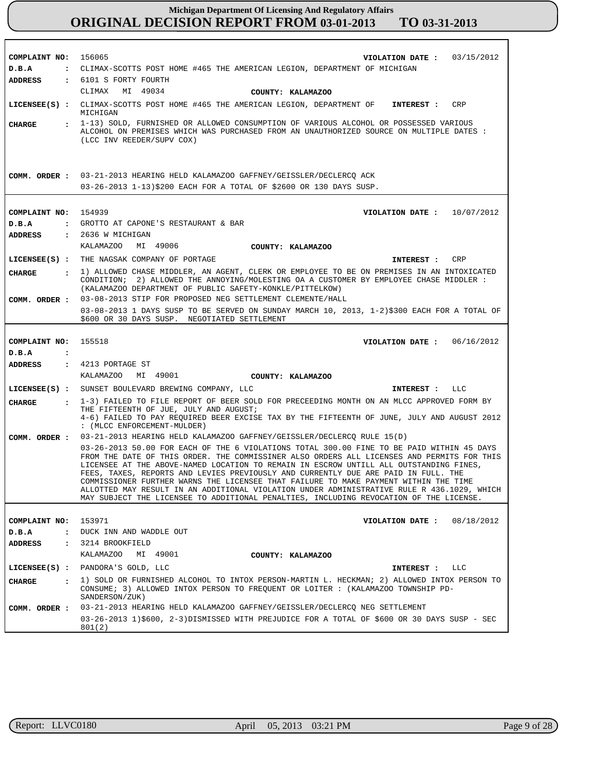**COMPLAINT NO:** 156065  **VIOLATION DATE :** 03/15/2012

**D.B.A :** CLIMAX-SCOTTS POST HOME #465 THE AMERICAN LEGION, DEPARTMENT OF MICHIGAN

**ADDRESS :** 6101 S FORTY FOURTH
CLIMAX MI 49034  **COUNTY: KALAMAZOO**

**LICENSEE(S) :** CLIMAX-SCOTTS POST HOME #465 THE AMERICAN LEGION, DEPARTMENT OF MICHIGAN  **INTEREST :** CRP

**CHARGE :** 1-13) SOLD, FURNISHED OR ALLOWED CONSUMPTION OF VARIOUS ALCOHOL OR POSSESSED VARIOUS ALCOHOL ON PREMISES WHICH WAS PURCHASED FROM AN UNAUTHORIZED SOURCE ON MULTIPLE DATES : (LCC INV REEDER/SUPV COX)

**COMM. ORDER :** 03-21-2013 HEARING HELD KALAMAZOO GAFFNEY/GEISSLER/DECLERCQ ACK
03-26-2013 1-13)$200 EACH FOR A TOTAL OF $2600 OR 130 DAYS SUSP.

---

**COMPLAINT NO:** 154939  **VIOLATION DATE :** 10/07/2012

**D.B.A :** GROTTO AT CAPONE'S RESTAURANT & BAR

**ADDRESS :** 2636 W MICHIGAN
KALAMAZOO MI 49006  **COUNTY: KALAMAZOO**

**LICENSEE(S) :** THE NAGSAK COMPANY OF PORTAGE  **INTEREST :** CRP

**CHARGE :** 1) ALLOWED CHASE MIDDLER, AN AGENT, CLERK OR EMPLOYEE TO BE ON PREMISES IN AN INTOXICATED CONDITION; 2) ALLOWED THE ANNOYING/MOLESTING OA A CUSTOMER BY EMPLOYEE CHASE MIDDLER : (KALAMAZOO DEPARTMENT OF PUBLIC SAFETY-KONKLE/PITTELKOW)

**COMM. ORDER :** 03-08-2013 STIP FOR PROPOSED NEG SETTLEMENT CLEMENTE/HALL
03-08-2013 1 DAYS SUSP TO BE SERVED ON SUNDAY MARCH 10, 2013, 1-2)$300 EACH FOR A TOTAL OF $600 OR 30 DAYS SUSP. NEGOTIATED SETTLEMENT

---

**COMPLAINT NO:** 155518  **VIOLATION DATE :** 06/16/2012

**D.B.A :**

**ADDRESS :** 4213 PORTAGE ST
KALAMAZOO MI 49001  **COUNTY: KALAMAZOO**

**LICENSEE(S) :** SUNSET BOULEVARD BREWING COMPANY, LLC  **INTEREST :** LLC

**CHARGE :** 1-3) FAILED TO FILE REPORT OF BEER SOLD FOR PRECEEDING MONTH ON AN MLCC APPROVED FORM BY THE FIFTEENTH OF JUE, JULY AND AUGUST;
4-6) FAILED TO PAY REQUIRED BEER EXCISE TAX BY THE FIFTEENTH OF JUNE, JULY AND AUGUST 2012 : (MLCC ENFORCEMENT-MULDER)

**COMM. ORDER :** 03-21-2013 HEARING HELD KALAMAZOO GAFFNEY/GEISSLER/DECLERCQ RULE 15(D)
03-26-2013 50.00 FOR EACH OF THE 6 VIOLATIONS TOTAL 300.00 FINE TO BE PAID WITHIN 45 DAYS FROM THE DATE OF THIS ORDER. THE COMMISSINER ALSO ORDERS ALL LICENSES AND PERMITS FOR THIS LICENSEE AT THE ABOVE-NAMED LOCATION TO REMAIN IN ESCROW UNTILL ALL OUTSTANDING FINES, FEES, TAXES, REPORTS AND LEVIES PREVIOUSLY AND CURRENTLY DUE ARE PAID IN FULL. THE COMMISSIONER FURTHER WARNS THE LICENSEE THAT FAILURE TO MAKE PAYMENT WITHIN THE TIME ALLOTTED MAY RESULT IN AN ADDITIONAL VIOLATION UNDER ADMINISTRATIVE RULE R 436.1029, WHICH MAY SUBJECT THE LICENSEE TO ADDITIONAL PENALTIES, INCLUDING REVOCATION OF THE LICENSE.

---

**COMPLAINT NO:** 153971  **VIOLATION DATE :** 08/18/2012

**D.B.A :** DUCK INN AND WADDLE OUT

**ADDRESS :** 3214 BROOKFIELD
KALAMAZOO MI 49001  **COUNTY: KALAMAZOO**

**LICENSEE(S) :** PANDORA'S GOLD, LLC  **INTEREST :** LLC

**CHARGE :** 1) SOLD OR FURNISHED ALCOHOL TO INTOX PERSON-MARTIN L. HECKMAN; 2) ALLOWED INTOX PERSON TO CONSUME; 3) ALLOWED INTOX PERSON TO FREQUENT OR LOITER : (KALAMAZOO TOWNSHIP PD-SANDERSON/ZUK)

**COMM. ORDER :** 03-21-2013 HEARING HELD KALAMAZOO GAFFNEY/GEISSLER/DECLERCQ NEG SETTLEMENT
03-26-2013 1)$600, 2-3)DISMISSED WITH PREJUDICE FOR A TOTAL OF $600 OR 30 DAYS SUSP - SEC 801(2)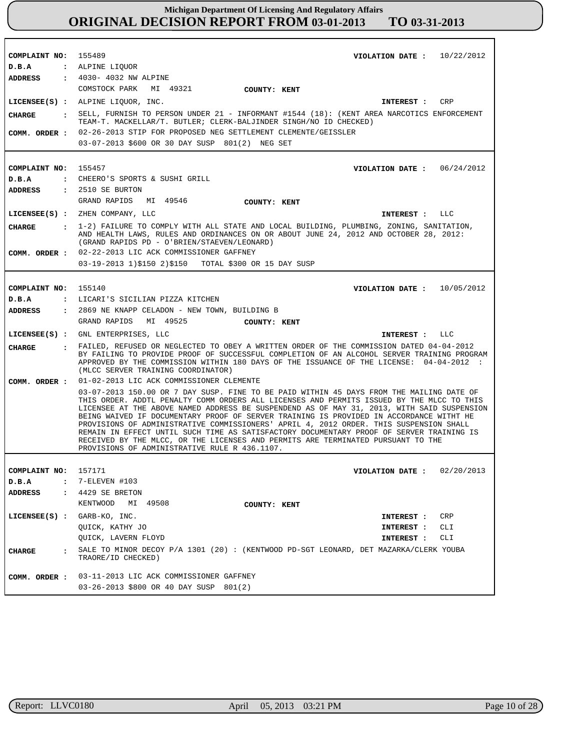# Michigan Department Of Licensing And Regulatory Affairs

## ORIGINAL DECISION REPORT FROM 03-01-2013 TO 03-31-2013

---

**COMPLAINT NO:** 155489 **VIOLATION DATE :** 10/22/2012

**D.B.A :** ALPINE LIQUOR

**ADDRESS :** 4030- 4032 NW ALPINE
COMSTOCK PARK MI 49321 **COUNTY: KENT**

**LICENSEE(S) :** ALPINE LIQUOR, INC. **INTEREST :** CRP

**CHARGE :** SELL, FURNISH TO PERSON UNDER 21 - INFORMANT #1544 (18): (KENT AREA NARCOTICS ENFORCEMENT TEAM-T. MACKELLAR/T. BUTLER; CLERK-BALJINDER SINGH/NO ID CHECKED)

**COMM. ORDER :** 02-26-2013 STIP FOR PROPOSED NEG SETTLEMENT CLEMENTE/GEISSLER
03-07-2013 $600 OR 30 DAY SUSP 801(2) NEG SET

---

**COMPLAINT NO:** 155457 **VIOLATION DATE :** 06/24/2012

**D.B.A :** CHEERO'S SPORTS & SUSHI GRILL

**ADDRESS :** 2510 SE BURTON
GRAND RAPIDS MI 49546 **COUNTY: KENT**

**LICENSEE(S) :** ZHEN COMPANY, LLC **INTEREST :** LLC

**CHARGE :** 1-2) FAILURE TO COMPLY WITH ALL STATE AND LOCAL BUILDING, PLUMBING, ZONING, SANITATION, AND HEALTH LAWS, RULES AND ORDINANCES ON OR ABOUT JUNE 24, 2012 AND OCTOBER 28, 2012: (GRAND RAPIDS PD - O'BRIEN/STAEVEN/LEONARD)

**COMM. ORDER :** 02-22-2013 LIC ACK COMMISSIONER GAFFNEY
03-19-2013 1)$150 2)$150 TOTAL $300 OR 15 DAY SUSP

---

**COMPLAINT NO:** 155140 **VIOLATION DATE :** 10/05/2012

**D.B.A :** LICARI'S SICILIAN PIZZA KITCHEN

**ADDRESS :** 2869 NE KNAPP CELADON - NEW TOWN, BUILDING B
GRAND RAPIDS MI 49525 **COUNTY: KENT**

**LICENSEE(S) :** GNL ENTERPRISES, LLC **INTEREST :** LLC

**CHARGE :** FAILED, REFUSED OR NEGLECTED TO OBEY A WRITTEN ORDER OF THE COMMISSION DATED 04-04-2012 BY FAILING TO PROVIDE PROOF OF SUCCESSFUL COMPLETION OF AN ALCOHOL SERVER TRAINING PROGRAM APPROVED BY THE COMMISSION WITHIN 180 DAYS OF THE ISSUANCE OF THE LICENSE: 04-04-2012 : (MLCC SERVER TRAINING COORDINATOR)

**COMM. ORDER :** 01-02-2013 LIC ACK COMMISSIONER CLEMENTE
03-07-2013 150.00 OR 7 DAY SUSP. FINE TO BE PAID WITHIN 45 DAYS FROM THE MAILING DATE OF THIS ORDER. ADDTL PENALTY COMM ORDERS ALL LICENSES AND PERMITS ISSUED BY THE MLCC TO THIS LICENSEE AT THE ABOVE NAMED ADDRESS BE SUSPENDEND AS OF MAY 31, 2013, WITH SAID SUSPENSION BEING WAIVED IF DOCUMENTARY PROOF OF SERVER TRAINING IS PROVIDED IN ACCORDANCE WITHT HE PROVISIONS OF ADMINISTRATIVE COMMISSIONERS' APRIL 4, 2012 ORDER. THIS SUSPENSION SHALL REMAIN IN EFFECT UNTIL SUCH TIME AS SATISFACTORY DOCUMENTARY PROOF OF SERVER TRAINING IS RECEIVED BY THE MLCC, OR THE LICENSES AND PERMITS ARE TERMINATED PURSUANT TO THE PROVISIONS OF ADMINISTRATIVE RULE R 436.1107.

---

**COMPLAINT NO:** 157171 **VIOLATION DATE :** 02/20/2013

**D.B.A :** 7-ELEVEN #103

**ADDRESS :** 4429 SE BRETON
KENTWOOD MI 49508 **COUNTY: KENT**

**LICENSEE(S) :** GARB-KO, INC. **INTEREST :** CRP
QUICK, KATHY JO **INTEREST :** CLI
QUICK, LAVERN FLOYD **INTEREST :** CLI

**CHARGE :** SALE TO MINOR DECOY P/A 1301 (20) : (KENTWOOD PD-SGT LEONARD, DET MAZARKA/CLERK YOUBA TRAORE/ID CHECKED)

**COMM. ORDER :** 03-11-2013 LIC ACK COMMISSIONER GAFFNEY
03-26-2013 $800 OR 40 DAY SUSP 801(2)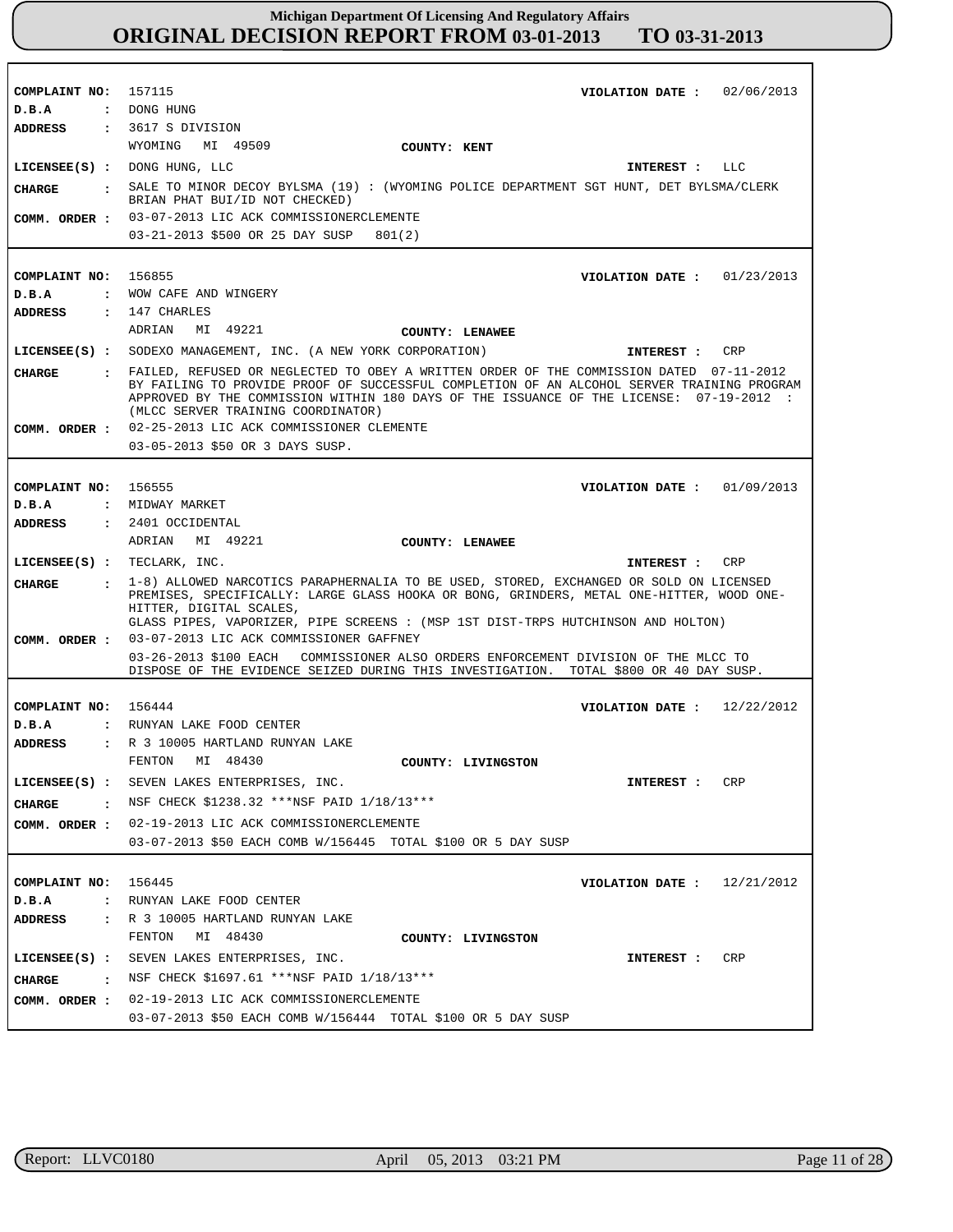**COMPLAINT NO:** 157115 **VIOLATION DATE :** 02/06/2013
**D.B.A :** DONG HUNG
**ADDRESS :** 3617 S DIVISION
WYOMING MI 49509 **COUNTY: KENT**
**LICENSEE(S) :** DONG HUNG, LLC **INTEREST :** LLC
**CHARGE :** SALE TO MINOR DECOY BYLSMA (19) : (WYOMING POLICE DEPARTMENT SGT HUNT, DET BYLSMA/CLERK BRIAN PHAT BUI/ID NOT CHECKED)
**COMM. ORDER :** 03-07-2013 LIC ACK COMMISSIONERCLEMENTE
03-21-2013 $500 OR 25 DAY SUSP 801(2)

---

**COMPLAINT NO:** 156855 **VIOLATION DATE :** 01/23/2013
**D.B.A :** WOW CAFE AND WINGERY
**ADDRESS :** 147 CHARLES
ADRIAN MI 49221 **COUNTY: LENAWEE**
**LICENSEE(S) :** SODEXO MANAGEMENT, INC. (A NEW YORK CORPORATION) **INTEREST :** CRP
**CHARGE :** FAILED, REFUSED OR NEGLECTED TO OBEY A WRITTEN ORDER OF THE COMMISSION DATED 07-11-2012 BY FAILING TO PROVIDE PROOF OF SUCCESSFUL COMPLETION OF AN ALCOHOL SERVER TRAINING PROGRAM APPROVED BY THE COMMISSION WITHIN 180 DAYS OF THE ISSUANCE OF THE LICENSE: 07-19-2012 : (MLCC SERVER TRAINING COORDINATOR)
**COMM. ORDER :** 02-25-2013 LIC ACK COMMISSIONER CLEMENTE
03-05-2013 $50 OR 3 DAYS SUSP.

---

**COMPLAINT NO:** 156555 **VIOLATION DATE :** 01/09/2013
**D.B.A :** MIDWAY MARKET
**ADDRESS :** 2401 OCCIDENTAL
ADRIAN MI 49221 **COUNTY: LENAWEE**
**LICENSEE(S) :** TECLARK, INC. **INTEREST :** CRP
**CHARGE :** 1-8) ALLOWED NARCOTICS PARAPHERNALIA TO BE USED, STORED, EXCHANGED OR SOLD ON LICENSED PREMISES, SPECIFICALLY: LARGE GLASS HOOKA OR BONG, GRINDERS, METAL ONE-HITTER, WOOD ONE-HITTER, DIGITAL SCALES,
GLASS PIPES, VAPORIZER, PIPE SCREENS : (MSP 1ST DIST-TRPS HUTCHINSON AND HOLTON)
**COMM. ORDER :** 03-07-2013 LIC ACK COMMISSIONER GAFFNEY
03-26-2013 $100 EACH COMMISSIONER ALSO ORDERS ENFORCEMENT DIVISION OF THE MLCC TO DISPOSE OF THE EVIDENCE SEIZED DURING THIS INVESTIGATION. TOTAL $800 OR 40 DAY SUSP.

---

**COMPLAINT NO:** 156444 **VIOLATION DATE :** 12/22/2012
**D.B.A :** RUNYAN LAKE FOOD CENTER
**ADDRESS :** R 3 10005 HARTLAND RUNYAN LAKE
FENTON MI 48430 **COUNTY: LIVINGSTON**
**LICENSEE(S) :** SEVEN LAKES ENTERPRISES, INC. **INTEREST :** CRP
**CHARGE :** NSF CHECK $1238.32 ***NSF PAID 1/18/13***
**COMM. ORDER :** 02-19-2013 LIC ACK COMMISSIONERCLEMENTE
03-07-2013 $50 EACH COMB W/156445 TOTAL $100 OR 5 DAY SUSP

---

**COMPLAINT NO:** 156445 **VIOLATION DATE :** 12/21/2012
**D.B.A :** RUNYAN LAKE FOOD CENTER
**ADDRESS :** R 3 10005 HARTLAND RUNYAN LAKE
FENTON MI 48430 **COUNTY: LIVINGSTON**
**LICENSEE(S) :** SEVEN LAKES ENTERPRISES, INC. **INTEREST :** CRP
**CHARGE :** NSF CHECK $1697.61 ***NSF PAID 1/18/13***
**COMM. ORDER :** 02-19-2013 LIC ACK COMMISSIONERCLEMENTE
03-07-2013 $50 EACH COMB W/156444 TOTAL $100 OR 5 DAY SUSP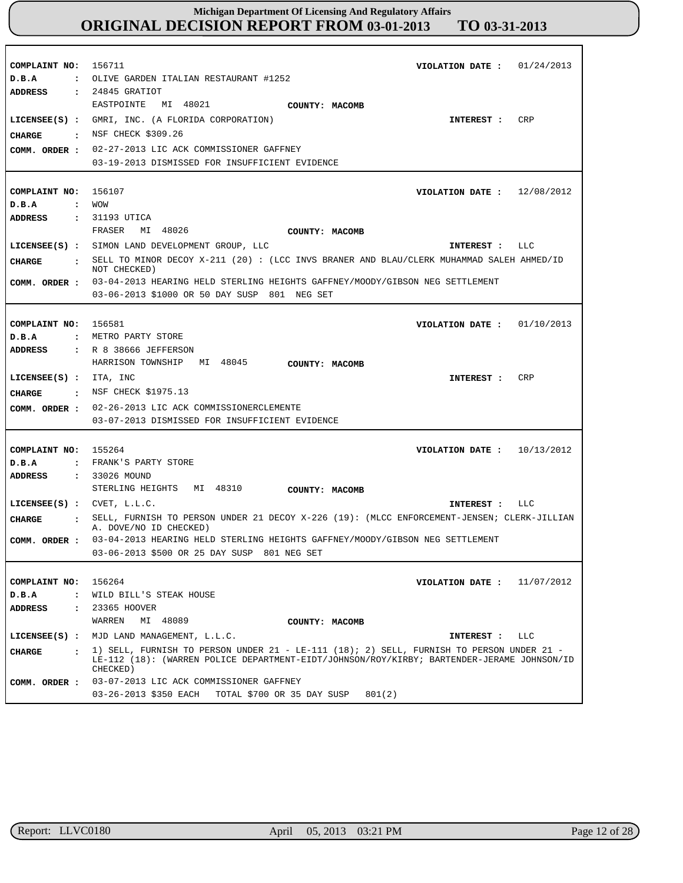# Michigan Department Of Licensing And Regulatory Affairs
## ORIGINAL DECISION REPORT FROM 03-01-2013 TO 03-31-2013

**COMPLAINT NO:** 156711 **VIOLATION DATE :** 01/24/2013
**D.B.A :** OLIVE GARDEN ITALIAN RESTAURANT #1252
**ADDRESS :** 24845 GRATIOT
EASTPOINTE MI 48021 **COUNTY: MACOMB**
**LICENSEE(S) :** GMRI, INC. (A FLORIDA CORPORATION) **INTEREST :** CRP
**CHARGE :** NSF CHECK $309.26
**COMM. ORDER :** 02-27-2013 LIC ACK COMMISSIONER GAFFNEY
03-19-2013 DISMISSED FOR INSUFFICIENT EVIDENCE

---

**COMPLAINT NO:** 156107 **VIOLATION DATE :** 12/08/2012
**D.B.A :** WOW
**ADDRESS :** 31193 UTICA
FRASER MI 48026 **COUNTY: MACOMB**
**LICENSEE(S) :** SIMON LAND DEVELOPMENT GROUP, LLC **INTEREST :** LLC
**CHARGE :** SELL TO MINOR DECOY X-211 (20) : (LCC INVS BRANER AND BLAU/CLERK MUHAMMAD SALEH AHMED/ID NOT CHECKED)
**COMM. ORDER :** 03-04-2013 HEARING HELD STERLING HEIGHTS GAFFNEY/MOODY/GIBSON NEG SETTLEMENT
03-06-2013 $1000 OR 50 DAY SUSP 801 NEG SET

---

**COMPLAINT NO:** 156581 **VIOLATION DATE :** 01/10/2013
**D.B.A :** METRO PARTY STORE
**ADDRESS :** R 8 38666 JEFFERSON
HARRISON TOWNSHIP MI 48045 **COUNTY: MACOMB**
**LICENSEE(S) :** ITA, INC **INTEREST :** CRP
**CHARGE :** NSF CHECK $1975.13
**COMM. ORDER :** 02-26-2013 LIC ACK COMMISSIONERCLEMENTE
03-07-2013 DISMISSED FOR INSUFFICIENT EVIDENCE

---

**COMPLAINT NO:** 155264 **VIOLATION DATE :** 10/13/2012
**D.B.A :** FRANK'S PARTY STORE
**ADDRESS :** 33026 MOUND
STERLING HEIGHTS MI 48310 **COUNTY: MACOMB**
**LICENSEE(S) :** CVET, L.L.C. **INTEREST :** LLC
**CHARGE :** SELL, FURNISH TO PERSON UNDER 21 DECOY X-226 (19): (MLCC ENFORCEMENT-JENSEN; CLERK-JILLIAN A. DOVE/NO ID CHECKED)
**COMM. ORDER :** 03-04-2013 HEARING HELD STERLING HEIGHTS GAFFNEY/MOODY/GIBSON NEG SETTLEMENT
03-06-2013 $500 OR 25 DAY SUSP 801 NEG SET

---

**COMPLAINT NO:** 156264 **VIOLATION DATE :** 11/07/2012
**D.B.A :** WILD BILL'S STEAK HOUSE
**ADDRESS :** 23365 HOOVER
WARREN MI 48089 **COUNTY: MACOMB**
**LICENSEE(S) :** MJD LAND MANAGEMENT, L.L.C. **INTEREST :** LLC
**CHARGE :** 1) SELL, FURNISH TO PERSON UNDER 21 - LE-111 (18); 2) SELL, FURNISH TO PERSON UNDER 21 - LE-112 (18): (WARREN POLICE DEPARTMENT-EIDT/JOHNSON/ROY/KIRBY; BARTENDER-JERAME JOHNSON/ID CHECKED)
**COMM. ORDER :** 03-07-2013 LIC ACK COMMISSIONER GAFFNEY
03-26-2013 $350 EACH TOTAL $700 OR 35 DAY SUSP 801(2)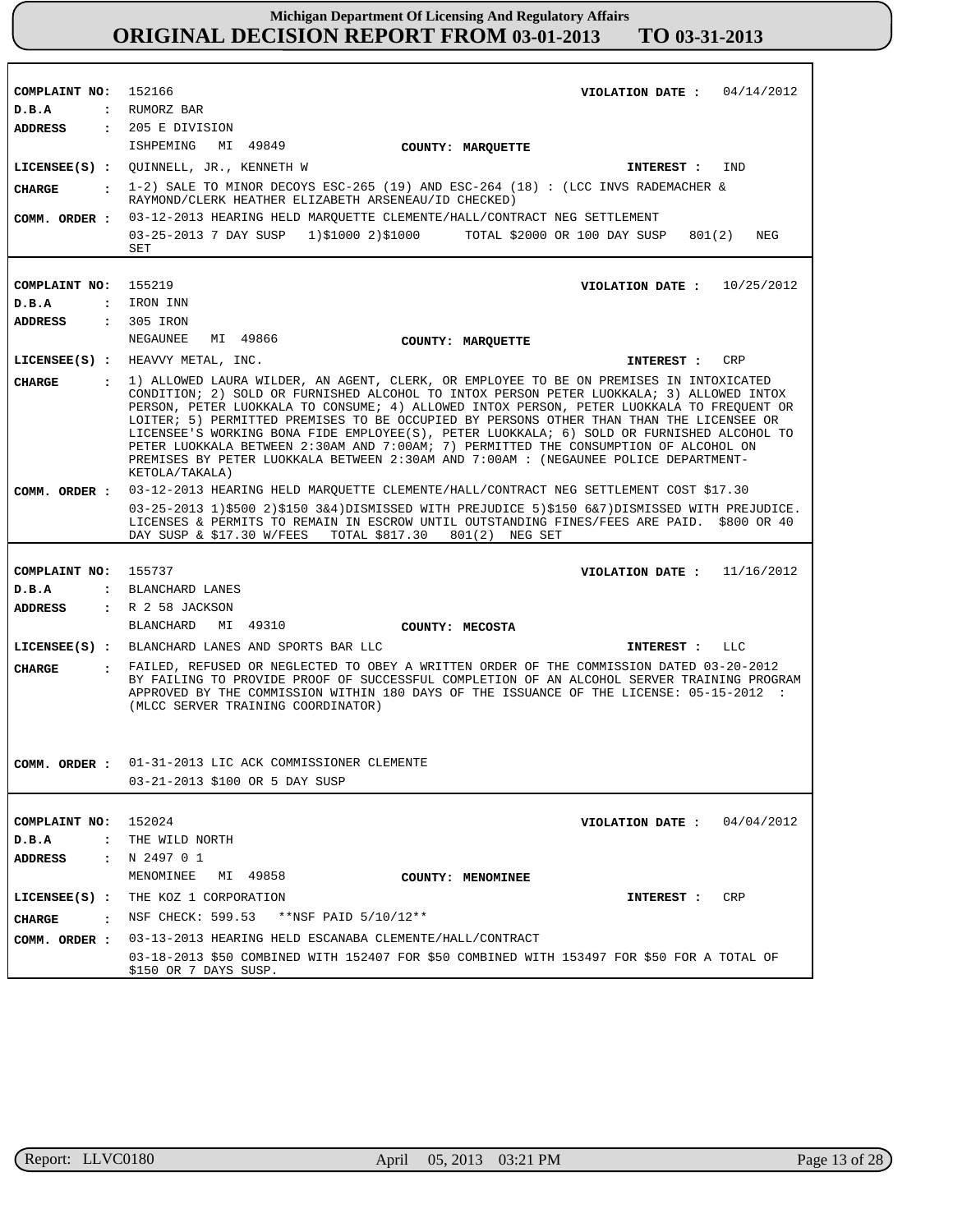# Michigan Department Of Licensing And Regulatory Affairs
## ORIGINAL DECISION REPORT FROM 03-01-2013 TO 03-31-2013

---

**COMPLAINT NO:** 152166 **VIOLATION DATE :** 04/14/2012
**D.B.A :** RUMORZ BAR
**ADDRESS :** 205 E DIVISION
ISHPEMING MI 49849 **COUNTY: MARQUETTE**
**LICENSEE(S) :** QUINNELL, JR., KENNETH W **INTEREST :** IND
**CHARGE :** 1-2) SALE TO MINOR DECOYS ESC-265 (19) AND ESC-264 (18) : (LCC INVS RADEMACHER & RAYMOND/CLERK HEATHER ELIZABETH ARSENEAU/ID CHECKED)
**COMM. ORDER :** 03-12-2013 HEARING HELD MARQUETTE CLEMENTE/HALL/CONTRACT NEG SETTLEMENT
03-25-2013 7 DAY SUSP 1)$1000 2)$1000 TOTAL $2000 OR 100 DAY SUSP 801(2) NEG SET

---

**COMPLAINT NO:** 155219 **VIOLATION DATE :** 10/25/2012
**D.B.A :** IRON INN
**ADDRESS :** 305 IRON
NEGAUNEE MI 49866 **COUNTY: MARQUETTE**
**LICENSEE(S) :** HEAVVY METAL, INC. **INTEREST :** CRP
**CHARGE :** 1) ALLOWED LAURA WILDER, AN AGENT, CLERK, OR EMPLOYEE TO BE ON PREMISES IN INTOXICATED CONDITION; 2) SOLD OR FURNISHED ALCOHOL TO INTOX PERSON PETER LUOKKALA; 3) ALLOWED INTOX PERSON, PETER LUOKKALA TO CONSUME; 4) ALLOWED INTOX PERSON, PETER LUOKKALA TO FREQUENT OR LOITER; 5) PERMITTED PREMISES TO BE OCCUPIED BY PERSONS OTHER THAN THAN THE LICENSEE OR LICENSEE'S WORKING BONA FIDE EMPLOYEE(S), PETER LUOKKALA; 6) SOLD OR FURNISHED ALCOHOL TO PETER LUOKKALA BETWEEN 2:30AM AND 7:00AM; 7) PERMITTED THE CONSUMPTION OF ALCOHOL ON PREMISES BY PETER LUOKKALA BETWEEN 2:30AM AND 7:00AM : (NEGAUNEE POLICE DEPARTMENT-KETOLA/TAKALA)
**COMM. ORDER :** 03-12-2013 HEARING HELD MARQUETTE CLEMENTE/HALL/CONTRACT NEG SETTLEMENT COST $17.30
03-25-2013 1)$500 2)$150 3&4)DISMISSED WITH PREJUDICE 5)$150 6&7)DISMISSED WITH PREJUDICE. LICENSES & PERMITS TO REMAIN IN ESCROW UNTIL OUTSTANDING FINES/FEES ARE PAID. $800 OR 40 DAY SUSP & $17.30 W/FEES TOTAL $817.30 801(2) NEG SET

---

**COMPLAINT NO:** 155737 **VIOLATION DATE :** 11/16/2012
**D.B.A :** BLANCHARD LANES
**ADDRESS :** R 2 58 JACKSON
BLANCHARD MI 49310 **COUNTY: MECOSTA**
**LICENSEE(S) :** BLANCHARD LANES AND SPORTS BAR LLC **INTEREST :** LLC
**CHARGE :** FAILED, REFUSED OR NEGLECTED TO OBEY A WRITTEN ORDER OF THE COMMISSION DATED 03-20-2012 BY FAILING TO PROVIDE PROOF OF SUCCESSFUL COMPLETION OF AN ALCOHOL SERVER TRAINING PROGRAM APPROVED BY THE COMMISSION WITHIN 180 DAYS OF THE ISSUANCE OF THE LICENSE: 05-15-2012 : (MLCC SERVER TRAINING COORDINATOR)
**COMM. ORDER :** 01-31-2013 LIC ACK COMMISSIONER CLEMENTE
03-21-2013 $100 OR 5 DAY SUSP

---

**COMPLAINT NO:** 152024 **VIOLATION DATE :** 04/04/2012
**D.B.A :** THE WILD NORTH
**ADDRESS :** N 2497 0 1
MENOMINEE MI 49858 **COUNTY: MENOMINEE**
**LICENSEE(S) :** THE KOZ 1 CORPORATION **INTEREST :** CRP
**CHARGE :** NSF CHECK: 599.53 **NSF PAID 5/10/12**
**COMM. ORDER :** 03-13-2013 HEARING HELD ESCANABA CLEMENTE/HALL/CONTRACT
03-18-2013 $50 COMBINED WITH 152407 FOR $50 COMBINED WITH 153497 FOR $50 FOR A TOTAL OF $150 OR 7 DAYS SUSP.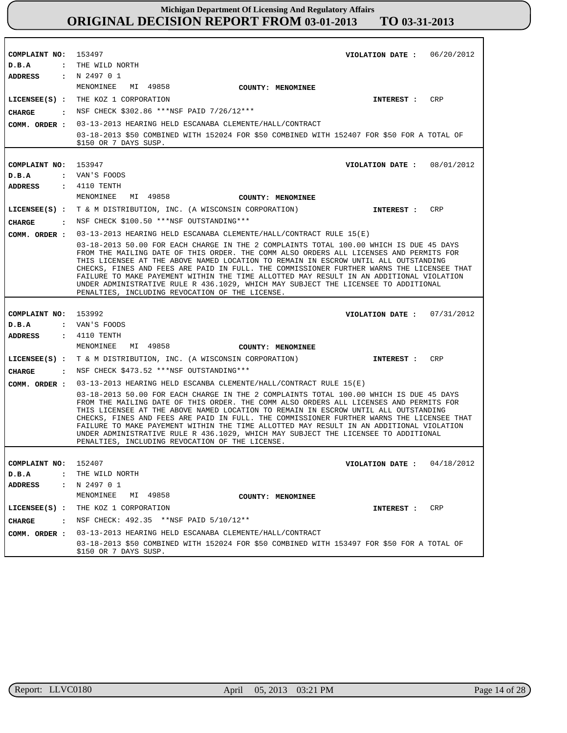**Michigan Department Of Licensing And Regulatory Affairs**
**ORIGINAL DECISION REPORT FROM 03-01-2013 TO 03-31-2013**

**COMPLAINT NO:** 153497 **VIOLATION DATE :** 06/20/2012
**D.B.A :** THE WILD NORTH
**ADDRESS :** N 2497 0 1
MENOMINEE MI 49858 **COUNTY: MENOMINEE**
**LICENSEE(S) :** THE KOZ 1 CORPORATION **INTEREST :** CRP
**CHARGE :** NSF CHECK $302.86 ***NSF PAID 7/26/12***
**COMM. ORDER :** 03-13-2013 HEARING HELD ESCANABA CLEMENTE/HALL/CONTRACT
03-18-2013 $50 COMBINED WITH 152024 FOR $50 COMBINED WITH 152407 FOR $50 FOR A TOTAL OF $150 OR 7 DAYS SUSP.

---

**COMPLAINT NO:** 153947 **VIOLATION DATE :** 08/01/2012
**D.B.A :** VAN'S FOODS
**ADDRESS :** 4110 TENTH
MENOMINEE MI 49858 **COUNTY: MENOMINEE**
**LICENSEE(S) :** T & M DISTRIBUTION, INC. (A WISCONSIN CORPORATION) **INTEREST :** CRP
**CHARGE :** NSF CHECK $100.50 ***NSF OUTSTANDING***
**COMM. ORDER :** 03-13-2013 HEARING HELD ESCANABA CLEMENTE/HALL/CONTRACT RULE 15(E)
03-18-2013 50.00 FOR EACH CHARGE IN THE 2 COMPLAINTS TOTAL 100.00 WHICH IS DUE 45 DAYS FROM THE MAILING DATE OF THIS ORDER. THE COMM ALSO ORDERS ALL LICENSES AND PERMITS FOR THIS LICENSEE AT THE ABOVE NAMED LOCATION TO REMAIN IN ESCROW UNTIL ALL OUTSTANDING CHECKS, FINES AND FEES ARE PAID IN FULL. THE COMMISSIONER FURTHER WARNS THE LICENSEE THAT FAILURE TO MAKE PAYEMENT WITHIN THE TIME ALLOTTED MAY RESULT IN AN ADDITIONAL VIOLATION UNDER ADMINISTRATIVE RULE R 436.1029, WHICH MAY SUBJECT THE LICENSEE TO ADDITIONAL PENALTIES, INCLUDING REVOCATION OF THE LICENSE.

---

**COMPLAINT NO:** 153992 **VIOLATION DATE :** 07/31/2012
**D.B.A :** VAN'S FOODS
**ADDRESS :** 4110 TENTH
MENOMINEE MI 49858 **COUNTY: MENOMINEE**
**LICENSEE(S) :** T & M DISTRIBUTION, INC. (A WISCONSIN CORPORATION) **INTEREST :** CRP
**CHARGE :** NSF CHECK $473.52 ***NSF OUTSTANDING***
**COMM. ORDER :** 03-13-2013 HEARING HELD ESCANBA CLEMENTE/HALL/CONTRACT RULE 15(E)
03-18-2013 50.00 FOR EACH CHARGE IN THE 2 COMPLAINTS TOTAL 100.00 WHICH IS DUE 45 DAYS FROM THE MAILING DATE OF THIS ORDER. THE COMM ALSO ORDERS ALL LICENSES AND PERMITS FOR THIS LICENSEE AT THE ABOVE NAMED LOCATION TO REMAIN IN ESCROW UNTIL ALL OUTSTANDING CHECKS, FINES AND FEES ARE PAID IN FULL. THE COMMISSIONER FURTHER WARNS THE LICENSEE THAT FAILURE TO MAKE PAYEMENT WITHIN THE TIME ALLOTTED MAY RESULT IN AN ADDITIONAL VIOLATION UNDER ADMINISTRATIVE RULE R 436.1029, WHICH MAY SUBJECT THE LICENSEE TO ADDITIONAL PENALTIES, INCLUDING REVOCATION OF THE LICENSE.

---

**COMPLAINT NO:** 152407 **VIOLATION DATE :** 04/18/2012
**D.B.A :** THE WILD NORTH
**ADDRESS :** N 2497 0 1
MENOMINEE MI 49858 **COUNTY: MENOMINEE**
**LICENSEE(S) :** THE KOZ 1 CORPORATION **INTEREST :** CRP
**CHARGE :** NSF CHECK: 492.35 **NSF PAID 5/10/12**
**COMM. ORDER :** 03-13-2013 HEARING HELD ESCANABA CLEMENTE/HALL/CONTRACT
03-18-2013 $50 COMBINED WITH 152024 FOR $50 COMBINED WITH 153497 FOR $50 FOR A TOTAL OF $150 OR 7 DAYS SUSP.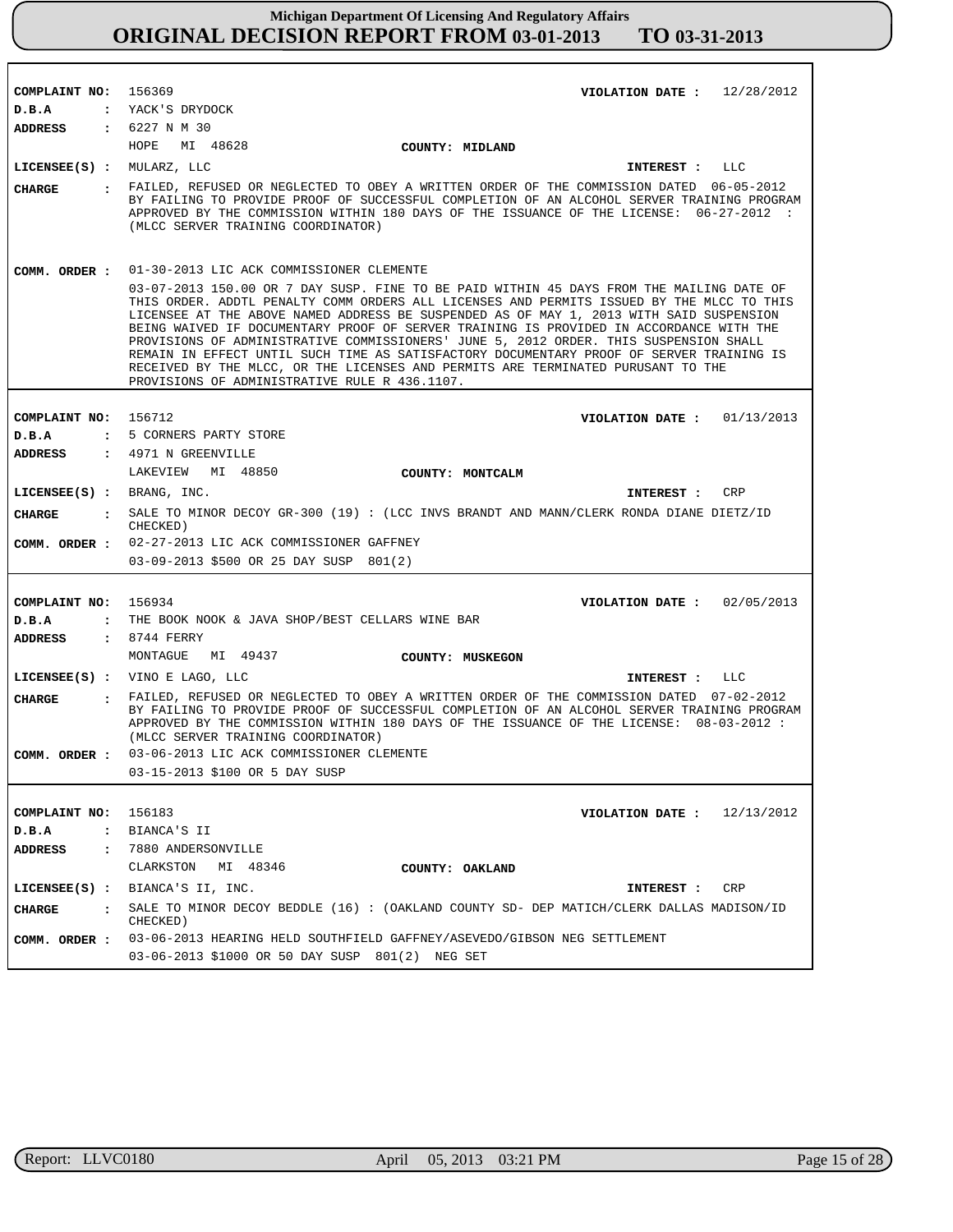**COMPLAINT NO:** 156369 **VIOLATION DATE :** 12/28/2012

**D.B.A :** YACK'S DRYDOCK

**ADDRESS :** 6227 N M 30
HOPE MI 48628 **COUNTY: MIDLAND**

**LICENSEE(S) :** MULARZ, LLC **INTEREST :** LLC

**CHARGE :** FAILED, REFUSED OR NEGLECTED TO OBEY A WRITTEN ORDER OF THE COMMISSION DATED 06-05-2012 BY FAILING TO PROVIDE PROOF OF SUCCESSFUL COMPLETION OF AN ALCOHOL SERVER TRAINING PROGRAM APPROVED BY THE COMMISSION WITHIN 180 DAYS OF THE ISSUANCE OF THE LICENSE: 06-27-2012 : (MLCC SERVER TRAINING COORDINATOR)

**COMM. ORDER :** 01-30-2013 LIC ACK COMMISSIONER CLEMENTE

03-07-2013 150.00 OR 7 DAY SUSP. FINE TO BE PAID WITHIN 45 DAYS FROM THE MAILING DATE OF THIS ORDER. ADDTL PENALTY COMM ORDERS ALL LICENSES AND PERMITS ISSUED BY THE MLCC TO THIS LICENSEE AT THE ABOVE NAMED ADDRESS BE SUSPENDED AS OF MAY 1, 2013 WITH SAID SUSPENSION BEING WAIVED IF DOCUMENTARY PROOF OF SERVER TRAINING IS PROVIDED IN ACCORDANCE WITH THE PROVISIONS OF ADMINISTRATIVE COMMISSIONERS' JUNE 5, 2012 ORDER. THIS SUSPENSION SHALL REMAIN IN EFFECT UNTIL SUCH TIME AS SATISFACTORY DOCUMENTARY PROOF OF SERVER TRAINING IS RECEIVED BY THE MLCC, OR THE LICENSES AND PERMITS ARE TERMINATED PURUSANT TO THE PROVISIONS OF ADMINISTRATIVE RULE R 436.1107.

---

**COMPLAINT NO:** 156712 **VIOLATION DATE :** 01/13/2013

**D.B.A :** 5 CORNERS PARTY STORE

**ADDRESS :** 4971 N GREENVILLE
LAKEVIEW MI 48850 **COUNTY: MONTCALM**

**LICENSEE(S) :** BRANG, INC. **INTEREST :** CRP

**CHARGE :** SALE TO MINOR DECOY GR-300 (19) : (LCC INVS BRANDT AND MANN/CLERK RONDA DIANE DIETZ/ID CHECKED)

**COMM. ORDER :** 02-27-2013 LIC ACK COMMISSIONER GAFFNEY

03-09-2013 $500 OR 25 DAY SUSP 801(2)

---

**COMPLAINT NO:** 156934 **VIOLATION DATE :** 02/05/2013

**D.B.A :** THE BOOK NOOK & JAVA SHOP/BEST CELLARS WINE BAR

**ADDRESS :** 8744 FERRY
MONTAGUE MI 49437 **COUNTY: MUSKEGON**

**LICENSEE(S) :** VINO E LAGO, LLC **INTEREST :** LLC

**CHARGE :** FAILED, REFUSED OR NEGLECTED TO OBEY A WRITTEN ORDER OF THE COMMISSION DATED 07-02-2012 BY FAILING TO PROVIDE PROOF OF SUCCESSFUL COMPLETION OF AN ALCOHOL SERVER TRAINING PROGRAM APPROVED BY THE COMMISSION WITHIN 180 DAYS OF THE ISSUANCE OF THE LICENSE: 08-03-2012 : (MLCC SERVER TRAINING COORDINATOR)

**COMM. ORDER :** 03-06-2013 LIC ACK COMMISSIONER CLEMENTE

03-15-2013 $100 OR 5 DAY SUSP

---

**COMPLAINT NO:** 156183 **VIOLATION DATE :** 12/13/2012

**D.B.A :** BIANCA'S II

**ADDRESS :** 7880 ANDERSONVILLE
CLARKSTON MI 48346 **COUNTY: OAKLAND**

**LICENSEE(S) :** BIANCA'S II, INC. **INTEREST :** CRP

**CHARGE :** SALE TO MINOR DECOY BEDDLE (16) : (OAKLAND COUNTY SD- DEP MATICH/CLERK DALLAS MADISON/ID CHECKED)

**COMM. ORDER :** 03-06-2013 HEARING HELD SOUTHFIELD GAFFNEY/ASEVEDO/GIBSON NEG SETTLEMENT

03-06-2013 $1000 OR 50 DAY SUSP 801(2) NEG SET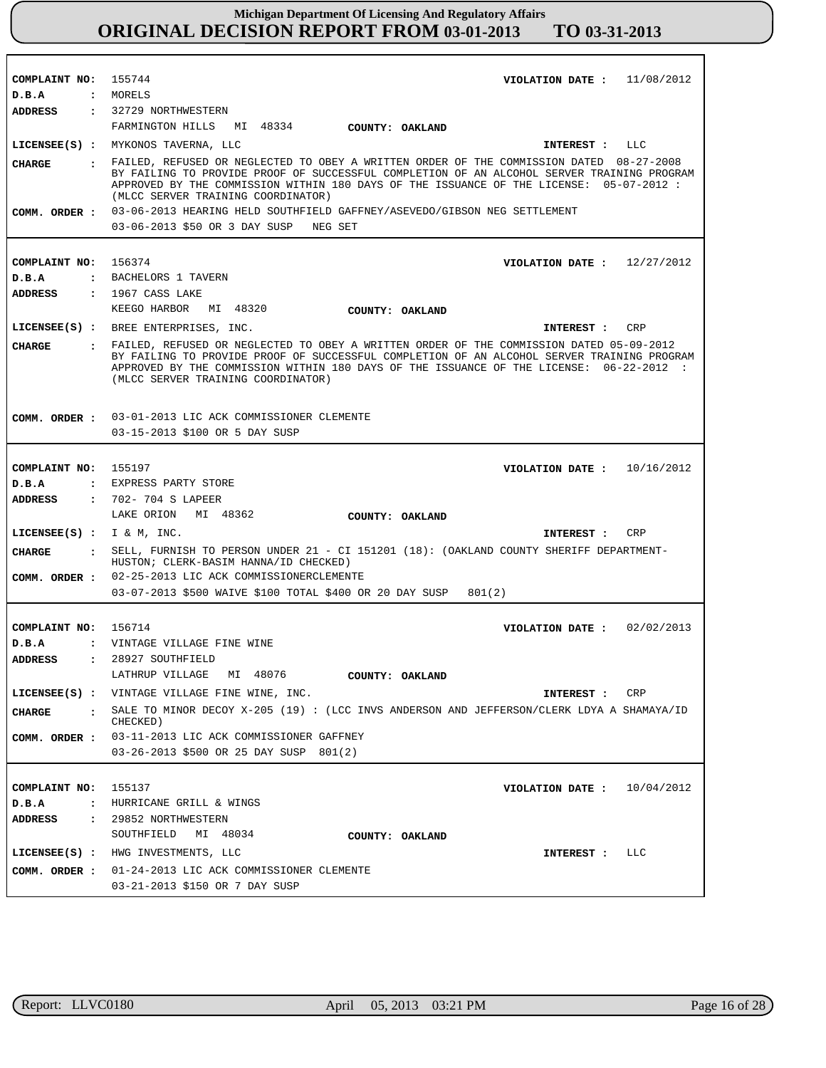| | |
|---|---|
| **COMPLAINT NO:** | 155744 |
| **VIOLATION DATE :** | 11/08/2012 |
| **D.B.A :** | MORELS |
| **ADDRESS :** | 32729 NORTHWESTERN<br>FARMINGTON HILLS MI 48334 |
| **COUNTY:** | OAKLAND |
| **LICENSEE(S) :** | MYKONOS TAVERNA, LLC |
| **INTEREST :** | LLC |
| **CHARGE :** | FAILED, REFUSED OR NEGLECTED TO OBEY A WRITTEN ORDER OF THE COMMISSION DATED 08-27-2008 BY FAILING TO PROVIDE PROOF OF SUCCESSFUL COMPLETION OF AN ALCOHOL SERVER TRAINING PROGRAM APPROVED BY THE COMMISSION WITHIN 180 DAYS OF THE ISSUANCE OF THE LICENSE: 05-07-2012 : (MLCC SERVER TRAINING COORDINATOR) |
| **COMM. ORDER :** | 03-06-2013 HEARING HELD SOUTHFIELD GAFFNEY/ASEVEDO/GIBSON NEG SETTLEMENT<br>03-06-2013 $50 OR 3 DAY SUSP NEG SET |

| | |
|---|---|
| **COMPLAINT NO:** | 156374 |
| **VIOLATION DATE :** | 12/27/2012 |
| **D.B.A :** | BACHELORS 1 TAVERN |
| **ADDRESS :** | 1967 CASS LAKE<br>KEEGO HARBOR MI 48320 |
| **COUNTY:** | OAKLAND |
| **LICENSEE(S) :** | BREE ENTERPRISES, INC. |
| **INTEREST :** | CRP |
| **CHARGE :** | FAILED, REFUSED OR NEGLECTED TO OBEY A WRITTEN ORDER OF THE COMMISSION DATED 05-09-2012 BY FAILING TO PROVIDE PROOF OF SUCCESSFUL COMPLETION OF AN ALCOHOL SERVER TRAINING PROGRAM APPROVED BY THE COMMISSION WITHIN 180 DAYS OF THE ISSUANCE OF THE LICENSE: 06-22-2012 : (MLCC SERVER TRAINING COORDINATOR) |
| **COMM. ORDER :** | 03-01-2013 LIC ACK COMMISSIONER CLEMENTE<br>03-15-2013 $100 OR 5 DAY SUSP |

| | |
|---|---|
| **COMPLAINT NO:** | 155197 |
| **VIOLATION DATE :** | 10/16/2012 |
| **D.B.A :** | EXPRESS PARTY STORE |
| **ADDRESS :** | 702- 704 S LAPEER<br>LAKE ORION MI 48362 |
| **COUNTY:** | OAKLAND |
| **LICENSEE(S) :** | I & M, INC. |
| **INTEREST :** | CRP |
| **CHARGE :** | SELL, FURNISH TO PERSON UNDER 21 - CI 151201 (18): (OAKLAND COUNTY SHERIFF DEPARTMENT-HUSTON; CLERK-BASIM HANNA/ID CHECKED) |
| **COMM. ORDER :** | 02-25-2013 LIC ACK COMMISSIONERCLEMENTE<br>03-07-2013 $500 WAIVE $100 TOTAL $400 OR 20 DAY SUSP 801(2) |

| | |
|---|---|
| **COMPLAINT NO:** | 156714 |
| **VIOLATION DATE :** | 02/02/2013 |
| **D.B.A :** | VINTAGE VILLAGE FINE WINE |
| **ADDRESS :** | 28927 SOUTHFIELD<br>LATHRUP VILLAGE MI 48076 |
| **COUNTY:** | OAKLAND |
| **LICENSEE(S) :** | VINTAGE VILLAGE FINE WINE, INC. |
| **INTEREST :** | CRP |
| **CHARGE :** | SALE TO MINOR DECOY X-205 (19) : (LCC INVS ANDERSON AND JEFFERSON/CLERK LDYA A SHAMAYA/ID CHECKED) |
| **COMM. ORDER :** | 03-11-2013 LIC ACK COMMISSIONER GAFFNEY<br>03-26-2013 $500 OR 25 DAY SUSP 801(2) |

| | |
|---|---|
| **COMPLAINT NO:** | 155137 |
| **VIOLATION DATE :** | 10/04/2012 |
| **D.B.A :** | HURRICANE GRILL & WINGS |
| **ADDRESS :** | 29852 NORTHWESTERN<br>SOUTHFIELD MI 48034 |
| **COUNTY:** | OAKLAND |
| **LICENSEE(S) :** | HWG INVESTMENTS, LLC |
| **INTEREST :** | LLC |
| **COMM. ORDER :** | 01-24-2013 LIC ACK COMMISSIONER CLEMENTE<br>03-21-2013 $150 OR 7 DAY SUSP |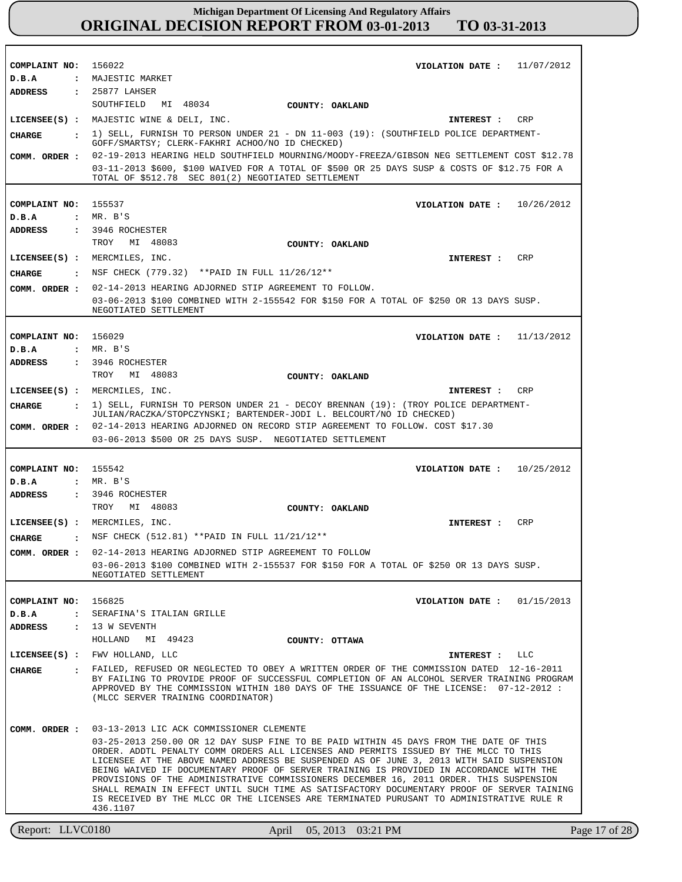# Michigan Department Of Licensing And Regulatory Affairs
## ORIGINAL DECISION REPORT FROM 03-01-2013 TO 03-31-2013

**COMPLAINT NO:** 156022 **VIOLATION DATE :** 11/07/2012
**D.B.A :** MAJESTIC MARKET
**ADDRESS :** 25877 LAHSER
SOUTHFIELD MI 48034 **COUNTY: OAKLAND**
**LICENSEE(S) :** MAJESTIC WINE & DELI, INC. **INTEREST :** CRP
**CHARGE :** 1) SELL, FURNISH TO PERSON UNDER 21 - DN 11-003 (19): (SOUTHFIELD POLICE DEPARTMENT-GOFF/SMARTSY; CLERK-FAKHRI ACHOO/NO ID CHECKED)
**COMM. ORDER :** 02-19-2013 HEARING HELD SOUTHFIELD MOURNING/MOODY-FREEZA/GIBSON NEG SETTLEMENT COST $12.78
03-11-2013 $600, $100 WAIVED FOR A TOTAL OF $500 OR 25 DAYS SUSP & COSTS OF $12.75 FOR A TOTAL OF $512.78 SEC 801(2) NEGOTIATED SETTLEMENT

---

**COMPLAINT NO:** 155537 **VIOLATION DATE :** 10/26/2012
**D.B.A :** MR. B'S
**ADDRESS :** 3946 ROCHESTER
TROY MI 48083 **COUNTY: OAKLAND**
**LICENSEE(S) :** MERCMILES, INC. **INTEREST :** CRP
**CHARGE :** NSF CHECK (779.32) **PAID IN FULL 11/26/12**
**COMM. ORDER :** 02-14-2013 HEARING ADJORNED STIP AGREEMENT TO FOLLOW.
03-06-2013 $100 COMBINED WITH 2-155542 FOR $150 FOR A TOTAL OF $250 OR 13 DAYS SUSP. NEGOTIATED SETTLEMENT

---

**COMPLAINT NO:** 156029 **VIOLATION DATE :** 11/13/2012
**D.B.A :** MR. B'S
**ADDRESS :** 3946 ROCHESTER
TROY MI 48083 **COUNTY: OAKLAND**
**LICENSEE(S) :** MERCMILES, INC. **INTEREST :** CRP
**CHARGE :** 1) SELL, FURNISH TO PERSON UNDER 21 - DECOY BRENNAN (19): (TROY POLICE DEPARTMENT-JULIAN/RACZKA/STOPCZYNSKI; BARTENDER-JODI L. BELCOURT/NO ID CHECKED)
**COMM. ORDER :** 02-14-2013 HEARING ADJORNED ON RECORD STIP AGREEMENT TO FOLLOW. COST $17.30
03-06-2013 $500 OR 25 DAYS SUSP. NEGOTIATED SETTLEMENT

---

**COMPLAINT NO:** 155542 **VIOLATION DATE :** 10/25/2012
**D.B.A :** MR. B'S
**ADDRESS :** 3946 ROCHESTER
TROY MI 48083 **COUNTY: OAKLAND**
**LICENSEE(S) :** MERCMILES, INC. **INTEREST :** CRP
**CHARGE :** NSF CHECK (512.81) **PAID IN FULL 11/21/12**
**COMM. ORDER :** 02-14-2013 HEARING ADJORNED STIP AGREEMENT TO FOLLOW
03-06-2013 $100 COMBINED WITH 2-155537 FOR $150 FOR A TOTAL OF $250 OR 13 DAYS SUSP. NEGOTIATED SETTLEMENT

---

**COMPLAINT NO:** 156825 **VIOLATION DATE :** 01/15/2013
**D.B.A :** SERAFINA'S ITALIAN GRILLE
**ADDRESS :** 13 W SEVENTH
HOLLAND MI 49423 **COUNTY: OTTAWA**
**LICENSEE(S) :** FWV HOLLAND, LLC **INTEREST :** LLC
**CHARGE :** FAILED, REFUSED OR NEGLECTED TO OBEY A WRITTEN ORDER OF THE COMMISSION DATED 12-16-2011 BY FAILING TO PROVIDE PROOF OF SUCCESSFUL COMPLETION OF AN ALCOHOL SERVER TRAINING PROGRAM APPROVED BY THE COMMISSION WITHIN 180 DAYS OF THE ISSUANCE OF THE LICENSE: 07-12-2012 : (MLCC SERVER TRAINING COORDINATOR)
**COMM. ORDER :** 03-13-2013 LIC ACK COMMISSIONER CLEMENTE
03-25-2013 250.00 OR 12 DAY SUSP FINE TO BE PAID WITHIN 45 DAYS FROM THE DATE OF THIS ORDER. ADDTL PENALTY COMM ORDERS ALL LICENSES AND PERMITS ISSUED BY THE MLCC TO THIS LICENSEE AT THE ABOVE NAMED ADDRESS BE SUSPENDED AS OF JUNE 3, 2013 WITH SAID SUSPENSION BEING WAIVED IF DOCUMENTARY PROOF OF SERVER TRAINING IS PROVIDED IN ACCORDANCE WITH THE PROVISIONS OF THE ADMINISTRATIVE COMMISSIONERS DECEMBER 16, 2011 ORDER. THIS SUSPENSION SHALL REMAIN IN EFFECT UNTIL SUCH TIME AS SATISFACTORY DOCUMENTARY PROOF OF SERVER TAINING IS RECEIVED BY THE MLCC OR THE LICENSES ARE TERMINATED PURUSANT TO ADMINISTRATIVE RULE R 436.1107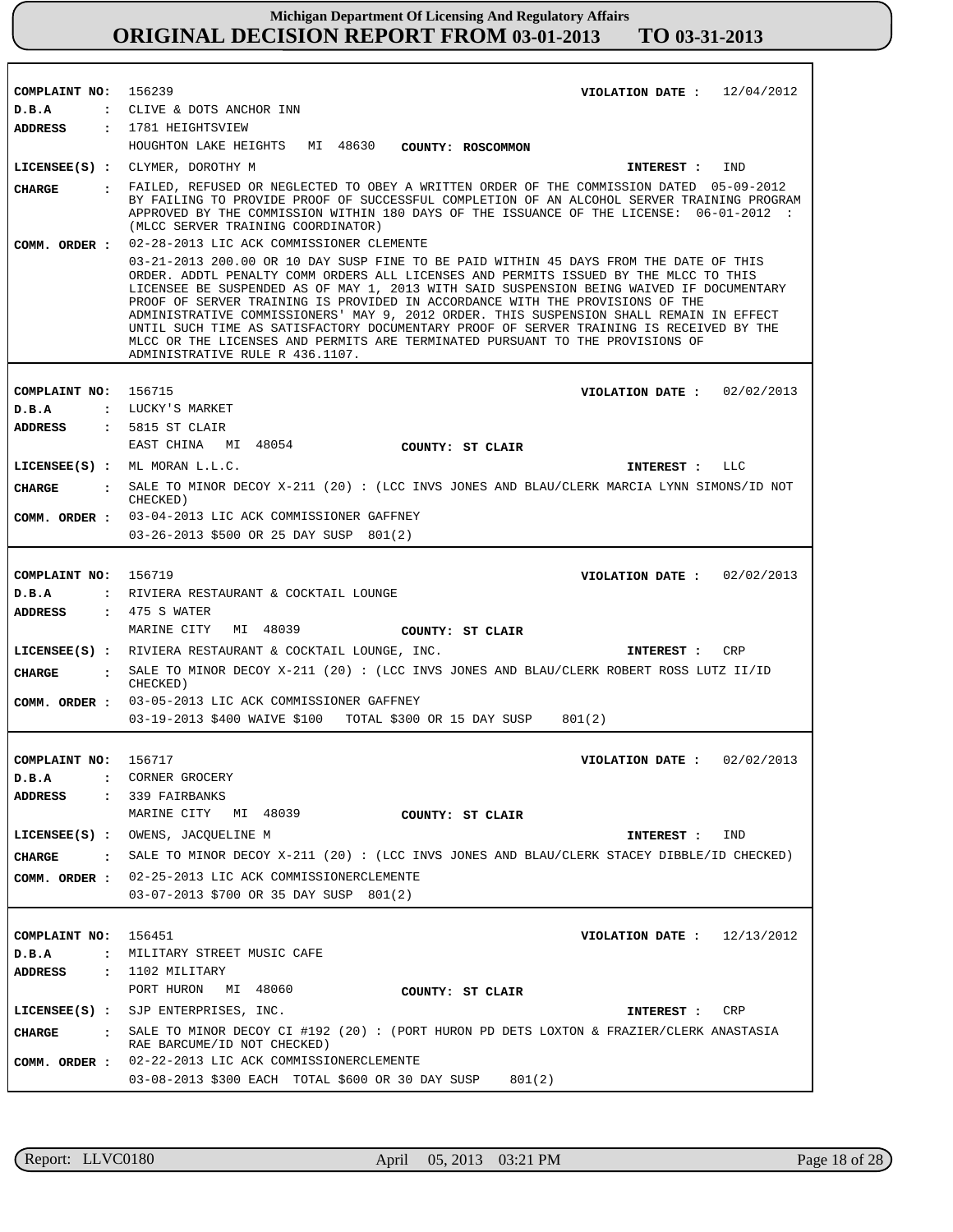# Michigan Department Of Licensing And Regulatory Affairs
## ORIGINAL DECISION REPORT FROM 03-01-2013 TO 03-31-2013

**COMPLAINT NO:** 156239 **VIOLATION DATE :** 12/04/2012
**D.B.A :** CLIVE & DOTS ANCHOR INN
**ADDRESS :** 1781 HEIGHTSVIEW
HOUGHTON LAKE HEIGHTS MI 48630 **COUNTY: ROSCOMMON**
**LICENSEE(S) :** CLYMER, DOROTHY M **INTEREST :** IND
**CHARGE :** FAILED, REFUSED OR NEGLECTED TO OBEY A WRITTEN ORDER OF THE COMMISSION DATED 05-09-2012 BY FAILING TO PROVIDE PROOF OF SUCCESSFUL COMPLETION OF AN ALCOHOL SERVER TRAINING PROGRAM APPROVED BY THE COMMISSION WITHIN 180 DAYS OF THE ISSUANCE OF THE LICENSE: 06-01-2012 : (MLCC SERVER TRAINING COORDINATOR)
**COMM. ORDER :** 02-28-2013 LIC ACK COMMISSIONER CLEMENTE
03-21-2013 200.00 OR 10 DAY SUSP FINE TO BE PAID WITHIN 45 DAYS FROM THE DATE OF THIS ORDER. ADDTL PENALTY COMM ORDERS ALL LICENSES AND PERMITS ISSUED BY THE MLCC TO THIS LICENSEE BE SUSPENDED AS OF MAY 1, 2013 WITH SAID SUSPENSION BEING WAIVED IF DOCUMENTARY PROOF OF SERVER TRAINING IS PROVIDED IN ACCORDANCE WITH THE PROVISIONS OF THE ADMINISTRATIVE COMMISSIONERS' MAY 9, 2012 ORDER. THIS SUSPENSION SHALL REMAIN IN EFFECT UNTIL SUCH TIME AS SATISFACTORY DOCUMENTARY PROOF OF SERVER TRAINING IS RECEIVED BY THE MLCC OR THE LICENSES AND PERMITS ARE TERMINATED PURSUANT TO THE PROVISIONS OF ADMINISTRATIVE RULE R 436.1107.

---

**COMPLAINT NO:** 156715 **VIOLATION DATE :** 02/02/2013
**D.B.A :** LUCKY'S MARKET
**ADDRESS :** 5815 ST CLAIR
EAST CHINA MI 48054 **COUNTY: ST CLAIR**
**LICENSEE(S) :** ML MORAN L.L.C. **INTEREST :** LLC
**CHARGE :** SALE TO MINOR DECOY X-211 (20) : (LCC INVS JONES AND BLAU/CLERK MARCIA LYNN SIMONS/ID NOT CHECKED)
**COMM. ORDER :** 03-04-2013 LIC ACK COMMISSIONER GAFFNEY
03-26-2013 $500 OR 25 DAY SUSP 801(2)

---

**COMPLAINT NO:** 156719 **VIOLATION DATE :** 02/02/2013
**D.B.A :** RIVIERA RESTAURANT & COCKTAIL LOUNGE
**ADDRESS :** 475 S WATER
MARINE CITY MI 48039 **COUNTY: ST CLAIR**
**LICENSEE(S) :** RIVIERA RESTAURANT & COCKTAIL LOUNGE, INC. **INTEREST :** CRP
**CHARGE :** SALE TO MINOR DECOY X-211 (20) : (LCC INVS JONES AND BLAU/CLERK ROBERT ROSS LUTZ II/ID CHECKED)
**COMM. ORDER :** 03-05-2013 LIC ACK COMMISSIONER GAFFNEY
03-19-2013 $400 WAIVE $100 TOTAL $300 OR 15 DAY SUSP 801(2)

---

**COMPLAINT NO:** 156717 **VIOLATION DATE :** 02/02/2013
**D.B.A :** CORNER GROCERY
**ADDRESS :** 339 FAIRBANKS
MARINE CITY MI 48039 **COUNTY: ST CLAIR**
**LICENSEE(S) :** OWENS, JACQUELINE M **INTEREST :** IND
**CHARGE :** SALE TO MINOR DECOY X-211 (20) : (LCC INVS JONES AND BLAU/CLERK STACEY DIBBLE/ID CHECKED)
**COMM. ORDER :** 02-25-2013 LIC ACK COMMISSIONERCLEMENTE
03-07-2013 $700 OR 35 DAY SUSP 801(2)

---

**COMPLAINT NO:** 156451 **VIOLATION DATE :** 12/13/2012
**D.B.A :** MILITARY STREET MUSIC CAFE
**ADDRESS :** 1102 MILITARY
PORT HURON MI 48060 **COUNTY: ST CLAIR**
**LICENSEE(S) :** SJP ENTERPRISES, INC. **INTEREST :** CRP
**CHARGE :** SALE TO MINOR DECOY CI #192 (20) : (PORT HURON PD DETS LOXTON & FRAZIER/CLERK ANASTASIA RAE BARCUME/ID NOT CHECKED)
**COMM. ORDER :** 02-22-2013 LIC ACK COMMISSIONERCLEMENTE
03-08-2013 $300 EACH TOTAL $600 OR 30 DAY SUSP 801(2)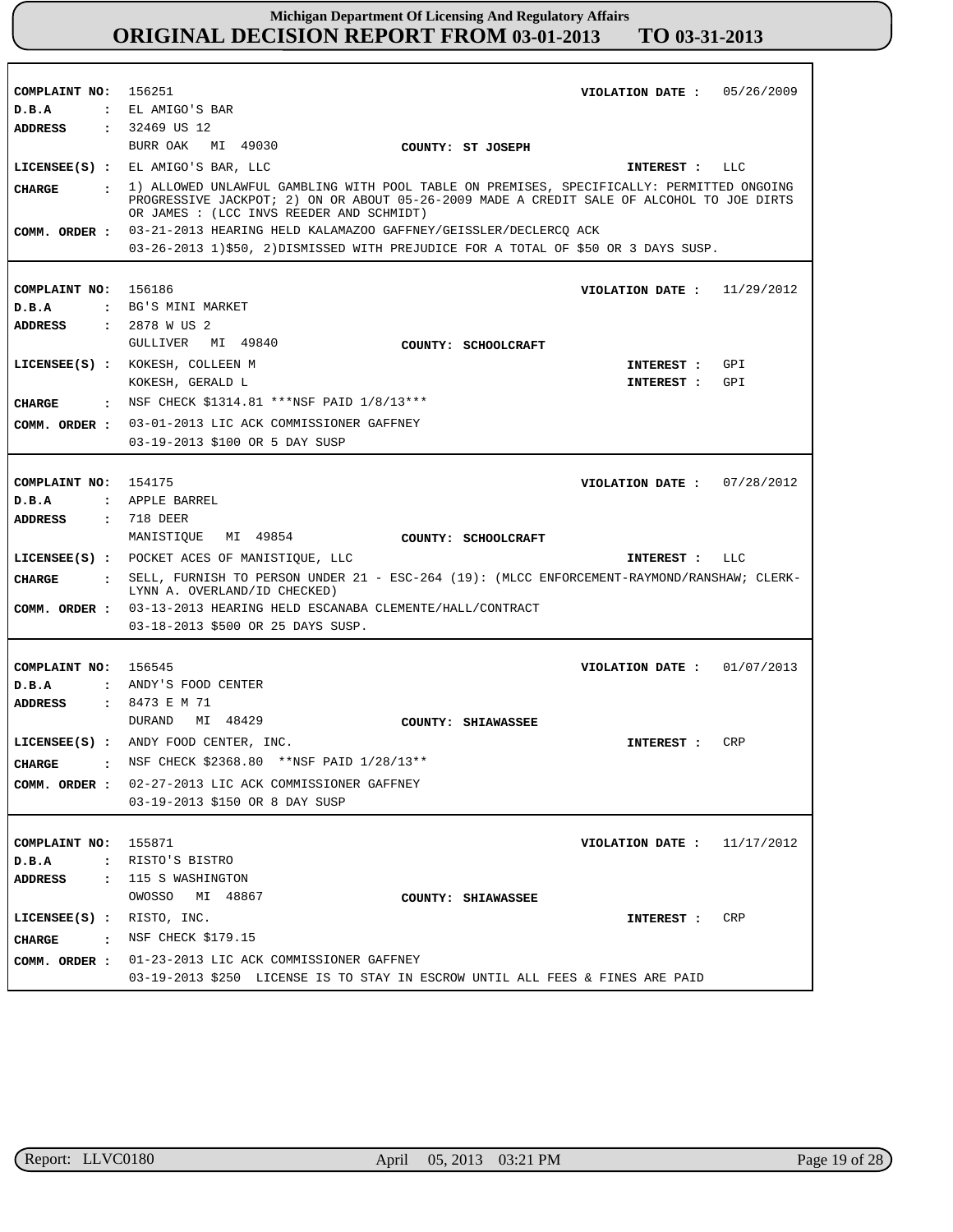# Michigan Department Of Licensing And Regulatory Affairs
## ORIGINAL DECISION REPORT FROM 03-01-2013 TO 03-31-2013

---

**COMPLAINT NO:** 156251  
**VIOLATION DATE :** 05/26/2009  
**D.B.A :** EL AMIGO'S BAR  
**ADDRESS :** 32469 US 12  
BURR OAK MI 49030  
**COUNTY:** ST JOSEPH  
**LICENSEE(S) :** EL AMIGO'S BAR, LLC  
**INTEREST :** LLC  
**CHARGE :** 1) ALLOWED UNLAWFUL GAMBLING WITH POOL TABLE ON PREMISES, SPECIFICALLY: PERMITTED ONGOING PROGRESSIVE JACKPOT; 2) ON OR ABOUT 05-26-2009 MADE A CREDIT SALE OF ALCOHOL TO JOE DIRTS OR JAMES : (LCC INVS REEDER AND SCHMIDT)  
**COMM. ORDER :** 03-21-2013 HEARING HELD KALAMAZOO GAFFNEY/GEISSLER/DECLERCQ ACK  
03-26-2013 1)$50, 2)DISMISSED WITH PREJUDICE FOR A TOTAL OF $50 OR 3 DAYS SUSP.

---

**COMPLAINT NO:** 156186  
**VIOLATION DATE :** 11/29/2012  
**D.B.A :** BG'S MINI MARKET  
**ADDRESS :** 2878 W US 2  
GULLIVER MI 49840  
**COUNTY:** SCHOOLCRAFT  
**LICENSEE(S) :** KOKESH, COLLEEN M — **INTEREST :** GPI  
KOKESH, GERALD L — **INTEREST :** GPI  
**CHARGE :** NSF CHECK $1314.81 ***NSF PAID 1/8/13***  
**COMM. ORDER :** 03-01-2013 LIC ACK COMMISSIONER GAFFNEY  
03-19-2013 $100 OR 5 DAY SUSP

---

**COMPLAINT NO:** 154175  
**VIOLATION DATE :** 07/28/2012  
**D.B.A :** APPLE BARREL  
**ADDRESS :** 718 DEER  
MANISTIQUE MI 49854  
**COUNTY:** SCHOOLCRAFT  
**LICENSEE(S) :** POCKET ACES OF MANISTIQUE, LLC  
**INTEREST :** LLC  
**CHARGE :** SELL, FURNISH TO PERSON UNDER 21 - ESC-264 (19): (MLCC ENFORCEMENT-RAYMOND/RANSHAW; CLERK-LYNN A. OVERLAND/ID CHECKED)  
**COMM. ORDER :** 03-13-2013 HEARING HELD ESCANABA CLEMENTE/HALL/CONTRACT  
03-18-2013 $500 OR 25 DAYS SUSP.

---

**COMPLAINT NO:** 156545  
**VIOLATION DATE :** 01/07/2013  
**D.B.A :** ANDY'S FOOD CENTER  
**ADDRESS :** 8473 E M 71  
DURAND MI 48429  
**COUNTY:** SHIAWASSEE  
**LICENSEE(S) :** ANDY FOOD CENTER, INC.  
**INTEREST :** CRP  
**CHARGE :** NSF CHECK $2368.80 **NSF PAID 1/28/13**  
**COMM. ORDER :** 02-27-2013 LIC ACK COMMISSIONER GAFFNEY  
03-19-2013 $150 OR 8 DAY SUSP

---

**COMPLAINT NO:** 155871  
**VIOLATION DATE :** 11/17/2012  
**D.B.A :** RISTO'S BISTRO  
**ADDRESS :** 115 S WASHINGTON  
OWOSSO MI 48867  
**COUNTY:** SHIAWASSEE  
**LICENSEE(S) :** RISTO, INC.  
**INTEREST :** CRP  
**CHARGE :** NSF CHECK $179.15  
**COMM. ORDER :** 01-23-2013 LIC ACK COMMISSIONER GAFFNEY  
03-19-2013 $250 LICENSE IS TO STAY IN ESCROW UNTIL ALL FEES & FINES ARE PAID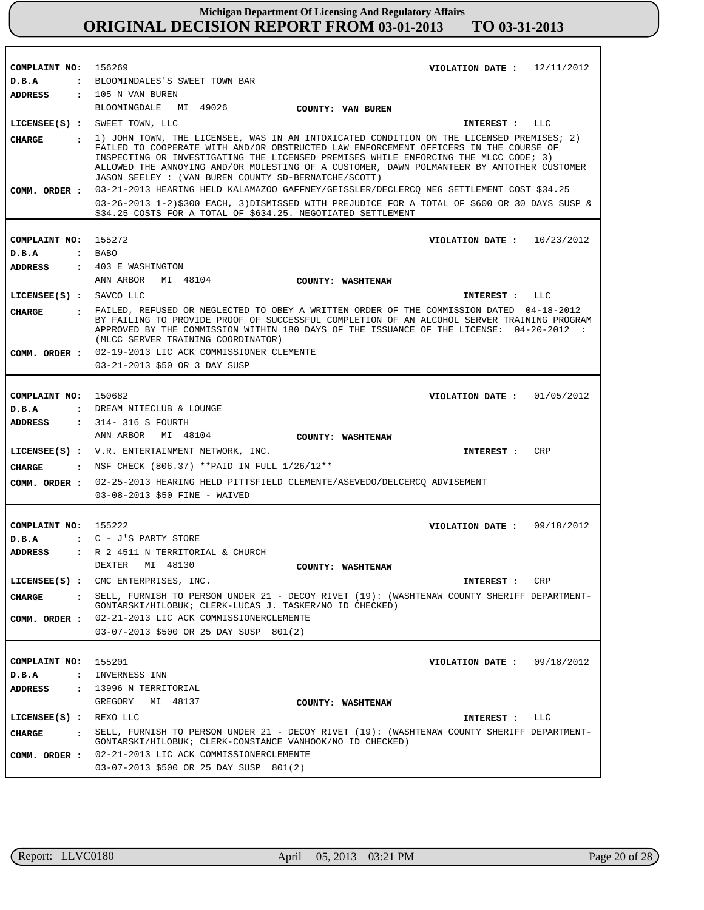# Michigan Department Of Licensing And Regulatory Affairs
## ORIGINAL DECISION REPORT FROM 03-01-2013 TO 03-31-2013

**COMPLAINT NO:** 156269 **VIOLATION DATE :** 12/11/2012
**D.B.A :** BLOOMINDALES'S SWEET TOWN BAR
**ADDRESS :** 105 N VAN BUREN
BLOOMINGDALE MI 49026 **COUNTY: VAN BUREN**
**LICENSEE(S) :** SWEET TOWN, LLC **INTEREST :** LLC
**CHARGE :** 1) JOHN TOWN, THE LICENSEE, WAS IN AN INTOXICATED CONDITION ON THE LICENSED PREMISES; 2) FAILED TO COOPERATE WITH AND/OR OBSTRUCTED LAW ENFORCEMENT OFFICERS IN THE COURSE OF INSPECTING OR INVESTIGATING THE LICENSED PREMISES WHILE ENFORCING THE MLCC CODE; 3) ALLOWED THE ANNOYING AND/OR MOLESTING OF A CUSTOMER, DAWN POLMANTEER BY ANTOTHER CUSTOMER JASON SEELEY : (VAN BUREN COUNTY SD-BERNATCHE/SCOTT)
**COMM. ORDER :** 03-21-2013 HEARING HELD KALAMAZOO GAFFNEY/GEISSLER/DECLERCQ NEG SETTLEMENT COST $34.25
03-26-2013 1-2)$300 EACH, 3)DISMISSED WITH PREJUDICE FOR A TOTAL OF $600 OR 30 DAYS SUSP & $34.25 COSTS FOR A TOTAL OF $634.25. NEGOTIATED SETTLEMENT

---

**COMPLAINT NO:** 155272 **VIOLATION DATE :** 10/23/2012
**D.B.A :** BABO
**ADDRESS :** 403 E WASHINGTON
ANN ARBOR MI 48104 **COUNTY: WASHTENAW**
**LICENSEE(S) :** SAVCO LLC **INTEREST :** LLC
**CHARGE :** FAILED, REFUSED OR NEGLECTED TO OBEY A WRITTEN ORDER OF THE COMMISSION DATED 04-18-2012 BY FAILING TO PROVIDE PROOF OF SUCCESSFUL COMPLETION OF AN ALCOHOL SERVER TRAINING PROGRAM APPROVED BY THE COMMISSION WITHIN 180 DAYS OF THE ISSUANCE OF THE LICENSE: 04-20-2012 : (MLCC SERVER TRAINING COORDINATOR)
**COMM. ORDER :** 02-19-2013 LIC ACK COMMISSIONER CLEMENTE
03-21-2013 $50 OR 3 DAY SUSP

---

**COMPLAINT NO:** 150682 **VIOLATION DATE :** 01/05/2012
**D.B.A :** DREAM NITECLUB & LOUNGE
**ADDRESS :** 314- 316 S FOURTH
ANN ARBOR MI 48104 **COUNTY: WASHTENAW**
**LICENSEE(S) :** V.R. ENTERTAINMENT NETWORK, INC. **INTEREST :** CRP
**CHARGE :** NSF CHECK (806.37) **PAID IN FULL 1/26/12**
**COMM. ORDER :** 02-25-2013 HEARING HELD PITTSFIELD CLEMENTE/ASEVEDO/DELCERCQ ADVISEMENT
03-08-2013 $50 FINE - WAIVED

---

**COMPLAINT NO:** 155222 **VIOLATION DATE :** 09/18/2012
**D.B.A :** C - J'S PARTY STORE
**ADDRESS :** R 2 4511 N TERRITORIAL & CHURCH
DEXTER MI 48130 **COUNTY: WASHTENAW**
**LICENSEE(S) :** CMC ENTERPRISES, INC. **INTEREST :** CRP
**CHARGE :** SELL, FURNISH TO PERSON UNDER 21 - DECOY RIVET (19): (WASHTENAW COUNTY SHERIFF DEPARTMENT-GONTARSKI/HILOBUK; CLERK-LUCAS J. TASKER/NO ID CHECKED)
**COMM. ORDER :** 02-21-2013 LIC ACK COMMISSIONERCLEMENTE
03-07-2013 $500 OR 25 DAY SUSP 801(2)

---

**COMPLAINT NO:** 155201 **VIOLATION DATE :** 09/18/2012
**D.B.A :** INVERNESS INN
**ADDRESS :** 13996 N TERRITORIAL
GREGORY MI 48137 **COUNTY: WASHTENAW**
**LICENSEE(S) :** REXO LLC **INTEREST :** LLC
**CHARGE :** SELL, FURNISH TO PERSON UNDER 21 - DECOY RIVET (19): (WASHTENAW COUNTY SHERIFF DEPARTMENT-GONTARSKI/HILOBUK; CLERK-CONSTANCE VANHOOK/NO ID CHECKED)
**COMM. ORDER :** 02-21-2013 LIC ACK COMMISSIONERCLEMENTE
03-07-2013 $500 OR 25 DAY SUSP 801(2)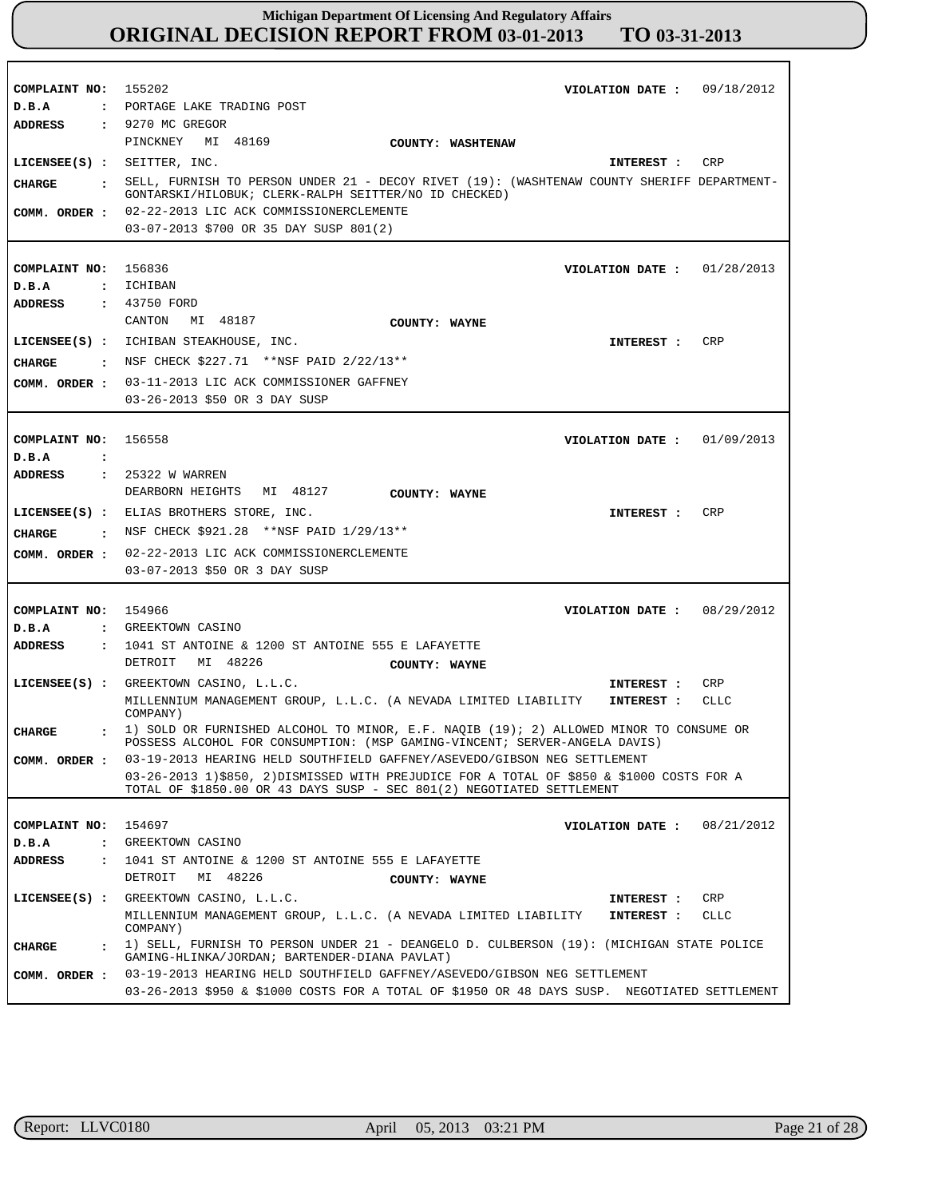**Michigan Department Of Licensing And Regulatory Affairs**
# ORIGINAL DECISION REPORT FROM 03-01-2013 TO 03-31-2013

---

**COMPLAINT NO:** 155202 **VIOLATION DATE :** 09/18/2012
**D.B.A :** PORTAGE LAKE TRADING POST
**ADDRESS :** 9270 MC GREGOR
PINCKNEY MI 48169 **COUNTY:** WASHTENAW
**LICENSEE(S) :** SEITTER, INC. **INTEREST :** CRP
**CHARGE :** SELL, FURNISH TO PERSON UNDER 21 - DECOY RIVET (19): (WASHTENAW COUNTY SHERIFF DEPARTMENT-GONTARSKI/HILOBUK; CLERK-RALPH SEITTER/NO ID CHECKED)
**COMM. ORDER :** 02-22-2013 LIC ACK COMMISSIONERCLEMENTE
03-07-2013 $700 OR 35 DAY SUSP 801(2)

---

**COMPLAINT NO:** 156836 **VIOLATION DATE :** 01/28/2013
**D.B.A :** ICHIBAN
**ADDRESS :** 43750 FORD
CANTON MI 48187 **COUNTY:** WAYNE
**LICENSEE(S) :** ICHIBAN STEAKHOUSE, INC. **INTEREST :** CRP
**CHARGE :** NSF CHECK $227.71 **NSF PAID 2/22/13**
**COMM. ORDER :** 03-11-2013 LIC ACK COMMISSIONER GAFFNEY
03-26-2013 $50 OR 3 DAY SUSP

---

**COMPLAINT NO:** 156558 **VIOLATION DATE :** 01/09/2013
**D.B.A :**
**ADDRESS :** 25322 W WARREN
DEARBORN HEIGHTS MI 48127 **COUNTY:** WAYNE
**LICENSEE(S) :** ELIAS BROTHERS STORE, INC. **INTEREST :** CRP
**CHARGE :** NSF CHECK $921.28 **NSF PAID 1/29/13**
**COMM. ORDER :** 02-22-2013 LIC ACK COMMISSIONERCLEMENTE
03-07-2013 $50 OR 3 DAY SUSP

---

**COMPLAINT NO:** 154966 **VIOLATION DATE :** 08/29/2012
**D.B.A :** GREEKTOWN CASINO
**ADDRESS :** 1041 ST ANTOINE & 1200 ST ANTOINE 555 E LAFAYETTE
DETROIT MI 48226 **COUNTY:** WAYNE
**LICENSEE(S) :** GREEKTOWN CASINO, L.L.C. **INTEREST :** CRP
MILLENNIUM MANAGEMENT GROUP, L.L.C. (A NEVADA LIMITED LIABILITY COMPANY) **INTEREST :** CLLC
**CHARGE :** 1) SOLD OR FURNISHED ALCOHOL TO MINOR, E.F. NAQIB (19); 2) ALLOWED MINOR TO CONSUME OR POSSESS ALCOHOL FOR CONSUMPTION: (MSP GAMING-VINCENT; SERVER-ANGELA DAVIS)
**COMM. ORDER :** 03-19-2013 HEARING HELD SOUTHFIELD GAFFNEY/ASEVEDO/GIBSON NEG SETTLEMENT
03-26-2013 1)$850, 2)DISMISSED WITH PREJUDICE FOR A TOTAL OF $850 & $1000 COSTS FOR A TOTAL OF $1850.00 OR 43 DAYS SUSP - SEC 801(2) NEGOTIATED SETTLEMENT

---

**COMPLAINT NO:** 154697 **VIOLATION DATE :** 08/21/2012
**D.B.A :** GREEKTOWN CASINO
**ADDRESS :** 1041 ST ANTOINE & 1200 ST ANTOINE 555 E LAFAYETTE
DETROIT MI 48226 **COUNTY:** WAYNE
**LICENSEE(S) :** GREEKTOWN CASINO, L.L.C. **INTEREST :** CRP
MILLENNIUM MANAGEMENT GROUP, L.L.C. (A NEVADA LIMITED LIABILITY COMPANY) **INTEREST :** CLLC
**CHARGE :** 1) SELL, FURNISH TO PERSON UNDER 21 - DEANGELO D. CULBERSON (19): (MICHIGAN STATE POLICE GAMING-HLINKA/JORDAN; BARTENDER-DIANA PAVLAT)
**COMM. ORDER :** 03-19-2013 HEARING HELD SOUTHFIELD GAFFNEY/ASEVEDO/GIBSON NEG SETTLEMENT
03-26-2013 $950 & $1000 COSTS FOR A TOTAL OF $1950 OR 48 DAYS SUSP. NEGOTIATED SETTLEMENT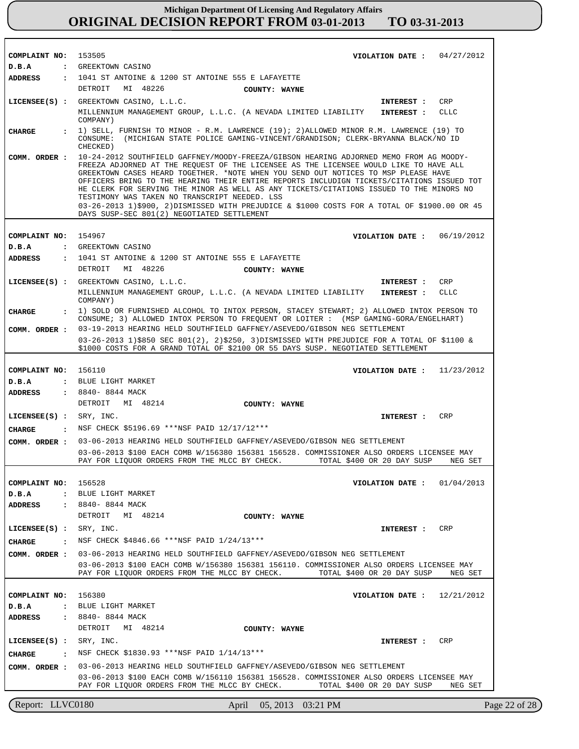**COMPLAINT NO:** 153505 **VIOLATION DATE :** 04/27/2012

**D.B.A :** GREEKTOWN CASINO

**ADDRESS :** 1041 ST ANTOINE & 1200 ST ANTOINE 555 E LAFAYETTE
DETROIT MI 48226 **COUNTY: WAYNE**

**LICENSEE(S) :** GREEKTOWN CASINO, L.L.C. **INTEREST :** CRP
MILLENNIUM MANAGEMENT GROUP, L.L.C. (A NEVADA LIMITED LIABILITY COMPANY) **INTEREST :** CLLC

**CHARGE :** 1) SELL, FURNISH TO MINOR - R.M. LAWRENCE (19); 2)ALLOWED MINOR R.M. LAWRENCE (19) TO CONSUME: (MICHIGAN STATE POLICE GAMING-VINCENT/GRANDISON; CLERK-BRYANNA BLACK/NO ID CHECKED)

**COMM. ORDER :** 10-24-2012 SOUTHFIELD GAFFNEY/MOODY-FREEZA/GIBSON HEARING ADJORNED MEMO FROM AG MOODY-FREEZA ADJORNED AT THE REQUEST OF THE LICENSEE AS THE LICENSEE WOULD LIKE TO HAVE ALL GREEKTOWN CASES HEARD TOGETHER. *NOTE WHEN YOU SEND OUT NOTICES TO MSP PLEASE HAVE OFFICERS BRING TO THE HEARING THEIR ENTIRE REPORTS INCLUDIGN TICKETS/CITATIONS ISSUED TOT HE CLERK FOR SERVING THE MINOR AS WELL AS ANY TICKETS/CITATIONS ISSUED TO THE MINORS NO TESTIMONY WAS TAKEN NO TRANSCRIPT NEEDED. LSS
03-26-2013 1)$900, 2)DISMISSED WITH PREJUDICE & $1000 COSTS FOR A TOTAL OF $1900.00 OR 45 DAYS SUSP-SEC 801(2) NEGOTIATED SETTLEMENT

---

**COMPLAINT NO:** 154967 **VIOLATION DATE :** 06/19/2012

**D.B.A :** GREEKTOWN CASINO

**ADDRESS :** 1041 ST ANTOINE & 1200 ST ANTOINE 555 E LAFAYETTE
DETROIT MI 48226 **COUNTY: WAYNE**

**LICENSEE(S) :** GREEKTOWN CASINO, L.L.C. **INTEREST :** CRP
MILLENNIUM MANAGEMENT GROUP, L.L.C. (A NEVADA LIMITED LIABILITY COMPANY) **INTEREST :** CLLC

**CHARGE :** 1) SOLD OR FURNISHED ALCOHOL TO INTOX PERSON, STACEY STEWART; 2) ALLOWED INTOX PERSON TO CONSUME; 3) ALLOWED INTOX PERSON TO FREQUENT OR LOITER : (MSP GAMING-GORA/ENGELHART)

**COMM. ORDER :** 03-19-2013 HEARING HELD SOUTHFIELD GAFFNEY/ASEVEDO/GIBSON NEG SETTLEMENT
03-26-2013 1)$850 SEC 801(2), 2)$250, 3)DISMISSED WITH PREJUDICE FOR A TOTAL OF $1100 & $1000 COSTS FOR A GRAND TOTAL OF $2100 OR 55 DAYS SUSP. NEGOTIATED SETTLEMENT

---

**COMPLAINT NO:** 156110 **VIOLATION DATE :** 11/23/2012

**D.B.A :** BLUE LIGHT MARKET

**ADDRESS :** 8840- 8844 MACK
DETROIT MI 48214 **COUNTY: WAYNE**

**LICENSEE(S) :** SRY, INC. **INTEREST :** CRP

**CHARGE :** NSF CHECK $5196.69 ***NSF PAID 12/17/12***

**COMM. ORDER :** 03-06-2013 HEARING HELD SOUTHFIELD GAFFNEY/ASEVEDO/GIBSON NEG SETTLEMENT
03-06-2013 $100 EACH COMB W/156380 156381 156528. COMMISSIONER ALSO ORDERS LICENSEE MAY PAY FOR LIQUOR ORDERS FROM THE MLCC BY CHECK. TOTAL $400 OR 20 DAY SUSP NEG SET

---

**COMPLAINT NO:** 156528 **VIOLATION DATE :** 01/04/2013

**D.B.A :** BLUE LIGHT MARKET

**ADDRESS :** 8840- 8844 MACK
DETROIT MI 48214 **COUNTY: WAYNE**

**LICENSEE(S) :** SRY, INC. **INTEREST :** CRP

**CHARGE :** NSF CHECK $4846.66 ***NSF PAID 1/24/13***

**COMM. ORDER :** 03-06-2013 HEARING HELD SOUTHFIELD GAFFNEY/ASEVEDO/GIBSON NEG SETTLEMENT
03-06-2013 $100 EACH COMB W/156380 156381 156110. COMMISSIONER ALSO ORDERS LICENSEE MAY PAY FOR LIQUOR ORDERS FROM THE MLCC BY CHECK. TOTAL $400 OR 20 DAY SUSP NEG SET

---

**COMPLAINT NO:** 156380 **VIOLATION DATE :** 12/21/2012

**D.B.A :** BLUE LIGHT MARKET

**ADDRESS :** 8840- 8844 MACK
DETROIT MI 48214 **COUNTY: WAYNE**

**LICENSEE(S) :** SRY, INC. **INTEREST :** CRP

**CHARGE :** NSF CHECK $1830.93 ***NSF PAID 1/14/13***

**COMM. ORDER :** 03-06-2013 HEARING HELD SOUTHFIELD GAFFNEY/ASEVEDO/GIBSON NEG SETTLEMENT
03-06-2013 $100 EACH COMB W/156110 156381 156528. COMMISSIONER ALSO ORDERS LICENSEE MAY PAY FOR LIQUOR ORDERS FROM THE MLCC BY CHECK. TOTAL $400 OR 20 DAY SUSP NEG SET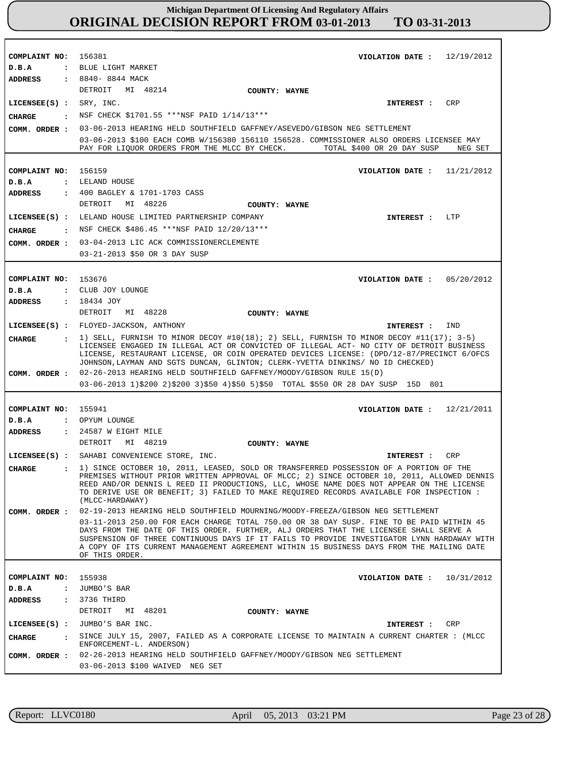**Michigan Department Of Licensing And Regulatory Affairs**
# ORIGINAL DECISION REPORT FROM 03-01-2013 TO 03-31-2013

---

**COMPLAINT NO:** 156381 **VIOLATION DATE :** 12/19/2012
**D.B.A :** BLUE LIGHT MARKET
**ADDRESS :** 8840- 8844 MACK
DETROIT MI 48214 **COUNTY: WAYNE**
**LICENSEE(S) :** SRY, INC. **INTEREST :** CRP
**CHARGE :** NSF CHECK $1701.55 ***NSF PAID 1/14/13***
**COMM. ORDER :** 03-06-2013 HEARING HELD SOUTHFIELD GAFFNEY/ASEVEDO/GIBSON NEG SETTLEMENT
03-06-2013 $100 EACH COMB W/156380 156110 156528. COMMISSIONER ALSO ORDERS LICENSEE MAY PAY FOR LIQUOR ORDERS FROM THE MLCC BY CHECK. TOTAL $400 OR 20 DAY SUSP NEG SET

---

**COMPLAINT NO:** 156159 **VIOLATION DATE :** 11/21/2012
**D.B.A :** LELAND HOUSE
**ADDRESS :** 400 BAGLEY & 1701-1703 CASS
DETROIT MI 48226 **COUNTY: WAYNE**
**LICENSEE(S) :** LELAND HOUSE LIMITED PARTNERSHIP COMPANY **INTEREST :** LTP
**CHARGE :** NSF CHECK $486.45 ***NSF PAID 12/20/13***
**COMM. ORDER :** 03-04-2013 LIC ACK COMMISSIONERCLEMENTE
03-21-2013 $50 OR 3 DAY SUSP

---

**COMPLAINT NO:** 153676 **VIOLATION DATE :** 05/20/2012
**D.B.A :** CLUB JOY LOUNGE
**ADDRESS :** 18434 JOY
DETROIT MI 48228 **COUNTY: WAYNE**
**LICENSEE(S) :** FLOYED-JACKSON, ANTHONY **INTEREST :** IND
**CHARGE :** 1) SELL, FURNISH TO MINOR DECOY #10(18); 2) SELL, FURNISH TO MINOR DECOY #11(17); 3-5) LICENSEE ENGAGED IN ILLEGAL ACT OR CONVICTED OF ILLEGAL ACT- NO CITY OF DETROIT BUSINESS LICENSE, RESTAURANT LICENSE, OR COIN OPERATED DEVICES LICENSE: (DPD/12-87/PRECINCT 6/OFCS JOHNSON,LAYMAN AND SGTS DUNCAN, GLINTON; CLERK-YVETTA DINKINS/ NO ID CHECKED)
**COMM. ORDER :** 02-26-2013 HEARING HELD SOUTHFIELD GAFFNEY/MOODY/GIBSON RULE 15(D)
03-06-2013 1)$200 2)$200 3)$50 4)$50 5)$50 TOTAL $550 OR 28 DAY SUSP 15D 801

---

**COMPLAINT NO:** 155941 **VIOLATION DATE :** 12/21/2011
**D.B.A :** OPYUM LOUNGE
**ADDRESS :** 24587 W EIGHT MILE
DETROIT MI 48219 **COUNTY: WAYNE**
**LICENSEE(S) :** SAHABI CONVENIENCE STORE, INC. **INTEREST :** CRP
**CHARGE :** 1) SINCE OCTOBER 10, 2011, LEASED, SOLD OR TRANSFERRED POSSESSION OF A PORTION OF THE PREMISES WITHOUT PRIOR WRITTEN APPROVAL OF MLCC; 2) SINCE OCTOBER 10, 2011, ALLOWED DENNIS REED AND/OR DENNIS L REED II PRODUCTIONS, LLC, WHOSE NAME DOES NOT APPEAR ON THE LICENSE TO DERIVE USE OR BENEFIT; 3) FAILED TO MAKE REQUIRED RECORDS AVAILABLE FOR INSPECTION : (MLCC-HARDAWAY)
**COMM. ORDER :** 02-19-2013 HEARING HELD SOUTHFIELD MOURNING/MOODY-FREEZA/GIBSON NEG SETTLEMENT
03-11-2013 250.00 FOR EACH CHARGE TOTAL 750.00 OR 38 DAY SUSP. FINE TO BE PAID WITHIN 45 DAYS FROM THE DATE OF THIS ORDER. FURTHER, ALJ ORDERS THAT THE LICENSEE SHALL SERVE A SUSPENSION OF THREE CONTINUOUS DAYS IF IT FAILS TO PROVIDE INVESTIGATOR LYNN HARDAWAY WITH A COPY OF ITS CURRENT MANAGEMENT AGREEMENT WITHIN 15 BUSINESS DAYS FROM THE MAILING DATE OF THIS ORDER.

---

**COMPLAINT NO:** 155938 **VIOLATION DATE :** 10/31/2012
**D.B.A :** JUMBO'S BAR
**ADDRESS :** 3736 THIRD
DETROIT MI 48201 **COUNTY: WAYNE**
**LICENSEE(S) :** JUMBO'S BAR INC. **INTEREST :** CRP
**CHARGE :** SINCE JULY 15, 2007, FAILED AS A CORPORATE LICENSE TO MAINTAIN A CURRENT CHARTER : (MLCC ENFORCEMENT-L. ANDERSON)
**COMM. ORDER :** 02-26-2013 HEARING HELD SOUTHFIELD GAFFNEY/MOODY/GIBSON NEG SETTLEMENT
03-06-2013 $100 WAIVED NEG SET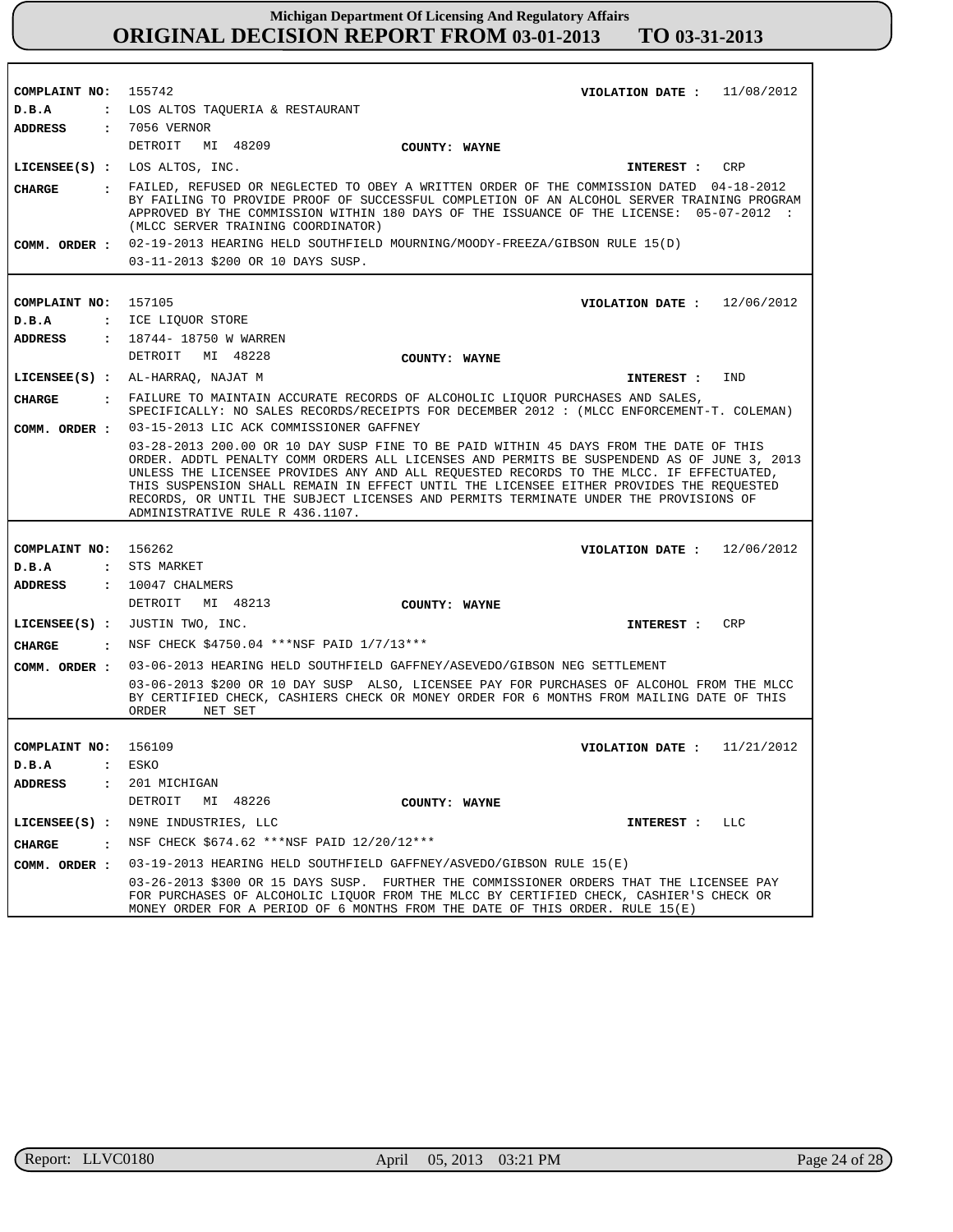# Michigan Department Of Licensing And Regulatory Affairs
## ORIGINAL DECISION REPORT FROM 03-01-2013 TO 03-31-2013

---

**COMPLAINT NO:** 155742 **VIOLATION DATE :** 11/08/2012

**D.B.A :** LOS ALTOS TAQUERIA & RESTAURANT

**ADDRESS :** 7056 VERNOR
DETROIT MI 48209 **COUNTY: WAYNE**

**LICENSEE(S) :** LOS ALTOS, INC. **INTEREST :** CRP

**CHARGE :** FAILED, REFUSED OR NEGLECTED TO OBEY A WRITTEN ORDER OF THE COMMISSION DATED 04-18-2012 BY FAILING TO PROVIDE PROOF OF SUCCESSFUL COMPLETION OF AN ALCOHOL SERVER TRAINING PROGRAM APPROVED BY THE COMMISSION WITHIN 180 DAYS OF THE ISSUANCE OF THE LICENSE: 05-07-2012 : (MLCC SERVER TRAINING COORDINATOR)

**COMM. ORDER :** 02-19-2013 HEARING HELD SOUTHFIELD MOURNING/MOODY-FREEZA/GIBSON RULE 15(D)
03-11-2013 $200 OR 10 DAYS SUSP.

---

**COMPLAINT NO:** 157105 **VIOLATION DATE :** 12/06/2012

**D.B.A :** ICE LIQUOR STORE

**ADDRESS :** 18744- 18750 W WARREN
DETROIT MI 48228 **COUNTY: WAYNE**

**LICENSEE(S) :** AL-HARRAQ, NAJAT M **INTEREST :** IND

**CHARGE :** FAILURE TO MAINTAIN ACCURATE RECORDS OF ALCOHOLIC LIQUOR PURCHASES AND SALES, SPECIFICALLY: NO SALES RECORDS/RECEIPTS FOR DECEMBER 2012 : (MLCC ENFORCEMENT-T. COLEMAN)

**COMM. ORDER :** 03-15-2013 LIC ACK COMMISSIONER GAFFNEY
03-28-2013 200.00 OR 10 DAY SUSP FINE TO BE PAID WITHIN 45 DAYS FROM THE DATE OF THIS ORDER. ADDTL PENALTY COMM ORDERS ALL LICENSES AND PERMITS BE SUSPENDEND AS OF JUNE 3, 2013 UNLESS THE LICENSEE PROVIDES ANY AND ALL REQUESTED RECORDS TO THE MLCC. IF EFFECTUATED, THIS SUSPENSION SHALL REMAIN IN EFFECT UNTIL THE LICENSEE EITHER PROVIDES THE REQUESTED RECORDS, OR UNTIL THE SUBJECT LICENSES AND PERMITS TERMINATE UNDER THE PROVISIONS OF ADMINISTRATIVE RULE R 436.1107.

---

**COMPLAINT NO:** 156262 **VIOLATION DATE :** 12/06/2012

**D.B.A :** STS MARKET

**ADDRESS :** 10047 CHALMERS
DETROIT MI 48213 **COUNTY: WAYNE**

**LICENSEE(S) :** JUSTIN TWO, INC. **INTEREST :** CRP

**CHARGE :** NSF CHECK $4750.04 ***NSF PAID 1/7/13***

**COMM. ORDER :** 03-06-2013 HEARING HELD SOUTHFIELD GAFFNEY/ASEVEDO/GIBSON NEG SETTLEMENT
03-06-2013 $200 OR 10 DAY SUSP ALSO, LICENSEE PAY FOR PURCHASES OF ALCOHOL FROM THE MLCC BY CERTIFIED CHECK, CASHIERS CHECK OR MONEY ORDER FOR 6 MONTHS FROM MAILING DATE OF THIS ORDER NET SET

---

**COMPLAINT NO:** 156109 **VIOLATION DATE :** 11/21/2012

**D.B.A :** ESKO

**ADDRESS :** 201 MICHIGAN
DETROIT MI 48226 **COUNTY: WAYNE**

**LICENSEE(S) :** N9NE INDUSTRIES, LLC **INTEREST :** LLC

**CHARGE :** NSF CHECK $674.62 ***NSF PAID 12/20/12***

**COMM. ORDER :** 03-19-2013 HEARING HELD SOUTHFIELD GAFFNEY/ASVEDO/GIBSON RULE 15(E)
03-26-2013 $300 OR 15 DAYS SUSP. FURTHER THE COMMISSIONER ORDERS THAT THE LICENSEE PAY FOR PURCHASES OF ALCOHOLIC LIQUOR FROM THE MLCC BY CERTIFIED CHECK, CASHIER'S CHECK OR MONEY ORDER FOR A PERIOD OF 6 MONTHS FROM THE DATE OF THIS ORDER. RULE 15(E)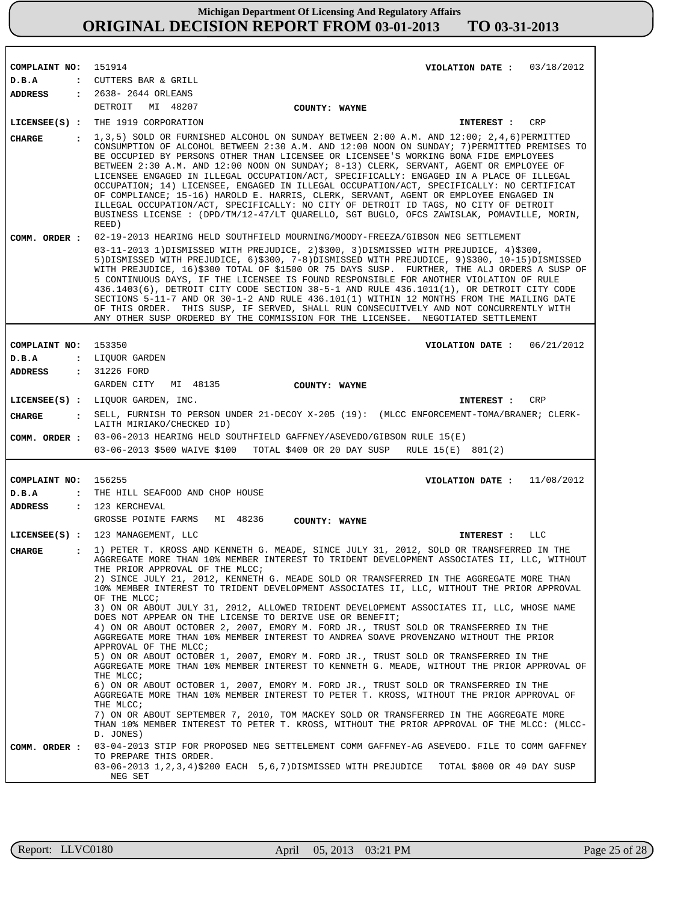**Michigan Department Of Licensing And Regulatory Affairs**
**ORIGINAL DECISION REPORT FROM 03-01-2013 TO 03-31-2013**

---

**COMPLAINT NO:** 151914 **VIOLATION DATE :** 03/18/2012
**D.B.A :** CUTTERS BAR & GRILL
**ADDRESS :** 2638- 2644 ORLEANS
DETROIT MI 48207 **COUNTY: WAYNE**
**LICENSEE(S) :** THE 1919 CORPORATION **INTEREST :** CRP

**CHARGE :** 1,3,5) SOLD OR FURNISHED ALCOHOL ON SUNDAY BETWEEN 2:00 A.M. AND 12:00; 2,4,6)PERMITTED CONSUMPTION OF ALCOHOL BETWEEN 2:30 A.M. AND 12:00 NOON ON SUNDAY; 7)PERMITTED PREMISES TO BE OCCUPIED BY PERSONS OTHER THAN LICENSEE OR LICENSEE'S WORKING BONA FIDE EMPLOYEES BETWEEN 2:30 A.M. AND 12:00 NOON ON SUNDAY; 8-13) CLERK, SERVANT, AGENT OR EMPLOYEE OF LICENSEE ENGAGED IN ILLEGAL OCCUPATION/ACT, SPECIFICALLY: ENGAGED IN A PLACE OF ILLEGAL OCCUPATION; 14) LICENSEE, ENGAGED IN ILLEGAL OCCUPATION/ACT, SPECIFICALLY: NO CERTIFICAT OF COMPLIANCE; 15-16) HAROLD E. HARRIS, CLERK, SERVANT, AGENT OR EMPLOYEE ENGAGED IN ILLEGAL OCCUPATION/ACT, SPECIFICALLY: NO CITY OF DETROIT ID TAGS, NO CITY OF DETROIT BUSINESS LICENSE : (DPD/TM/12-47/LT QUARELLO, SGT BUGLO, OFCS ZAWISLAK, POMAVILLE, MORIN, REED)

**COMM. ORDER :** 02-19-2013 HEARING HELD SOUTHFIELD MOURNING/MOODY-FREEZA/GIBSON NEG SETTLEMENT
03-11-2013 1)DISMISSED WITH PREJUDICE, 2)$300, 3)DISMISSED WITH PREJUDICE, 4)$300, 5)DISMISSED WITH PREJUDICE, 6)$300, 7-8)DISMISSED WITH PREJUDICE, 9)$300, 10-15)DISMISSED WITH PREJUDICE, 16)$300 TOTAL OF $1500 OR 75 DAYS SUSP. FURTHER, THE ALJ ORDERS A SUSP OF 5 CONTINUOUS DAYS, IF THE LICENSEE IS FOUND RESPONSIBLE FOR ANOTHER VIOLATION OF RULE 436.1403(6), DETROIT CITY CODE SECTION 38-5-1 AND RULE 436.1011(1), OR DETROIT CITY CODE SECTIONS 5-11-7 AND OR 30-1-2 AND RULE 436.101(1) WITHIN 12 MONTHS FROM THE MAILING DATE OF THIS ORDER. THIS SUSP, IF SERVED, SHALL RUN CONSECUITVELY AND NOT CONCURRENTLY WITH ANY OTHER SUSP ORDERED BY THE COMMISSION FOR THE LICENSEE. NEGOTIATED SETTLEMENT

---

**COMPLAINT NO:** 153350 **VIOLATION DATE :** 06/21/2012
**D.B.A :** LIQUOR GARDEN
**ADDRESS :** 31226 FORD
GARDEN CITY MI 48135 **COUNTY: WAYNE**
**LICENSEE(S) :** LIQUOR GARDEN, INC. **INTEREST :** CRP

**CHARGE :** SELL, FURNISH TO PERSON UNDER 21-DECOY X-205 (19): (MLCC ENFORCEMENT-TOMA/BRANER; CLERK-LAITH MIRIAKO/CHECKED ID)

**COMM. ORDER :** 03-06-2013 HEARING HELD SOUTHFIELD GAFFNEY/ASEVEDO/GIBSON RULE 15(E)
03-06-2013 $500 WAIVE $100 TOTAL $400 OR 20 DAY SUSP RULE 15(E) 801(2)

---

**COMPLAINT NO:** 156255 **VIOLATION DATE :** 11/08/2012
**D.B.A :** THE HILL SEAFOOD AND CHOP HOUSE
**ADDRESS :** 123 KERCHEVAL
GROSSE POINTE FARMS MI 48236 **COUNTY: WAYNE**
**LICENSEE(S) :** 123 MANAGEMENT, LLC **INTEREST :** LLC

**CHARGE :** 1) PETER T. KROSS AND KENNETH G. MEADE, SINCE JULY 31, 2012, SOLD OR TRANSFERRED IN THE AGGREGATE MORE THAN 10% MEMBER INTEREST TO TRIDENT DEVELOPMENT ASSOCIATES II, LLC, WITHOUT THE PRIOR APPROVAL OF THE MLCC;
2) SINCE JULY 21, 2012, KENNETH G. MEADE SOLD OR TRANSFERRED IN THE AGGREGATE MORE THAN 10% MEMBER INTEREST TO TRIDENT DEVELOPMENT ASSOCIATES II, LLC, WITHOUT THE PRIOR APPROVAL OF THE MLCC;
3) ON OR ABOUT JULY 31, 2012, ALLOWED TRIDENT DEVELOPMENT ASSOCIATES II, LLC, WHOSE NAME DOES NOT APPEAR ON THE LICENSE TO DERIVE USE OR BENEFIT;
4) ON OR ABOUT OCTOBER 2, 2007, EMORY M. FORD JR., TRUST SOLD OR TRANSFERRED IN THE AGGREGATE MORE THAN 10% MEMBER INTEREST TO ANDREA SOAVE PROVENZANO WITHOUT THE PRIOR APPROVAL OF THE MLCC;
5) ON OR ABOUT OCTOBER 1, 2007, EMORY M. FORD JR., TRUST SOLD OR TRANSFERRED IN THE AGGREGATE MORE THAN 10% MEMBER INTEREST TO KENNETH G. MEADE, WITHOUT THE PRIOR APPROVAL OF THE MLCC;
6) ON OR ABOUT OCTOBER 1, 2007, EMORY M. FORD JR., TRUST SOLD OR TRANSFERRED IN THE AGGREGATE MORE THAN 10% MEMBER INTEREST TO PETER T. KROSS, WITHOUT THE PRIOR APPROVAL OF THE MLCC;
7) ON OR ABOUT SEPTEMBER 7, 2010, TOM MACKEY SOLD OR TRANSFERRED IN THE AGGREGATE MORE THAN 10% MEMBER INTEREST TO PETER T. KROSS, WITHOUT THE PRIOR APPROVAL OF THE MLCC: (MLCC-D. JONES)

**COMM. ORDER :** 03-04-2013 STIP FOR PROPOSED NEG SETTELEMENT COMM GAFFNEY-AG ASEVEDO. FILE TO COMM GAFFNEY TO PREPARE THIS ORDER.
03-06-2013 1,2,3,4)$200 EACH 5,6,7)DISMISSED WITH PREJUDICE TOTAL $800 OR 40 DAY SUSP NEG SET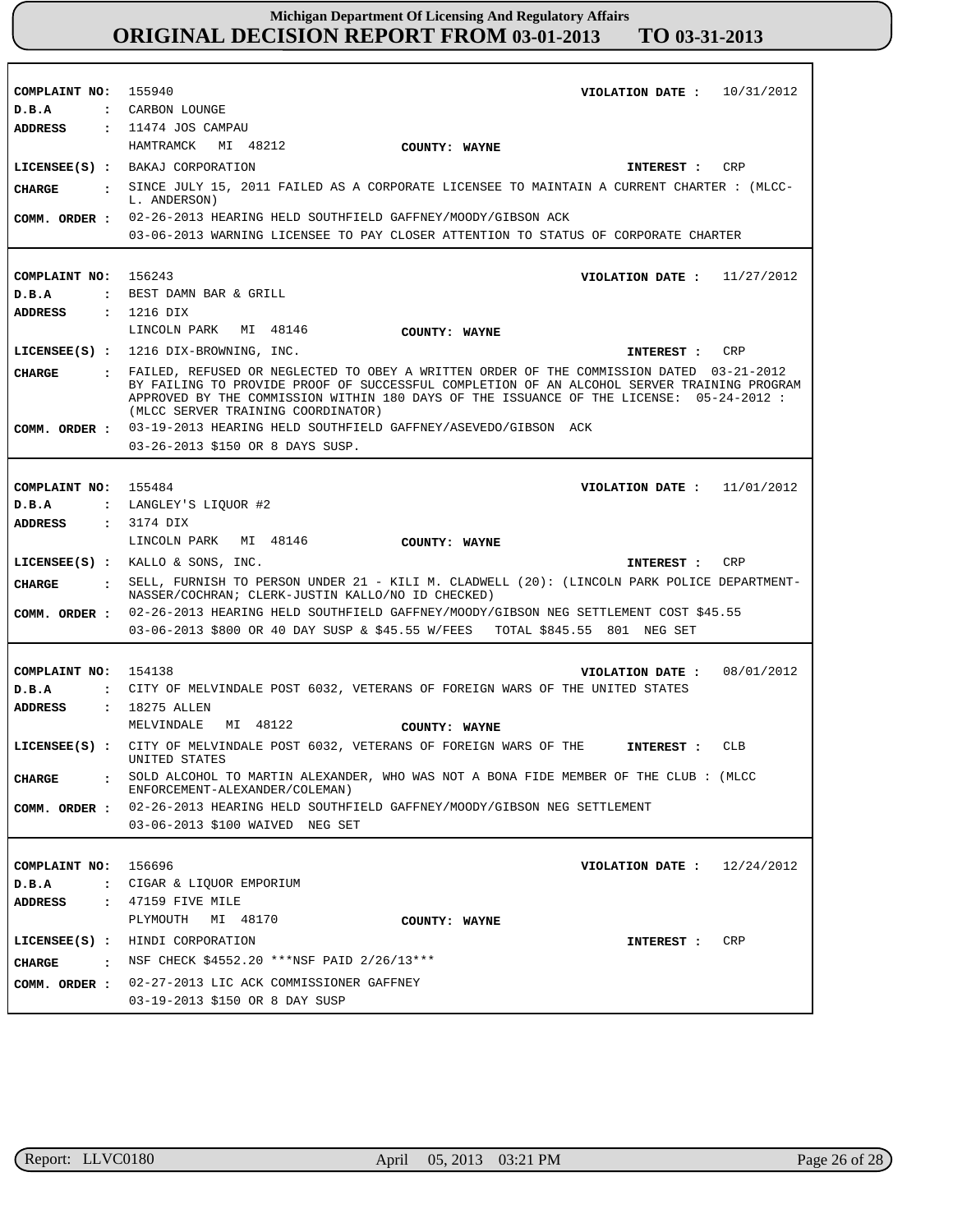**COMPLAINT NO:** 155940 **VIOLATION DATE :** 10/31/2012
**D.B.A :** CARBON LOUNGE
**ADDRESS :** 11474 JOS CAMPAU
HAMTRAMCK MI 48212 **COUNTY: WAYNE**
**LICENSEE(S) :** BAKAJ CORPORATION **INTEREST :** CRP
**CHARGE :** SINCE JULY 15, 2011 FAILED AS A CORPORATE LICENSEE TO MAINTAIN A CURRENT CHARTER : (MLCC-L. ANDERSON)
**COMM. ORDER :** 02-26-2013 HEARING HELD SOUTHFIELD GAFFNEY/MOODY/GIBSON ACK
03-06-2013 WARNING LICENSEE TO PAY CLOSER ATTENTION TO STATUS OF CORPORATE CHARTER

---

**COMPLAINT NO:** 156243 **VIOLATION DATE :** 11/27/2012
**D.B.A :** BEST DAMN BAR & GRILL
**ADDRESS :** 1216 DIX
LINCOLN PARK MI 48146 **COUNTY: WAYNE**
**LICENSEE(S) :** 1216 DIX-BROWNING, INC. **INTEREST :** CRP
**CHARGE :** FAILED, REFUSED OR NEGLECTED TO OBEY A WRITTEN ORDER OF THE COMMISSION DATED 03-21-2012 BY FAILING TO PROVIDE PROOF OF SUCCESSFUL COMPLETION OF AN ALCOHOL SERVER TRAINING PROGRAM APPROVED BY THE COMMISSION WITHIN 180 DAYS OF THE ISSUANCE OF THE LICENSE: 05-24-2012 : (MLCC SERVER TRAINING COORDINATOR)
**COMM. ORDER :** 03-19-2013 HEARING HELD SOUTHFIELD GAFFNEY/ASEVEDO/GIBSON ACK
03-26-2013 $150 OR 8 DAYS SUSP.

---

**COMPLAINT NO:** 155484 **VIOLATION DATE :** 11/01/2012
**D.B.A :** LANGLEY'S LIQUOR #2
**ADDRESS :** 3174 DIX
LINCOLN PARK MI 48146 **COUNTY: WAYNE**
**LICENSEE(S) :** KALLO & SONS, INC. **INTEREST :** CRP
**CHARGE :** SELL, FURNISH TO PERSON UNDER 21 - KILI M. CLADWELL (20): (LINCOLN PARK POLICE DEPARTMENT-NASSER/COCHRAN; CLERK-JUSTIN KALLO/NO ID CHECKED)
**COMM. ORDER :** 02-26-2013 HEARING HELD SOUTHFIELD GAFFNEY/MOODY/GIBSON NEG SETTLEMENT COST $45.55
03-06-2013 $800 OR 40 DAY SUSP & $45.55 W/FEES TOTAL $845.55 801 NEG SET

---

**COMPLAINT NO:** 154138 **VIOLATION DATE :** 08/01/2012
**D.B.A :** CITY OF MELVINDALE POST 6032, VETERANS OF FOREIGN WARS OF THE UNITED STATES
**ADDRESS :** 18275 ALLEN
MELVINDALE MI 48122 **COUNTY: WAYNE**
**LICENSEE(S) :** CITY OF MELVINDALE POST 6032, VETERANS OF FOREIGN WARS OF THE UNITED STATES **INTEREST :** CLB
**CHARGE :** SOLD ALCOHOL TO MARTIN ALEXANDER, WHO WAS NOT A BONA FIDE MEMBER OF THE CLUB : (MLCC ENFORCEMENT-ALEXANDER/COLEMAN)
**COMM. ORDER :** 02-26-2013 HEARING HELD SOUTHFIELD GAFFNEY/MOODY/GIBSON NEG SETTLEMENT
03-06-2013 $100 WAIVED NEG SET

---

**COMPLAINT NO:** 156696 **VIOLATION DATE :** 12/24/2012
**D.B.A :** CIGAR & LIQUOR EMPORIUM
**ADDRESS :** 47159 FIVE MILE
PLYMOUTH MI 48170 **COUNTY: WAYNE**
**LICENSEE(S) :** HINDI CORPORATION **INTEREST :** CRP
**CHARGE :** NSF CHECK $4552.20 ***NSF PAID 2/26/13***
**COMM. ORDER :** 02-27-2013 LIC ACK COMMISSIONER GAFFNEY
03-19-2013 $150 OR 8 DAY SUSP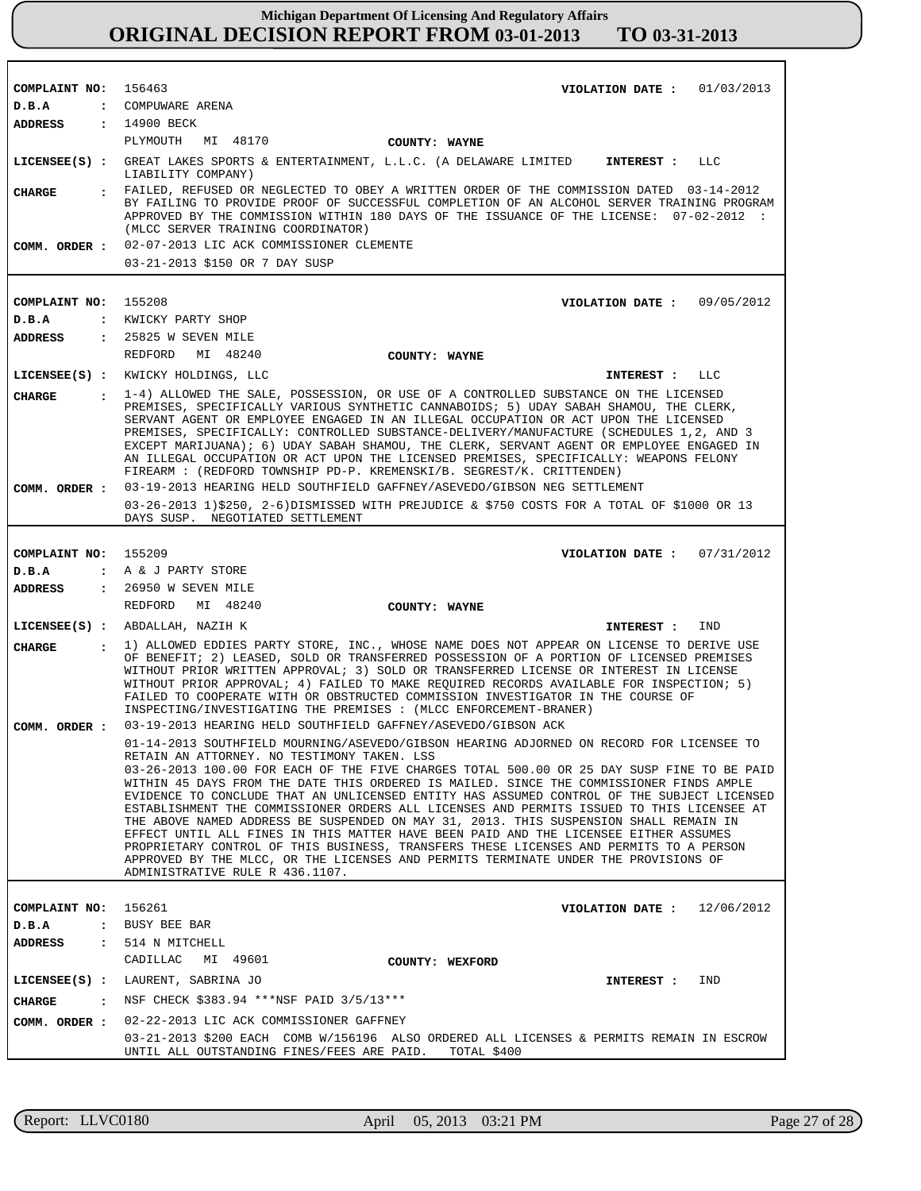**Michigan Department Of Licensing And Regulatory Affairs**

# ORIGINAL DECISION REPORT FROM 03-01-2013 TO 03-31-2013

---

**COMPLAINT NO:** 156463 **VIOLATION DATE :** 01/03/2013

**D.B.A :** COMPUWARE ARENA

**ADDRESS :** 14900 BECK
PLYMOUTH MI 48170 **COUNTY: WAYNE**

**LICENSEE(S) :** GREAT LAKES SPORTS & ENTERTAINMENT, L.L.C. (A DELAWARE LIMITED LIABILITY COMPANY) **INTEREST :** LLC

**CHARGE :** FAILED, REFUSED OR NEGLECTED TO OBEY A WRITTEN ORDER OF THE COMMISSION DATED 03-14-2012 BY FAILING TO PROVIDE PROOF OF SUCCESSFUL COMPLETION OF AN ALCOHOL SERVER TRAINING PROGRAM APPROVED BY THE COMMISSION WITHIN 180 DAYS OF THE ISSUANCE OF THE LICENSE: 07-02-2012 : (MLCC SERVER TRAINING COORDINATOR)

**COMM. ORDER :** 02-07-2013 LIC ACK COMMISSIONER CLEMENTE
03-21-2013 $150 OR 7 DAY SUSP

---

**COMPLAINT NO:** 155208 **VIOLATION DATE :** 09/05/2012

**D.B.A :** KWICKY PARTY SHOP

**ADDRESS :** 25825 W SEVEN MILE
REDFORD MI 48240 **COUNTY: WAYNE**

**LICENSEE(S) :** KWICKY HOLDINGS, LLC **INTEREST :** LLC

**CHARGE :** 1-4) ALLOWED THE SALE, POSSESSION, OR USE OF A CONTROLLED SUBSTANCE ON THE LICENSED PREMISES, SPECIFICALLY VARIOUS SYNTHETIC CANNABOIDS; 5) UDAY SABAH SHAMOU, THE CLERK, SERVANT AGENT OR EMPLOYEE ENGAGED IN AN ILLEGAL OCCUPATION OR ACT UPON THE LICENSED PREMISES, SPECIFICALLY: CONTROLLED SUBSTANCE-DELIVERY/MANUFACTURE (SCHEDULES 1,2, AND 3 EXCEPT MARIJUANA); 6) UDAY SABAH SHAMOU, THE CLERK, SERVANT AGENT OR EMPLOYEE ENGAGED IN AN ILLEGAL OCCUPATION OR ACT UPON THE LICENSED PREMISES, SPECIFICALLY: WEAPONS FELONY FIREARM : (REDFORD TOWNSHIP PD-P. KREMENSKI/B. SEGREST/K. CRITTENDEN)

**COMM. ORDER :** 03-19-2013 HEARING HELD SOUTHFIELD GAFFNEY/ASEVEDO/GIBSON NEG SETTLEMENT
03-26-2013 1)$250, 2-6)DISMISSED WITH PREJUDICE & $750 COSTS FOR A TOTAL OF $1000 OR 13 DAYS SUSP. NEGOTIATED SETTLEMENT

---

**COMPLAINT NO:** 155209 **VIOLATION DATE :** 07/31/2012

**D.B.A :** A & J PARTY STORE

**ADDRESS :** 26950 W SEVEN MILE
REDFORD MI 48240 **COUNTY: WAYNE**

**LICENSEE(S) :** ABDALLAH, NAZIH K **INTEREST :** IND

**CHARGE :** 1) ALLOWED EDDIES PARTY STORE, INC., WHOSE NAME DOES NOT APPEAR ON LICENSE TO DERIVE USE OF BENEFIT; 2) LEASED, SOLD OR TRANSFERRED POSSESSION OF A PORTION OF LICENSED PREMISES WITHOUT PRIOR WRITTEN APPROVAL; 3) SOLD OR TRANSFERRED LICENSE OR INTEREST IN LICENSE WITHOUT PRIOR APPROVAL; 4) FAILED TO MAKE REQUIRED RECORDS AVAILABLE FOR INSPECTION; 5) FAILED TO COOPERATE WITH OR OBSTRUCTED COMMISSION INVESTIGATOR IN THE COURSE OF INSPECTING/INVESTIGATING THE PREMISES : (MLCC ENFORCEMENT-BRANER)

**COMM. ORDER :** 03-19-2013 HEARING HELD SOUTHFIELD GAFFNEY/ASEVEDO/GIBSON ACK
01-14-2013 SOUTHFIELD MOURNING/ASEVEDO/GIBSON HEARING ADJOURNED ON RECORD FOR LICENSEE TO RETAIN AN ATTORNEY. NO TESTIMONY TAKEN. LSS
03-26-2013 100.00 FOR EACH OF THE FIVE CHARGES TOTAL 500.00 OR 25 DAY SUSP FINE TO BE PAID WITHIN 45 DAYS FROM THE DATE THIS ORDERED IS MAILED. SINCE THE COMMISSIONER FINDS AMPLE EVIDENCE TO CONCLUDE THAT AN UNLICENSED ENTITY HAS ASSUMED CONTROL OF THE SUBJECT LICENSED ESTABLISHMENT THE COMMISSIONER ORDERS ALL LICENSES AND PERMITS ISSUED TO THIS LICENSEE AT THE ABOVE NAMED ADDRESS BE SUSPENDED ON MAY 31, 2013. THIS SUSPENSION SHALL REMAIN IN EFFECT UNTIL ALL FINES IN THIS MATTER HAVE BEEN PAID AND THE LICENSEE EITHER ASSUMES PROPRIETARY CONTROL OF THIS BUSINESS, TRANSFERS THESE LICENSES AND PERMITS TO A PERSON APPROVED BY THE MLCC, OR THE LICENSES AND PERMITS TERMINATE UNDER THE PROVISIONS OF ADMINISTRATIVE RULE R 436.1107.

---

**COMPLAINT NO:** 156261 **VIOLATION DATE :** 12/06/2012

**D.B.A :** BUSY BEE BAR

**ADDRESS :** 514 N MITCHELL
CADILLAC MI 49601 **COUNTY: WEXFORD**

**LICENSEE(S) :** LAURENT, SABRINA JO **INTEREST :** IND

**CHARGE :** NSF CHECK $383.94 ***NSF PAID 3/5/13***

**COMM. ORDER :** 02-22-2013 LIC ACK COMMISSIONER GAFFNEY
03-21-2013 $200 EACH COMB W/156196 ALSO ORDERED ALL LICENSES & PERMITS REMAIN IN ESCROW UNTIL ALL OUTSTANDING FINES/FEES ARE PAID. TOTAL $400

---

Report: LLVC0180 April 05, 2013 03:21 PM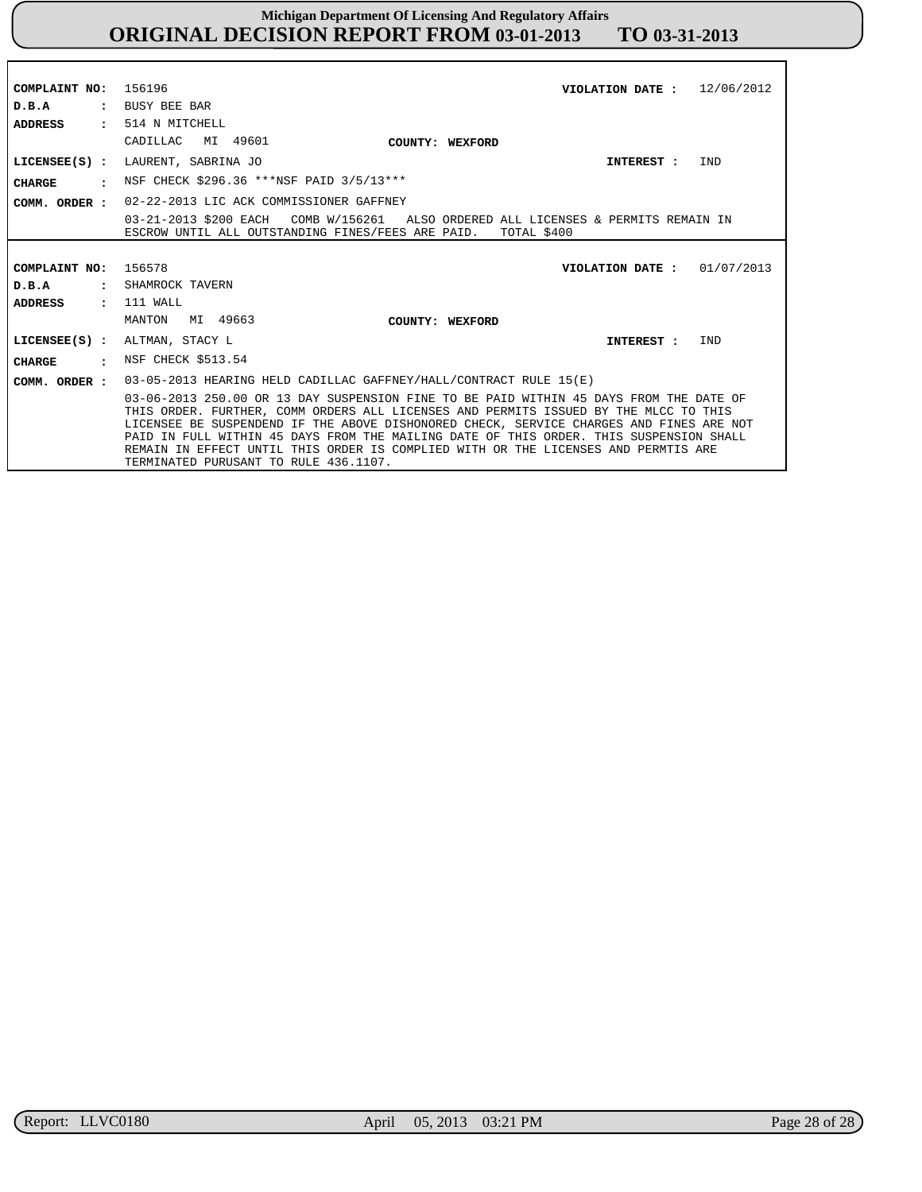# Michigan Department Of Licensing And Regulatory Affairs
## ORIGINAL DECISION REPORT FROM 03-01-2013 TO 03-31-2013

**COMPLAINT NO:** 156196 **VIOLATION DATE :** 12/06/2012
**D.B.A :** BUSY BEE BAR
**ADDRESS :** 514 N MITCHELL
CADILLAC MI 49601 **COUNTY: WEXFORD**
**LICENSEE(S) :** LAURENT, SABRINA JO **INTEREST :** IND
**CHARGE :** NSF CHECK $296.36 ***NSF PAID 3/5/13***
**COMM. ORDER :** 02-22-2013 LIC ACK COMMISSIONER GAFFNEY
03-21-2013 $200 EACH COMB W/156261 ALSO ORDERED ALL LICENSES & PERMITS REMAIN IN ESCROW UNTIL ALL OUTSTANDING FINES/FEES ARE PAID. TOTAL $400

---

**COMPLAINT NO:** 156578 **VIOLATION DATE :** 01/07/2013
**D.B.A :** SHAMROCK TAVERN
**ADDRESS :** 111 WALL
MANTON MI 49663 **COUNTY: WEXFORD**
**LICENSEE(S) :** ALTMAN, STACY L **INTEREST :** IND
**CHARGE :** NSF CHECK $513.54
**COMM. ORDER :** 03-05-2013 HEARING HELD CADILLAC GAFFNEY/HALL/CONTRACT RULE 15(E)
03-06-2013 250.00 OR 13 DAY SUSPENSION FINE TO BE PAID WITHIN 45 DAYS FROM THE DATE OF THIS ORDER. FURTHER, COMM ORDERS ALL LICENSES AND PERMITS ISSUED BY THE MLCC TO THIS LICENSEE BE SUSPENDEND IF THE ABOVE DISHONORED CHECK, SERVICE CHARGES AND FINES ARE NOT PAID IN FULL WITHIN 45 DAYS FROM THE MAILING DATE OF THIS ORDER. THIS SUSPENSION SHALL REMAIN IN EFFECT UNTIL THIS ORDER IS COMPLIED WITH OR THE LICENSES AND PERMTIS ARE TERMINATED PURUSANT TO RULE 436.1107.